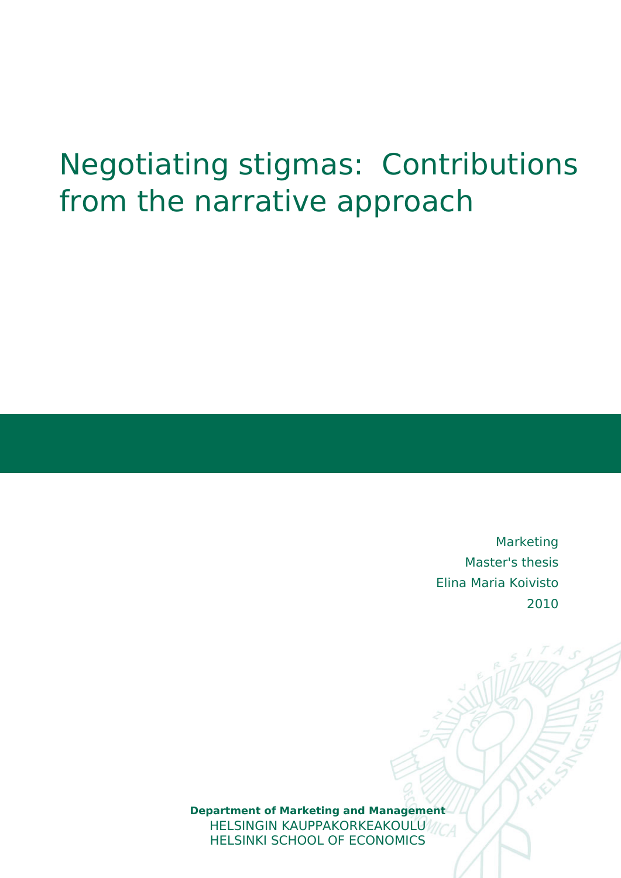# Negotiating stigmas: Contributions from the narrative approach

Marketing
Master's thesis
Elina Maria Koivisto
2010

**Department of Marketing and Management**
HELSINGIN KAUPPAKORKEAKOULU
HELSINKI SCHOOL OF ECONOMICS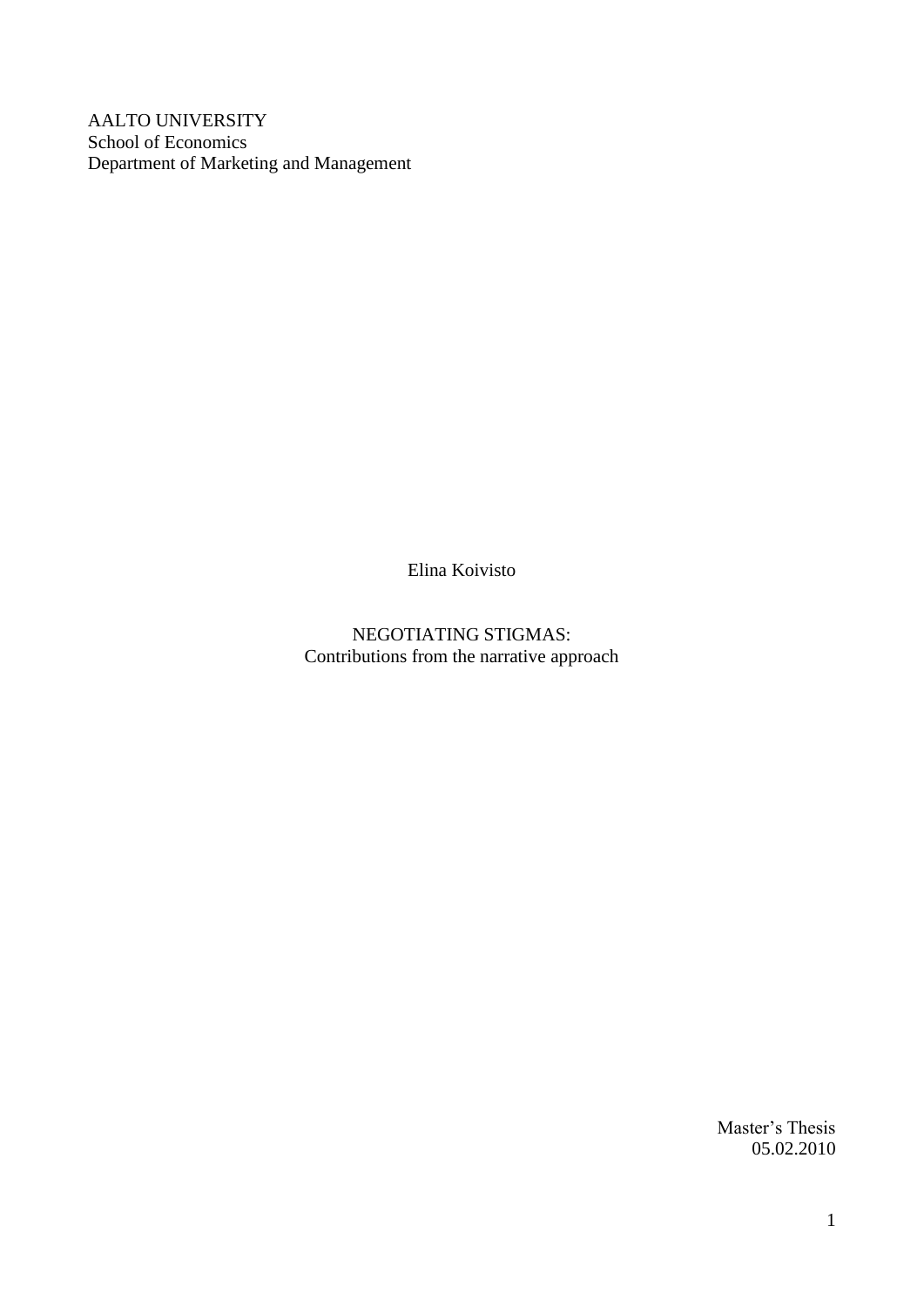AALTO UNIVERSITY
School of Economics
Department of Marketing and Management

Elina Koivisto

NEGOTIATING STIGMAS:
Contributions from the narrative approach

Master's Thesis
05.02.2010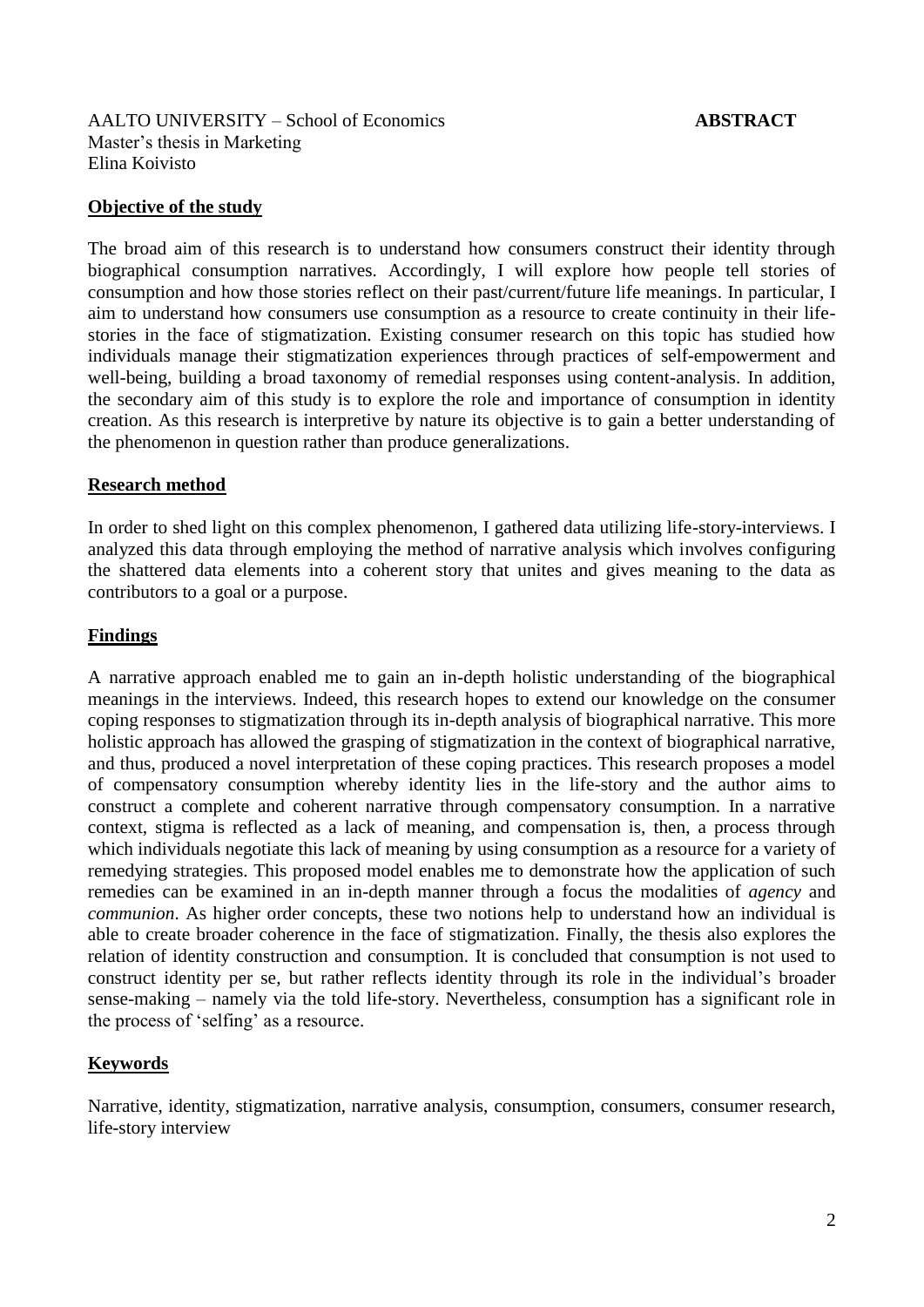AALTO UNIVERSITY – School of Economics **ABSTRACT**
Master's thesis in Marketing
Elina Koivisto

## Objective of the study

The broad aim of this research is to understand how consumers construct their identity through biographical consumption narratives. Accordingly, I will explore how people tell stories of consumption and how those stories reflect on their past/current/future life meanings. In particular, I aim to understand how consumers use consumption as a resource to create continuity in their life-stories in the face of stigmatization. Existing consumer research on this topic has studied how individuals manage their stigmatization experiences through practices of self-empowerment and well-being, building a broad taxonomy of remedial responses using content-analysis. In addition, the secondary aim of this study is to explore the role and importance of consumption in identity creation. As this research is interpretive by nature its objective is to gain a better understanding of the phenomenon in question rather than produce generalizations.

## Research method

In order to shed light on this complex phenomenon, I gathered data utilizing life-story-interviews. I analyzed this data through employing the method of narrative analysis which involves configuring the shattered data elements into a coherent story that unites and gives meaning to the data as contributors to a goal or a purpose.

## Findings

A narrative approach enabled me to gain an in-depth holistic understanding of the biographical meanings in the interviews. Indeed, this research hopes to extend our knowledge on the consumer coping responses to stigmatization through its in-depth analysis of biographical narrative. This more holistic approach has allowed the grasping of stigmatization in the context of biographical narrative, and thus, produced a novel interpretation of these coping practices. This research proposes a model of compensatory consumption whereby identity lies in the life-story and the author aims to construct a complete and coherent narrative through compensatory consumption. In a narrative context, stigma is reflected as a lack of meaning, and compensation is, then, a process through which individuals negotiate this lack of meaning by using consumption as a resource for a variety of remedying strategies. This proposed model enables me to demonstrate how the application of such remedies can be examined in an in-depth manner through a focus the modalities of *agency* and *communion*. As higher order concepts, these two notions help to understand how an individual is able to create broader coherence in the face of stigmatization. Finally, the thesis also explores the relation of identity construction and consumption. It is concluded that consumption is not used to construct identity per se, but rather reflects identity through its role in the individual's broader sense-making – namely via the told life-story. Nevertheless, consumption has a significant role in the process of 'selfing' as a resource.

## Keywords

Narrative, identity, stigmatization, narrative analysis, consumption, consumers, consumer research, life-story interview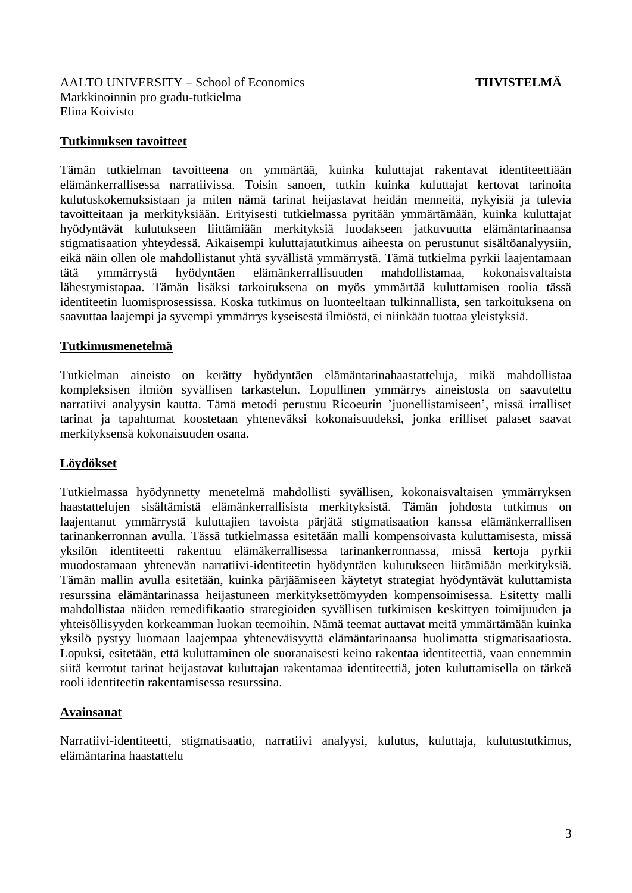AALTO UNIVERSITY – School of Economics **TIIVISTELMÄ**
Markkinoinnin pro gradu-tutkielma
Elina Koivisto

## Tutkimuksen tavoitteet

Tämän tutkielman tavoitteena on ymmärtää, kuinka kuluttajat rakentavat identiteettiään elämänkerrallisessa narratiivissa. Toisin sanoen, tutkin kuinka kuluttajat kertovat tarinoita kulutuskokemuksistaan ja miten nämä tarinat heijastavat heidän menneitä, nykyisiä ja tulevia tavoitteitaan ja merkityksiään. Erityisesti tutkielmassa pyritään ymmärtämään, kuinka kuluttajat hyödyntävät kulutukseen liittämiään merkityksiä luodakseen jatkuvuutta elämäntarinaansa stigmatisaation yhteydessä. Aikaisempi kuluttajatutkimus aiheesta on perustunut sisältöanalyysiin, eikä näin ollen ole mahdollistanut yhtä syvällistä ymmärrystä. Tämä tutkielma pyrkii laajentamaan tätä ymmärrystä hyödyntäen elämänkerrallisuuden mahdollistamaa, kokonaisvaltaista lähestymistapaa. Tämän lisäksi tarkoituksena on myös ymmärtää kuluttamisen roolia tässä identiteetin luomisprosessissa. Koska tutkimus on luonteeltaan tulkinnallista, sen tarkoituksena on saavuttaa laajempi ja syvempi ymmärrys kyseisestä ilmiöstä, ei niinkään tuottaa yleistyksiä.

## Tutkimusmenetelmä

Tutkielman aineisto on kerätty hyödyntäen elämäntarinahaastatteluja, mikä mahdollistaa kompleksisen ilmiön syvällisen tarkastelun. Lopullinen ymmärrys aineistosta on saavutettu narratiivi analyysin kautta. Tämä metodi perustuu Ricoeurin 'juonellistamiseen', missä irralliset tarinat ja tapahtumat koostetaan yhteneväksi kokonaisuudeksi, jonka erilliset palaset saavat merkityksensä kokonaisuuden osana.

## Löydökset

Tutkielmassa hyödynnetty menetelmä mahdollisti syvällisen, kokonaisvaltaisen ymmärryksen haastattelujen sisältämistä elämänkerrallisista merkityksistä. Tämän johdosta tutkimus on laajentanut ymmärrystä kuluttajien tavoista pärjätä stigmatisaation kanssa elämänkerrallisen tarinankerronnan avulla. Tässä tutkielmassa esitetään malli kompensoivasta kuluttamisesta, missä yksilön identiteetti rakentuu elämäkerrallisessa tarinankerronnassa, missä kertoja pyrkii muodostamaan yhtenevän narratiivi-identiteetin hyödyntäen kulutukseen liitämiään merkityksiä. Tämän mallin avulla esitetään, kuinka pärjäämiseen käytetyt strategiat hyödyntävät kuluttamista resurssina elämäntarinassa heijastuneen merkityksettömyyden kompensoimisessa. Esitetty malli mahdollistaa näiden remedifikaatio strategioiden syvällisen tutkimisen keskittyen toimijuuden ja yhteisöllisyyden korkeamman luokan teemoihin. Nämä teemat auttavat meitä ymmärtämään kuinka yksilö pystyy luomaan laajempaa yhteneväisyyttä elämäntarinaansa huolimatta stigmatisaatiosta. Lopuksi, esitetään, että kuluttaminen ole suoranaisesti keino rakentaa identiteettiä, vaan ennemmin siitä kerrotut tarinat heijastavat kuluttajan rakentamaa identiteettiä, joten kuluttamisella on tärkeä rooli identiteetin rakentamisessa resurssina.

## Avainsanat

Narratiivi-identiteetti, stigmatisaatio, narratiivi analyysi, kulutus, kuluttaja, kulutustutkimus, elämäntarina haastattelu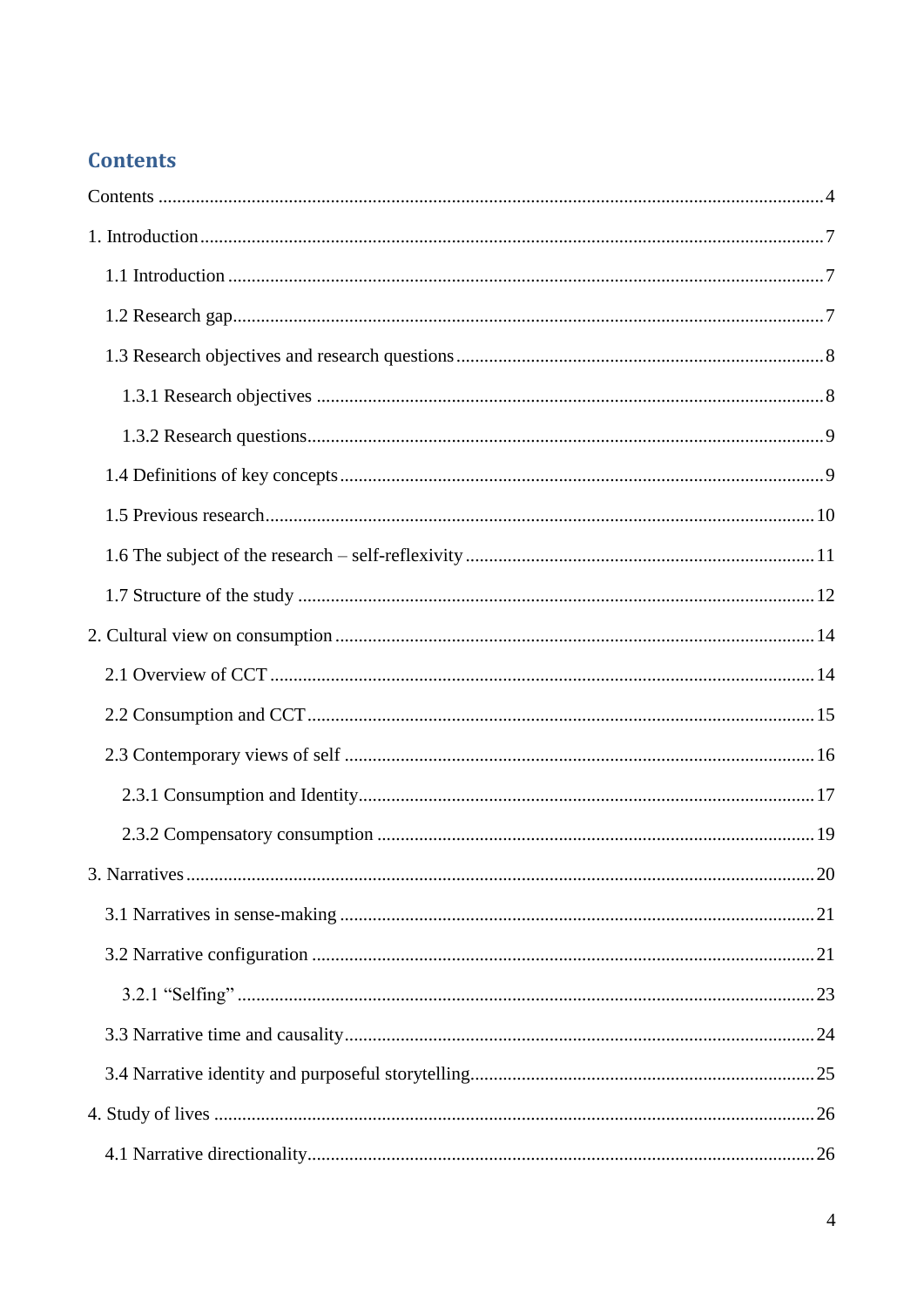## Contents

Contents ....................................................................................................................... 4

1. Introduction ............................................................................................................. 7

   1.1 Introduction ........................................................................................................ 7

   1.2 Research gap ...................................................................................................... 7

   1.3 Research objectives and research questions ...................................................... 8

      1.3.1 Research objectives ...................................................................................... 8

      1.3.2 Research questions ....................................................................................... 9

   1.4 Definitions of key concepts ................................................................................ 9

   1.5 Previous research ............................................................................................... 10

   1.6 The subject of the research – self-reflexivity .................................................... 11

   1.7 Structure of the study ........................................................................................ 12

2. Cultural view on consumption ................................................................................ 14

   2.1 Overview of CCT ............................................................................................... 14

   2.2 Consumption and CCT ...................................................................................... 15

   2.3 Contemporary views of self ............................................................................... 16

      2.3.1 Consumption and Identity ............................................................................ 17

      2.3.2 Compensatory consumption ......................................................................... 19

3. Narratives ................................................................................................................ 20

   3.1 Narratives in sense-making ................................................................................ 21

   3.2 Narrative configuration ...................................................................................... 21

      3.2.1 "Selfing" ...................................................................................................... 23

   3.3 Narrative time and causality .............................................................................. 24

   3.4 Narrative identity and purposeful storytelling ................................................... 25

4. Study of lives ........................................................................................................... 26

   4.1 Narrative directionality ...................................................................................... 26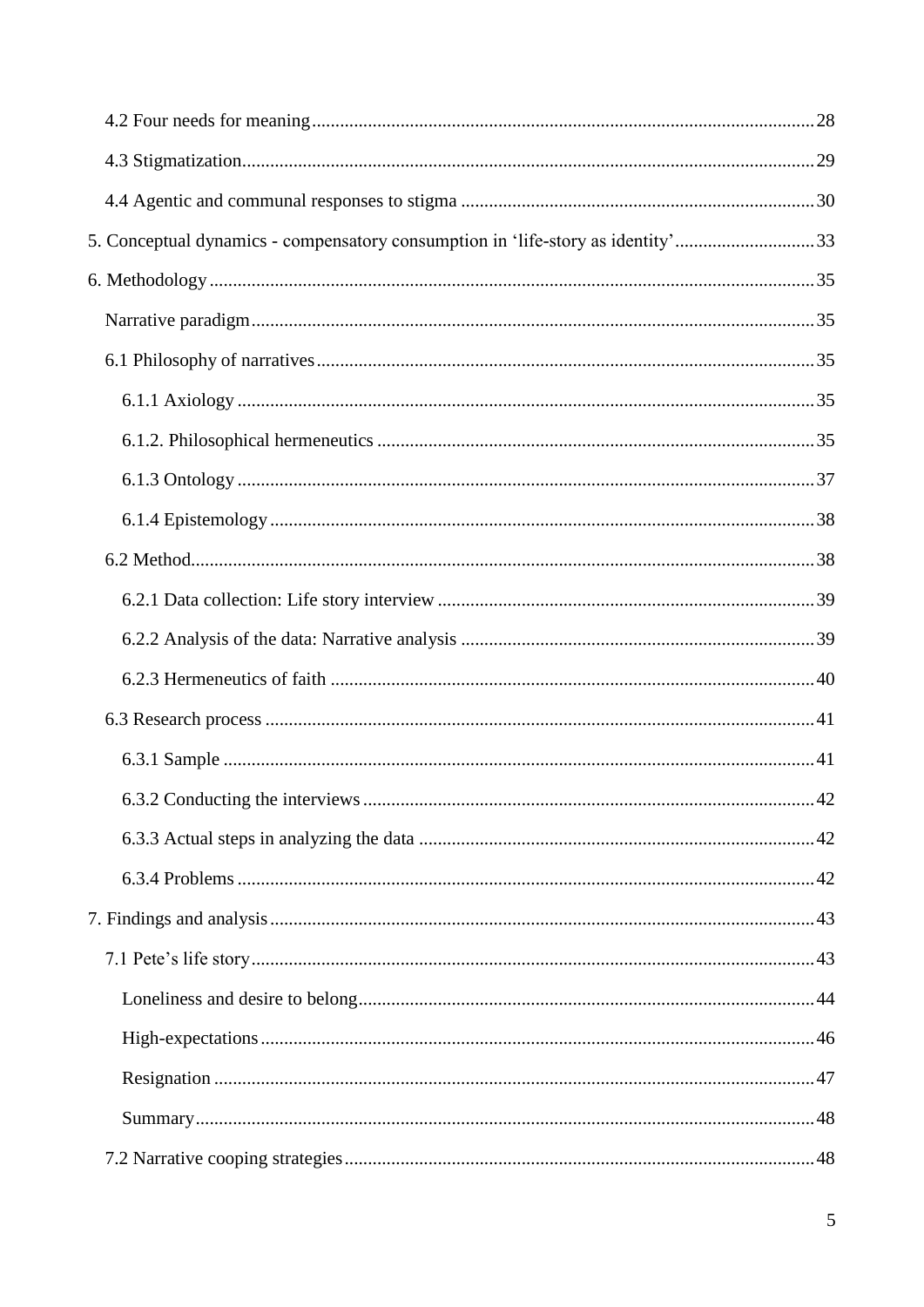4.2 Four needs for meaning ........................................................................................................ 28

4.3 Stigmatization ........................................................................................................................ 29

4.4 Agentic and communal responses to stigma ........................................................................ 30

5. Conceptual dynamics - compensatory consumption in 'life-story as identity' ........................ 33

6. Methodology ............................................................................................................................ 35

Narrative paradigm ..................................................................................................................... 35

6.1 Philosophy of narratives ........................................................................................................ 35

6.1.1 Axiology ............................................................................................................................. 35

6.1.2. Philosophical hermeneutics ............................................................................................... 35

6.1.3 Ontology ............................................................................................................................. 37

6.1.4 Epistemology ...................................................................................................................... 38

6.2 Method ................................................................................................................................... 38

6.2.1 Data collection: Life story interview .................................................................................. 39

6.2.2 Analysis of the data: Narrative analysis ............................................................................. 39

6.2.3 Hermeneutics of faith ......................................................................................................... 40

6.3 Research process .................................................................................................................... 41

6.3.1 Sample ................................................................................................................................ 41

6.3.2 Conducting the interviews .................................................................................................. 42

6.3.3 Actual steps in analyzing the data ...................................................................................... 42

6.3.4 Problems ............................................................................................................................. 42

7. Findings and analysis ............................................................................................................... 43

7.1 Pete's life story ....................................................................................................................... 43

Loneliness and desire to belong ................................................................................................... 44

High-expectations ........................................................................................................................ 46

Resignation .................................................................................................................................. 47

Summary ...................................................................................................................................... 48

7.2 Narrative cooping strategies .................................................................................................. 48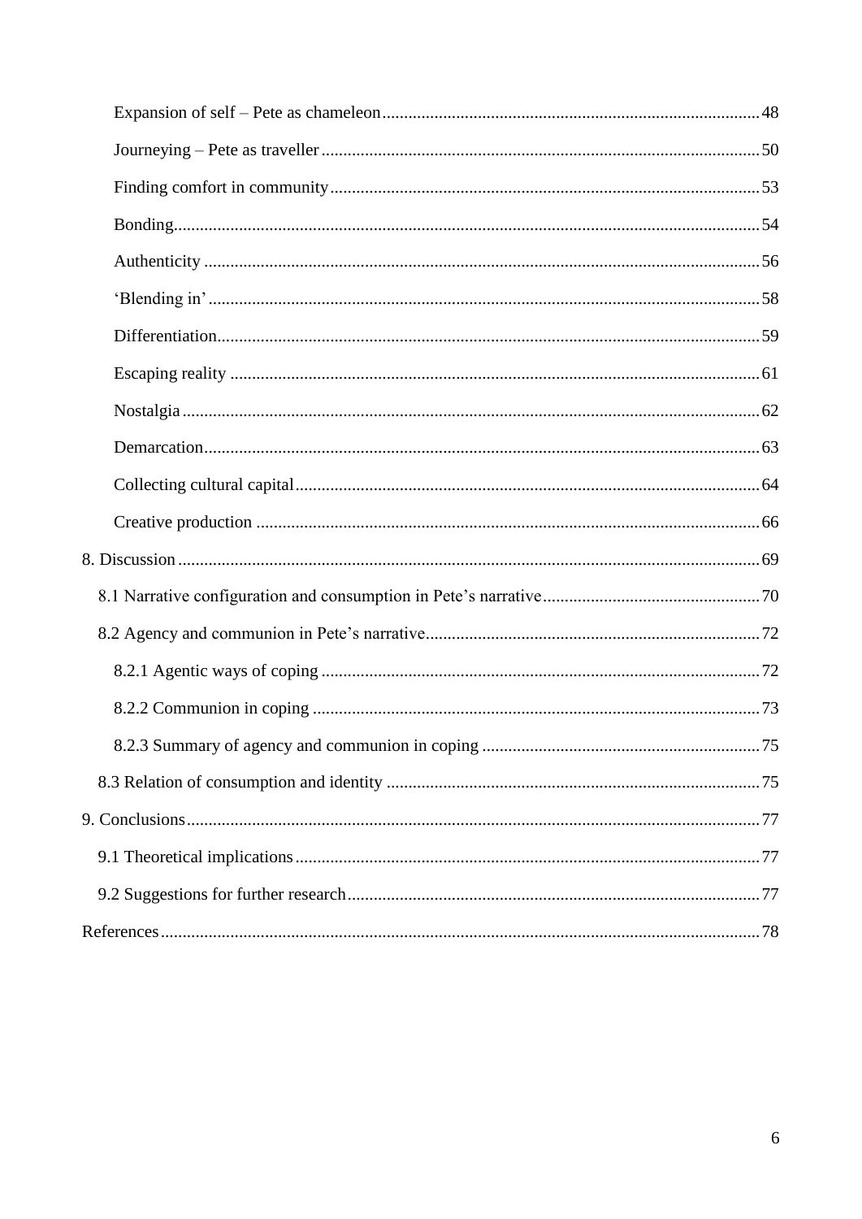Expansion of self – Pete as chameleon ........................................................................ 48

Journeying – Pete as traveller ................................................................................... 50

Finding comfort in community ................................................................................. 53

Bonding ..................................................................................................................... 54

Authenticity .............................................................................................................. 56

'Blending in' ............................................................................................................. 58

Differentiation ........................................................................................................... 59

Escaping reality ........................................................................................................ 61

Nostalgia ................................................................................................................... 62

Demarcation .............................................................................................................. 63

Collecting cultural capital ......................................................................................... 64

Creative production .................................................................................................. 66

8. Discussion .................................................................................................................. 69

8.1 Narrative configuration and consumption in Pete's narrative ................................. 70

8.2 Agency and communion in Pete's narrative ............................................................ 72

8.2.1 Agentic ways of coping ........................................................................................ 72

8.2.2 Communion in coping .......................................................................................... 73

8.2.3 Summary of agency and communion in coping ................................................... 75

8.3 Relation of consumption and identity ..................................................................... 75

9. Conclusions ................................................................................................................ 77

9.1 Theoretical implications .......................................................................................... 77

9.2 Suggestions for further research ............................................................................. 77

References ...................................................................................................................... 78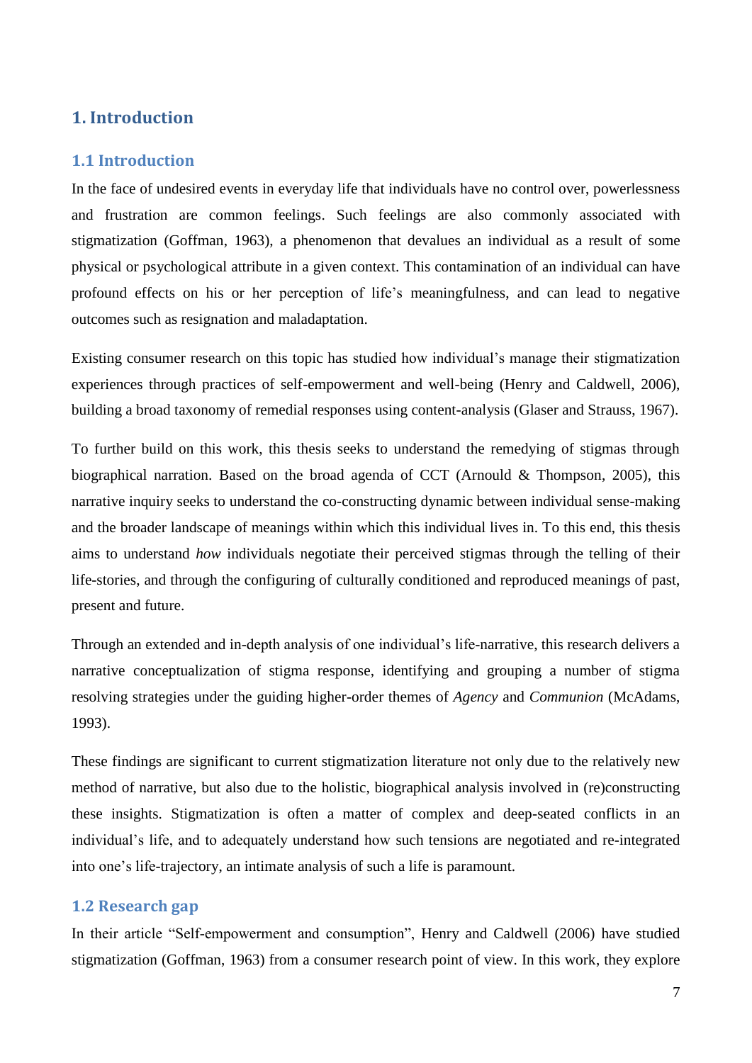# 1. Introduction

## 1.1 Introduction

In the face of undesired events in everyday life that individuals have no control over, powerlessness and frustration are common feelings. Such feelings are also commonly associated with stigmatization (Goffman, 1963), a phenomenon that devalues an individual as a result of some physical or psychological attribute in a given context. This contamination of an individual can have profound effects on his or her perception of life's meaningfulness, and can lead to negative outcomes such as resignation and maladaptation.

Existing consumer research on this topic has studied how individual's manage their stigmatization experiences through practices of self-empowerment and well-being (Henry and Caldwell, 2006), building a broad taxonomy of remedial responses using content-analysis (Glaser and Strauss, 1967).

To further build on this work, this thesis seeks to understand the remedying of stigmas through biographical narration. Based on the broad agenda of CCT (Arnould & Thompson, 2005), this narrative inquiry seeks to understand the co-constructing dynamic between individual sense-making and the broader landscape of meanings within which this individual lives in. To this end, this thesis aims to understand *how* individuals negotiate their perceived stigmas through the telling of their life-stories, and through the configuring of culturally conditioned and reproduced meanings of past, present and future.

Through an extended and in-depth analysis of one individual's life-narrative, this research delivers a narrative conceptualization of stigma response, identifying and grouping a number of stigma resolving strategies under the guiding higher-order themes of *Agency* and *Communion* (McAdams, 1993).

These findings are significant to current stigmatization literature not only due to the relatively new method of narrative, but also due to the holistic, biographical analysis involved in (re)constructing these insights. Stigmatization is often a matter of complex and deep-seated conflicts in an individual's life, and to adequately understand how such tensions are negotiated and re-integrated into one's life-trajectory, an intimate analysis of such a life is paramount.

## 1.2 Research gap

In their article "Self-empowerment and consumption", Henry and Caldwell (2006) have studied stigmatization (Goffman, 1963) from a consumer research point of view. In this work, they explore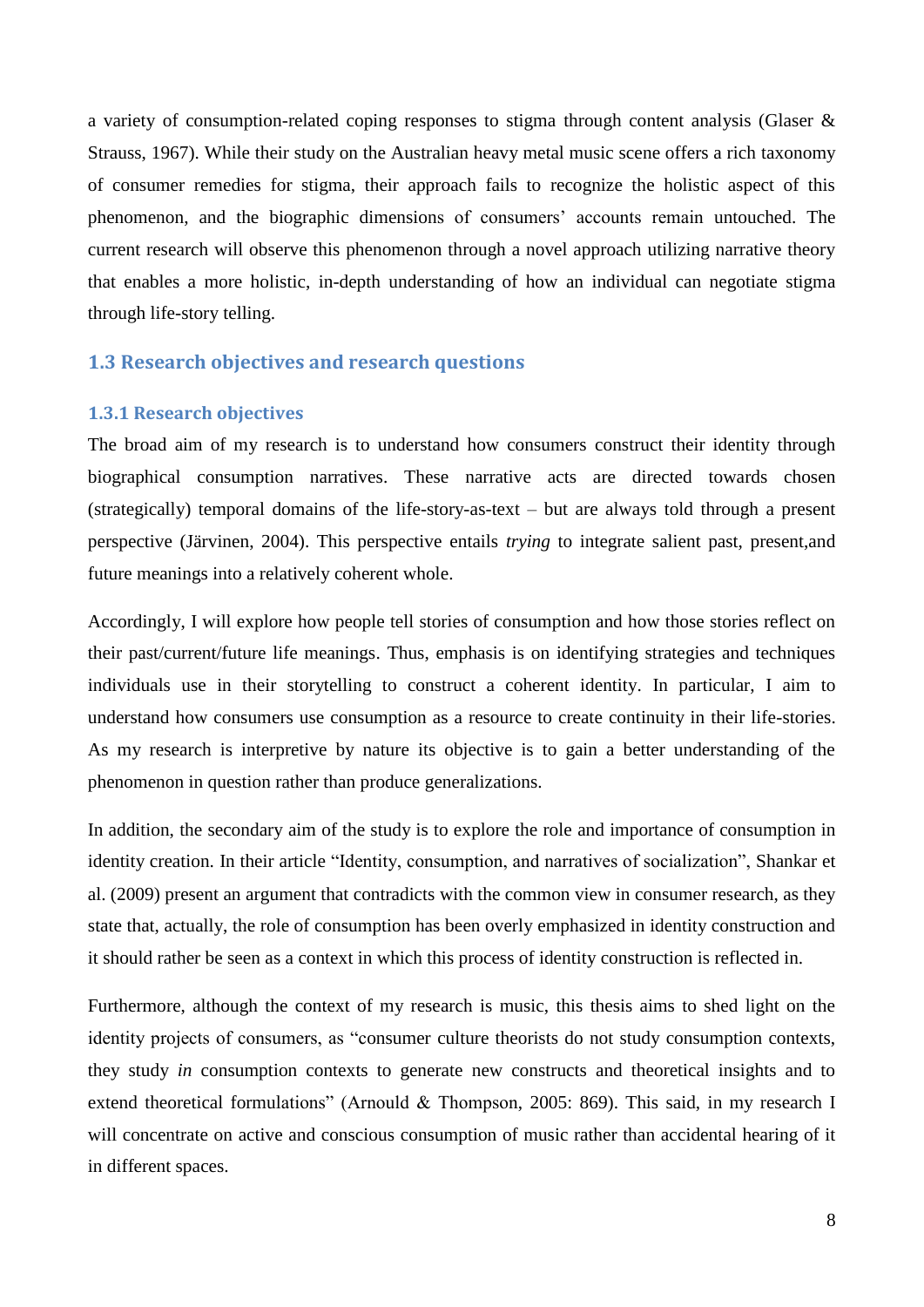a variety of consumption-related coping responses to stigma through content analysis (Glaser & Strauss, 1967). While their study on the Australian heavy metal music scene offers a rich taxonomy of consumer remedies for stigma, their approach fails to recognize the holistic aspect of this phenomenon, and the biographic dimensions of consumers' accounts remain untouched. The current research will observe this phenomenon through a novel approach utilizing narrative theory that enables a more holistic, in-depth understanding of how an individual can negotiate stigma through life-story telling.

## 1.3 Research objectives and research questions

### 1.3.1 Research objectives

The broad aim of my research is to understand how consumers construct their identity through biographical consumption narratives. These narrative acts are directed towards chosen (strategically) temporal domains of the life-story-as-text – but are always told through a present perspective (Järvinen, 2004). This perspective entails *trying* to integrate salient past, present,and future meanings into a relatively coherent whole.

Accordingly, I will explore how people tell stories of consumption and how those stories reflect on their past/current/future life meanings. Thus, emphasis is on identifying strategies and techniques individuals use in their storytelling to construct a coherent identity. In particular, I aim to understand how consumers use consumption as a resource to create continuity in their life-stories. As my research is interpretive by nature its objective is to gain a better understanding of the phenomenon in question rather than produce generalizations.

In addition, the secondary aim of the study is to explore the role and importance of consumption in identity creation. In their article "Identity, consumption, and narratives of socialization", Shankar et al. (2009) present an argument that contradicts with the common view in consumer research, as they state that, actually, the role of consumption has been overly emphasized in identity construction and it should rather be seen as a context in which this process of identity construction is reflected in.

Furthermore, although the context of my research is music, this thesis aims to shed light on the identity projects of consumers, as "consumer culture theorists do not study consumption contexts, they study *in* consumption contexts to generate new constructs and theoretical insights and to extend theoretical formulations" (Arnould & Thompson, 2005: 869). This said, in my research I will concentrate on active and conscious consumption of music rather than accidental hearing of it in different spaces.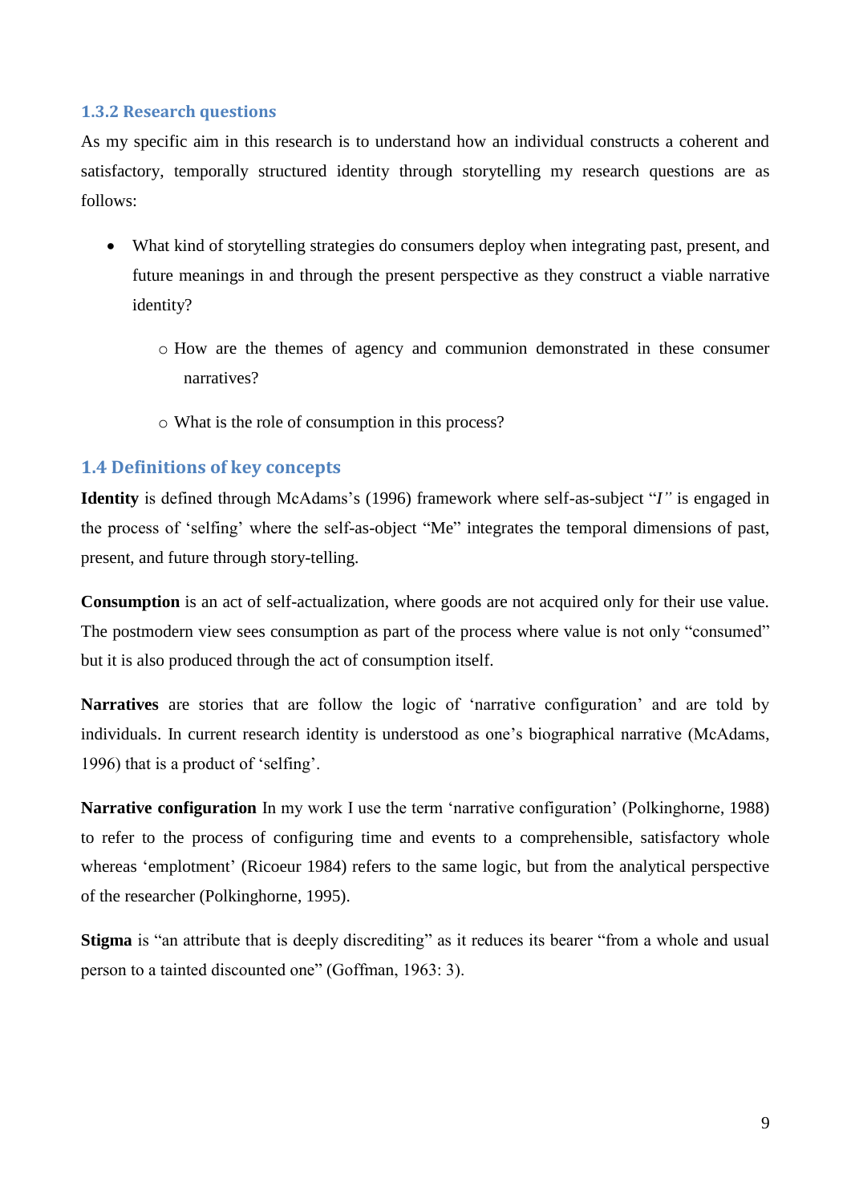### 1.3.2 Research questions

As my specific aim in this research is to understand how an individual constructs a coherent and satisfactory, temporally structured identity through storytelling my research questions are as follows:

- What kind of storytelling strategies do consumers deploy when integrating past, present, and future meanings in and through the present perspective as they construct a viable narrative identity?
    - How are the themes of agency and communion demonstrated in these consumer narratives?
    - What is the role of consumption in this process?

## 1.4 Definitions of key concepts

**Identity** is defined through McAdams's (1996) framework where self-as-subject "*I"* is engaged in the process of 'selfing' where the self-as-object "Me" integrates the temporal dimensions of past, present, and future through story-telling.

**Consumption** is an act of self-actualization, where goods are not acquired only for their use value. The postmodern view sees consumption as part of the process where value is not only "consumed" but it is also produced through the act of consumption itself.

**Narratives** are stories that are follow the logic of 'narrative configuration' and are told by individuals. In current research identity is understood as one's biographical narrative (McAdams, 1996) that is a product of 'selfing'.

**Narrative configuration** In my work I use the term 'narrative configuration' (Polkinghorne, 1988) to refer to the process of configuring time and events to a comprehensible, satisfactory whole whereas 'emplotment' (Ricoeur 1984) refers to the same logic, but from the analytical perspective of the researcher (Polkinghorne, 1995).

**Stigma** is "an attribute that is deeply discrediting" as it reduces its bearer "from a whole and usual person to a tainted discounted one" (Goffman, 1963: 3).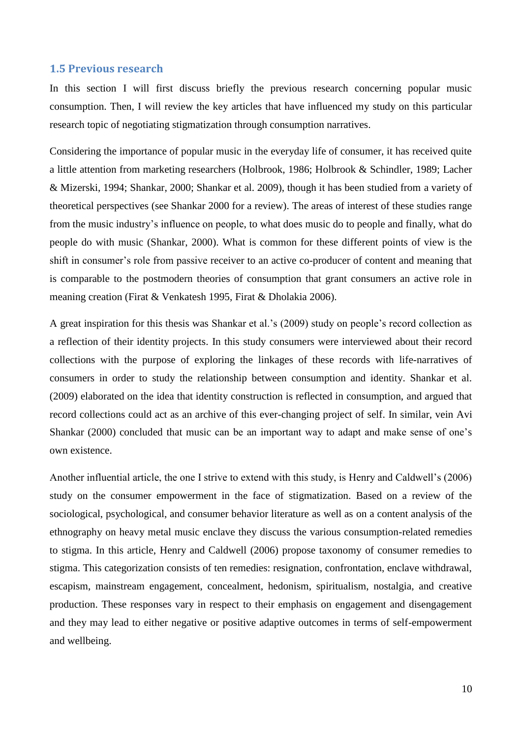### 1.5 Previous research

In this section I will first discuss briefly the previous research concerning popular music consumption. Then, I will review the key articles that have influenced my study on this particular research topic of negotiating stigmatization through consumption narratives.

Considering the importance of popular music in the everyday life of consumer, it has received quite a little attention from marketing researchers (Holbrook, 1986; Holbrook & Schindler, 1989; Lacher & Mizerski, 1994; Shankar, 2000; Shankar et al. 2009), though it has been studied from a variety of theoretical perspectives (see Shankar 2000 for a review). The areas of interest of these studies range from the music industry's influence on people, to what does music do to people and finally, what do people do with music (Shankar, 2000). What is common for these different points of view is the shift in consumer's role from passive receiver to an active co-producer of content and meaning that is comparable to the postmodern theories of consumption that grant consumers an active role in meaning creation (Firat & Venkatesh 1995, Firat & Dholakia 2006).

A great inspiration for this thesis was Shankar et al.'s (2009) study on people's record collection as a reflection of their identity projects. In this study consumers were interviewed about their record collections with the purpose of exploring the linkages of these records with life-narratives of consumers in order to study the relationship between consumption and identity. Shankar et al. (2009) elaborated on the idea that identity construction is reflected in consumption, and argued that record collections could act as an archive of this ever-changing project of self. In similar, vein Avi Shankar (2000) concluded that music can be an important way to adapt and make sense of one's own existence.

Another influential article, the one I strive to extend with this study, is Henry and Caldwell's (2006) study on the consumer empowerment in the face of stigmatization. Based on a review of the sociological, psychological, and consumer behavior literature as well as on a content analysis of the ethnography on heavy metal music enclave they discuss the various consumption-related remedies to stigma. In this article, Henry and Caldwell (2006) propose taxonomy of consumer remedies to stigma. This categorization consists of ten remedies: resignation, confrontation, enclave withdrawal, escapism, mainstream engagement, concealment, hedonism, spiritualism, nostalgia, and creative production. These responses vary in respect to their emphasis on engagement and disengagement and they may lead to either negative or positive adaptive outcomes in terms of self-empowerment and wellbeing.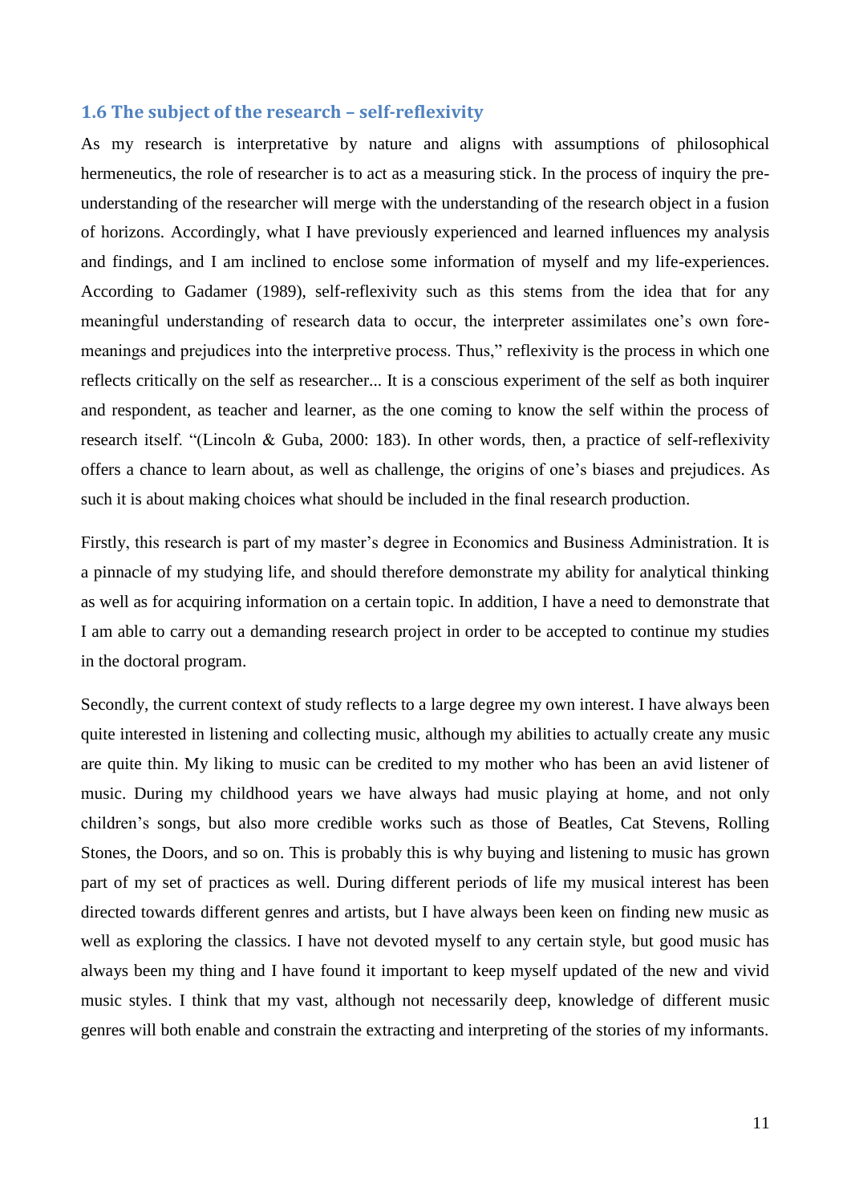### 1.6 The subject of the research – self-reflexivity

As my research is interpretative by nature and aligns with assumptions of philosophical hermeneutics, the role of researcher is to act as a measuring stick. In the process of inquiry the pre-understanding of the researcher will merge with the understanding of the research object in a fusion of horizons. Accordingly, what I have previously experienced and learned influences my analysis and findings, and I am inclined to enclose some information of myself and my life-experiences. According to Gadamer (1989), self-reflexivity such as this stems from the idea that for any meaningful understanding of research data to occur, the interpreter assimilates one's own fore-meanings and prejudices into the interpretive process. Thus," reflexivity is the process in which one reflects critically on the self as researcher... It is a conscious experiment of the self as both inquirer and respondent, as teacher and learner, as the one coming to know the self within the process of research itself. "(Lincoln & Guba, 2000: 183). In other words, then, a practice of self-reflexivity offers a chance to learn about, as well as challenge, the origins of one's biases and prejudices. As such it is about making choices what should be included in the final research production.

Firstly, this research is part of my master's degree in Economics and Business Administration. It is a pinnacle of my studying life, and should therefore demonstrate my ability for analytical thinking as well as for acquiring information on a certain topic. In addition, I have a need to demonstrate that I am able to carry out a demanding research project in order to be accepted to continue my studies in the doctoral program.

Secondly, the current context of study reflects to a large degree my own interest. I have always been quite interested in listening and collecting music, although my abilities to actually create any music are quite thin. My liking to music can be credited to my mother who has been an avid listener of music. During my childhood years we have always had music playing at home, and not only children's songs, but also more credible works such as those of Beatles, Cat Stevens, Rolling Stones, the Doors, and so on. This is probably this is why buying and listening to music has grown part of my set of practices as well. During different periods of life my musical interest has been directed towards different genres and artists, but I have always been keen on finding new music as well as exploring the classics. I have not devoted myself to any certain style, but good music has always been my thing and I have found it important to keep myself updated of the new and vivid music styles. I think that my vast, although not necessarily deep, knowledge of different music genres will both enable and constrain the extracting and interpreting of the stories of my informants.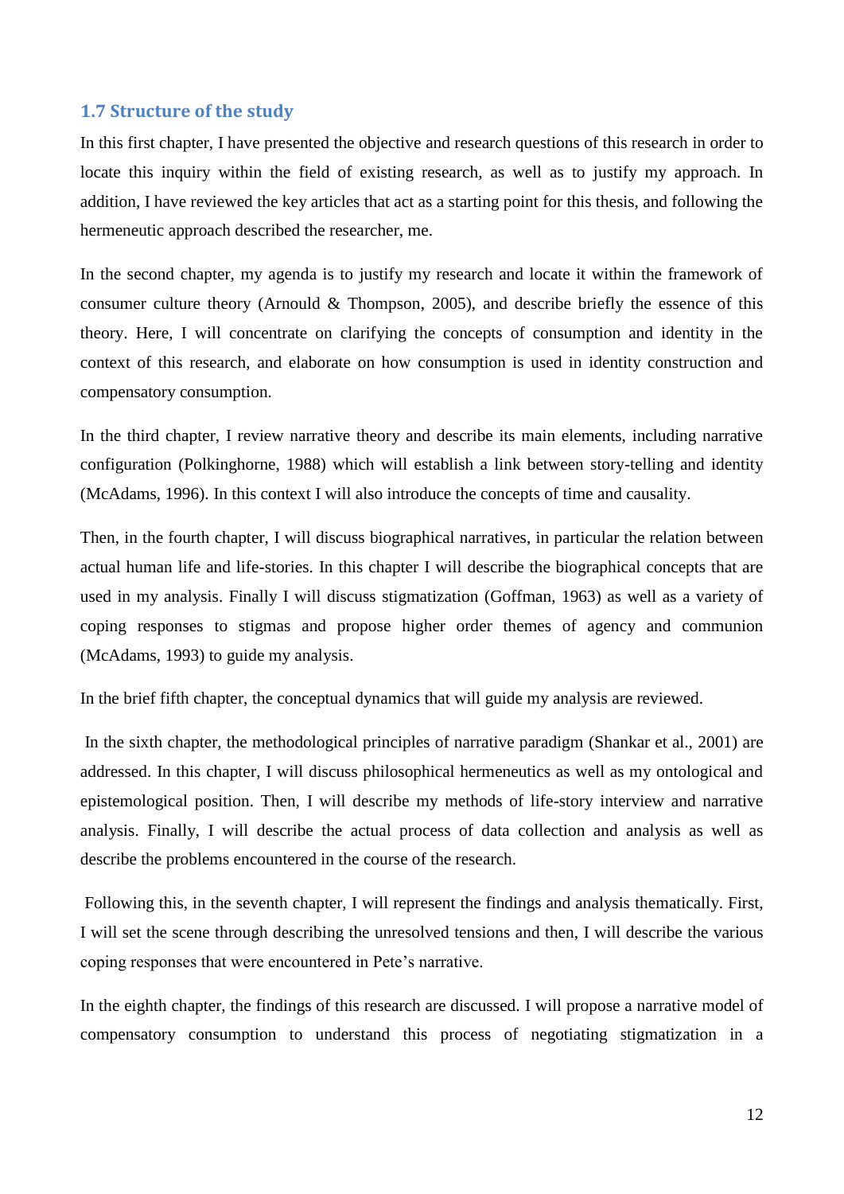### 1.7 Structure of the study

In this first chapter, I have presented the objective and research questions of this research in order to locate this inquiry within the field of existing research, as well as to justify my approach. In addition, I have reviewed the key articles that act as a starting point for this thesis, and following the hermeneutic approach described the researcher, me.

In the second chapter, my agenda is to justify my research and locate it within the framework of consumer culture theory (Arnould & Thompson, 2005), and describe briefly the essence of this theory. Here, I will concentrate on clarifying the concepts of consumption and identity in the context of this research, and elaborate on how consumption is used in identity construction and compensatory consumption.

In the third chapter, I review narrative theory and describe its main elements, including narrative configuration (Polkinghorne, 1988) which will establish a link between story-telling and identity (McAdams, 1996). In this context I will also introduce the concepts of time and causality.

Then, in the fourth chapter, I will discuss biographical narratives, in particular the relation between actual human life and life-stories. In this chapter I will describe the biographical concepts that are used in my analysis. Finally I will discuss stigmatization (Goffman, 1963) as well as a variety of coping responses to stigmas and propose higher order themes of agency and communion (McAdams, 1993) to guide my analysis.

In the brief fifth chapter, the conceptual dynamics that will guide my analysis are reviewed.

In the sixth chapter, the methodological principles of narrative paradigm (Shankar et al., 2001) are addressed. In this chapter, I will discuss philosophical hermeneutics as well as my ontological and epistemological position. Then, I will describe my methods of life-story interview and narrative analysis. Finally, I will describe the actual process of data collection and analysis as well as describe the problems encountered in the course of the research.

Following this, in the seventh chapter, I will represent the findings and analysis thematically. First, I will set the scene through describing the unresolved tensions and then, I will describe the various coping responses that were encountered in Pete's narrative.

In the eighth chapter, the findings of this research are discussed. I will propose a narrative model of compensatory consumption to understand this process of negotiating stigmatization in a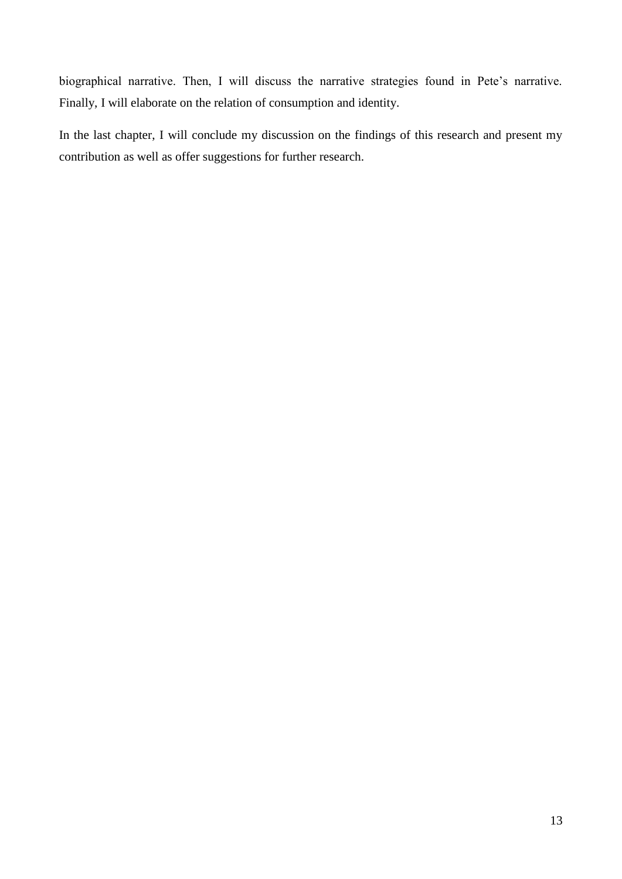biographical narrative. Then, I will discuss the narrative strategies found in Pete's narrative. Finally, I will elaborate on the relation of consumption and identity.

In the last chapter, I will conclude my discussion on the findings of this research and present my contribution as well as offer suggestions for further research.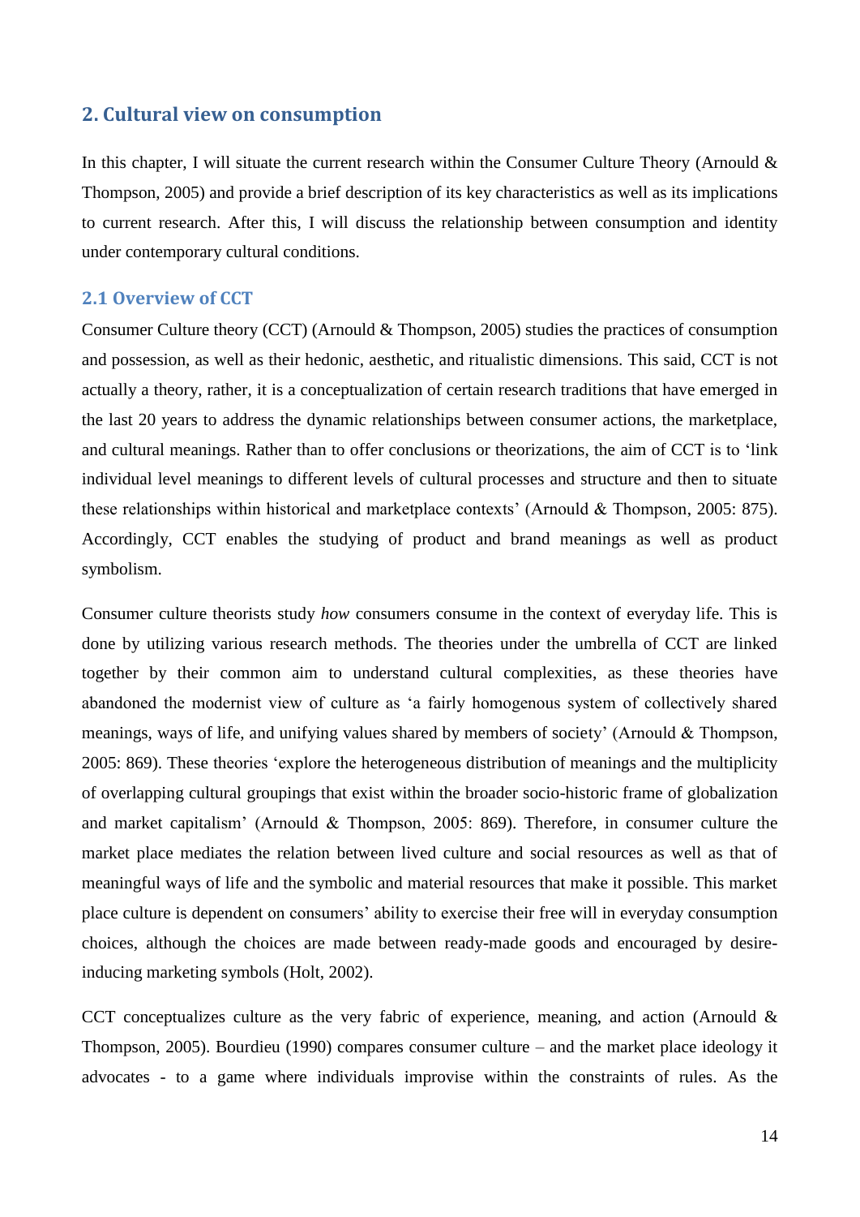## 2. Cultural view on consumption

In this chapter, I will situate the current research within the Consumer Culture Theory (Arnould & Thompson, 2005) and provide a brief description of its key characteristics as well as its implications to current research. After this, I will discuss the relationship between consumption and identity under contemporary cultural conditions.

### 2.1 Overview of CCT

Consumer Culture theory (CCT) (Arnould & Thompson, 2005) studies the practices of consumption and possession, as well as their hedonic, aesthetic, and ritualistic dimensions. This said, CCT is not actually a theory, rather, it is a conceptualization of certain research traditions that have emerged in the last 20 years to address the dynamic relationships between consumer actions, the marketplace, and cultural meanings. Rather than to offer conclusions or theorizations, the aim of CCT is to 'link individual level meanings to different levels of cultural processes and structure and then to situate these relationships within historical and marketplace contexts' (Arnould & Thompson, 2005: 875). Accordingly, CCT enables the studying of product and brand meanings as well as product symbolism.

Consumer culture theorists study *how* consumers consume in the context of everyday life. This is done by utilizing various research methods. The theories under the umbrella of CCT are linked together by their common aim to understand cultural complexities, as these theories have abandoned the modernist view of culture as 'a fairly homogenous system of collectively shared meanings, ways of life, and unifying values shared by members of society' (Arnould & Thompson, 2005: 869). These theories 'explore the heterogeneous distribution of meanings and the multiplicity of overlapping cultural groupings that exist within the broader socio-historic frame of globalization and market capitalism' (Arnould & Thompson, 2005: 869). Therefore, in consumer culture the market place mediates the relation between lived culture and social resources as well as that of meaningful ways of life and the symbolic and material resources that make it possible. This market place culture is dependent on consumers' ability to exercise their free will in everyday consumption choices, although the choices are made between ready-made goods and encouraged by desire-inducing marketing symbols (Holt, 2002).

CCT conceptualizes culture as the very fabric of experience, meaning, and action (Arnould & Thompson, 2005). Bourdieu (1990) compares consumer culture – and the market place ideology it advocates - to a game where individuals improvise within the constraints of rules. As the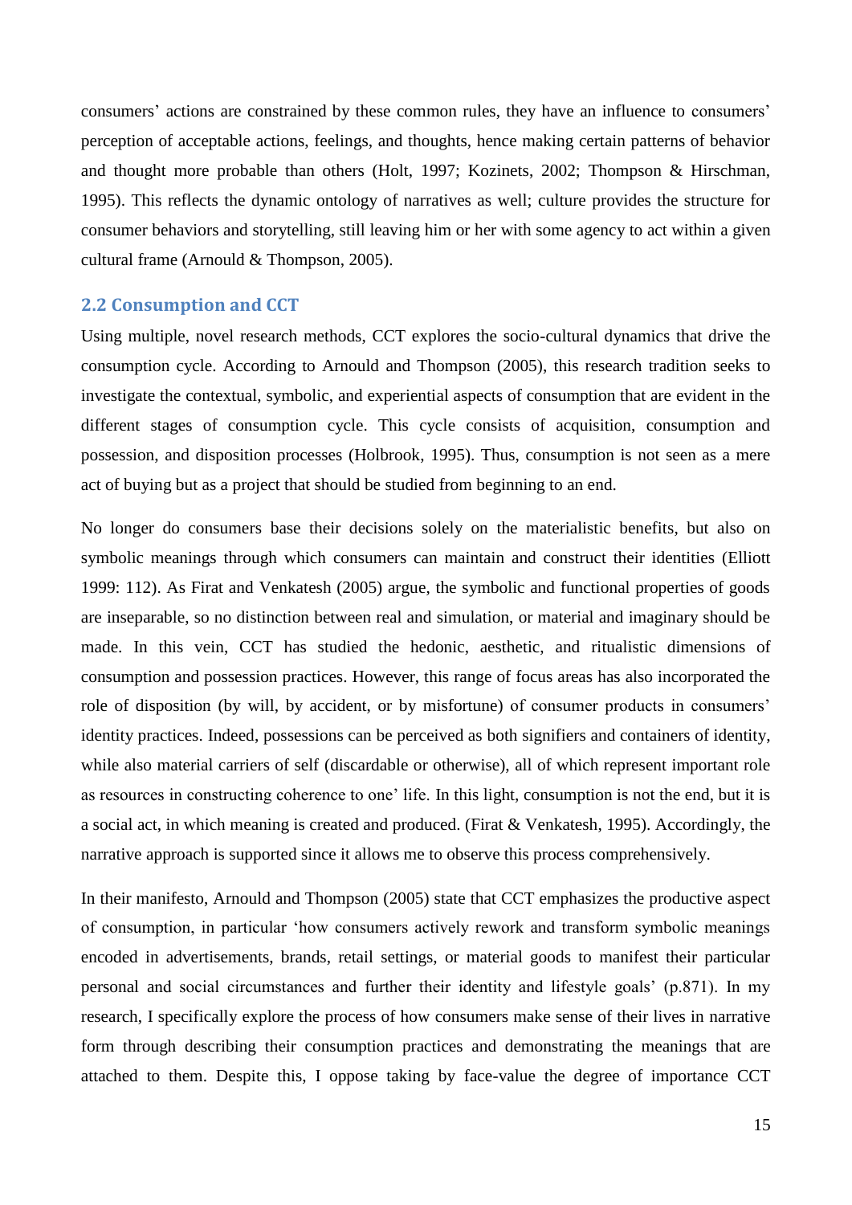consumers' actions are constrained by these common rules, they have an influence to consumers' perception of acceptable actions, feelings, and thoughts, hence making certain patterns of behavior and thought more probable than others (Holt, 1997; Kozinets, 2002; Thompson & Hirschman, 1995). This reflects the dynamic ontology of narratives as well; culture provides the structure for consumer behaviors and storytelling, still leaving him or her with some agency to act within a given cultural frame (Arnould & Thompson, 2005).

## 2.2 Consumption and CCT

Using multiple, novel research methods, CCT explores the socio-cultural dynamics that drive the consumption cycle. According to Arnould and Thompson (2005), this research tradition seeks to investigate the contextual, symbolic, and experiential aspects of consumption that are evident in the different stages of consumption cycle. This cycle consists of acquisition, consumption and possession, and disposition processes (Holbrook, 1995). Thus, consumption is not seen as a mere act of buying but as a project that should be studied from beginning to an end.

No longer do consumers base their decisions solely on the materialistic benefits, but also on symbolic meanings through which consumers can maintain and construct their identities (Elliott 1999: 112). As Firat and Venkatesh (2005) argue, the symbolic and functional properties of goods are inseparable, so no distinction between real and simulation, or material and imaginary should be made. In this vein, CCT has studied the hedonic, aesthetic, and ritualistic dimensions of consumption and possession practices. However, this range of focus areas has also incorporated the role of disposition (by will, by accident, or by misfortune) of consumer products in consumers' identity practices. Indeed, possessions can be perceived as both signifiers and containers of identity, while also material carriers of self (discardable or otherwise), all of which represent important role as resources in constructing coherence to one' life. In this light, consumption is not the end, but it is a social act, in which meaning is created and produced. (Firat & Venkatesh, 1995). Accordingly, the narrative approach is supported since it allows me to observe this process comprehensively.

In their manifesto, Arnould and Thompson (2005) state that CCT emphasizes the productive aspect of consumption, in particular 'how consumers actively rework and transform symbolic meanings encoded in advertisements, brands, retail settings, or material goods to manifest their particular personal and social circumstances and further their identity and lifestyle goals' (p.871). In my research, I specifically explore the process of how consumers make sense of their lives in narrative form through describing their consumption practices and demonstrating the meanings that are attached to them. Despite this, I oppose taking by face-value the degree of importance CCT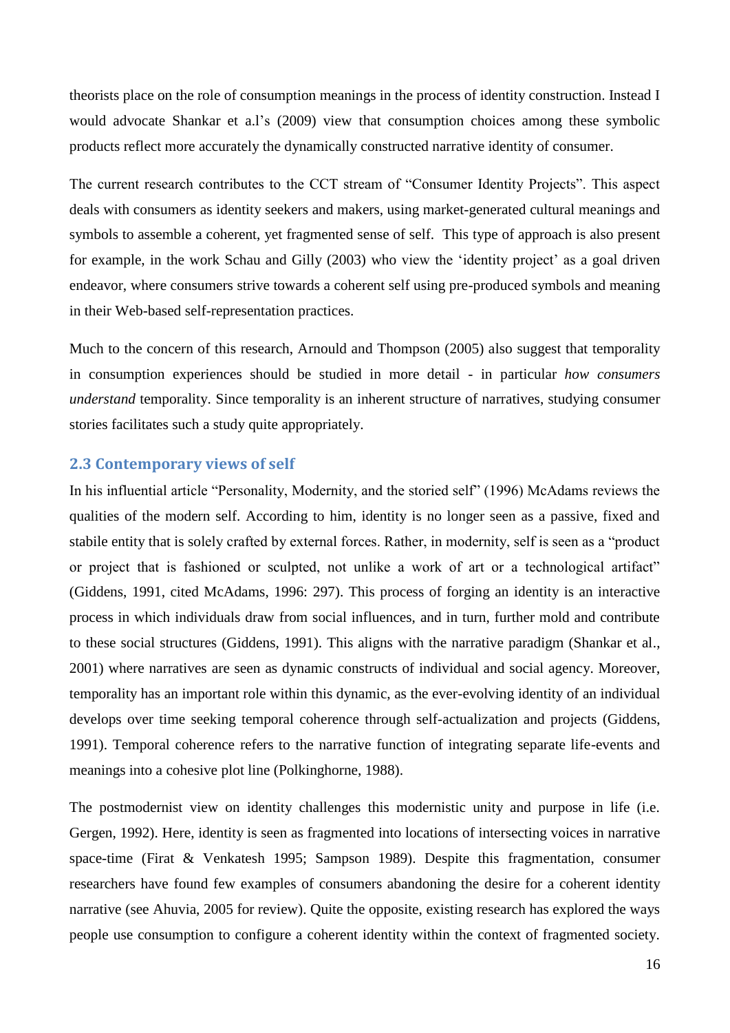theorists place on the role of consumption meanings in the process of identity construction. Instead I would advocate Shankar et a.l's (2009) view that consumption choices among these symbolic products reflect more accurately the dynamically constructed narrative identity of consumer.

The current research contributes to the CCT stream of "Consumer Identity Projects". This aspect deals with consumers as identity seekers and makers, using market-generated cultural meanings and symbols to assemble a coherent, yet fragmented sense of self. This type of approach is also present for example, in the work Schau and Gilly (2003) who view the 'identity project' as a goal driven endeavor, where consumers strive towards a coherent self using pre-produced symbols and meaning in their Web-based self-representation practices.

Much to the concern of this research, Arnould and Thompson (2005) also suggest that temporality in consumption experiences should be studied in more detail - in particular *how consumers understand* temporality. Since temporality is an inherent structure of narratives, studying consumer stories facilitates such a study quite appropriately.

## 2.3 Contemporary views of self

In his influential article "Personality, Modernity, and the storied self" (1996) McAdams reviews the qualities of the modern self. According to him, identity is no longer seen as a passive, fixed and stabile entity that is solely crafted by external forces. Rather, in modernity, self is seen as a "product or project that is fashioned or sculpted, not unlike a work of art or a technological artifact" (Giddens, 1991, cited McAdams, 1996: 297). This process of forging an identity is an interactive process in which individuals draw from social influences, and in turn, further mold and contribute to these social structures (Giddens, 1991). This aligns with the narrative paradigm (Shankar et al., 2001) where narratives are seen as dynamic constructs of individual and social agency. Moreover, temporality has an important role within this dynamic, as the ever-evolving identity of an individual develops over time seeking temporal coherence through self-actualization and projects (Giddens, 1991). Temporal coherence refers to the narrative function of integrating separate life-events and meanings into a cohesive plot line (Polkinghorne, 1988).

The postmodernist view on identity challenges this modernistic unity and purpose in life (i.e. Gergen, 1992). Here, identity is seen as fragmented into locations of intersecting voices in narrative space-time (Firat & Venkatesh 1995; Sampson 1989). Despite this fragmentation, consumer researchers have found few examples of consumers abandoning the desire for a coherent identity narrative (see Ahuvia, 2005 for review). Quite the opposite, existing research has explored the ways people use consumption to configure a coherent identity within the context of fragmented society.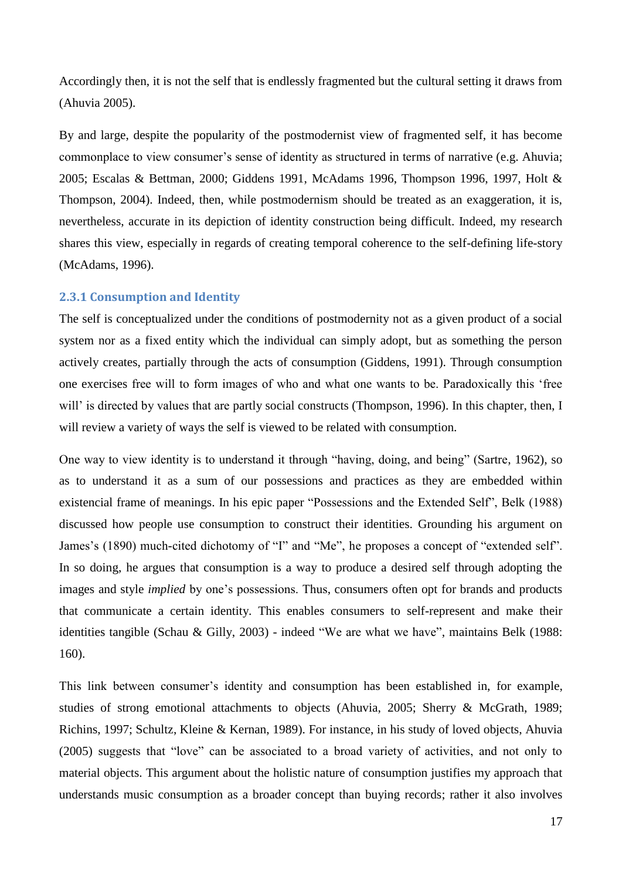Accordingly then, it is not the self that is endlessly fragmented but the cultural setting it draws from (Ahuvia 2005).

By and large, despite the popularity of the postmodernist view of fragmented self, it has become commonplace to view consumer's sense of identity as structured in terms of narrative (e.g. Ahuvia; 2005; Escalas & Bettman, 2000; Giddens 1991, McAdams 1996, Thompson 1996, 1997, Holt & Thompson, 2004). Indeed, then, while postmodernism should be treated as an exaggeration, it is, nevertheless, accurate in its depiction of identity construction being difficult. Indeed, my research shares this view, especially in regards of creating temporal coherence to the self-defining life-story (McAdams, 1996).

### 2.3.1 Consumption and Identity

The self is conceptualized under the conditions of postmodernity not as a given product of a social system nor as a fixed entity which the individual can simply adopt, but as something the person actively creates, partially through the acts of consumption (Giddens, 1991). Through consumption one exercises free will to form images of who and what one wants to be. Paradoxically this 'free will' is directed by values that are partly social constructs (Thompson, 1996). In this chapter, then, I will review a variety of ways the self is viewed to be related with consumption.

One way to view identity is to understand it through "having, doing, and being" (Sartre, 1962), so as to understand it as a sum of our possessions and practices as they are embedded within existencial frame of meanings. In his epic paper "Possessions and the Extended Self", Belk (1988) discussed how people use consumption to construct their identities. Grounding his argument on James's (1890) much-cited dichotomy of "I" and "Me", he proposes a concept of "extended self". In so doing, he argues that consumption is a way to produce a desired self through adopting the images and style *implied* by one's possessions. Thus, consumers often opt for brands and products that communicate a certain identity. This enables consumers to self-represent and make their identities tangible (Schau & Gilly, 2003) - indeed "We are what we have", maintains Belk (1988: 160).

This link between consumer's identity and consumption has been established in, for example, studies of strong emotional attachments to objects (Ahuvia, 2005; Sherry & McGrath, 1989; Richins, 1997; Schultz, Kleine & Kernan, 1989). For instance, in his study of loved objects, Ahuvia (2005) suggests that "love" can be associated to a broad variety of activities, and not only to material objects. This argument about the holistic nature of consumption justifies my approach that understands music consumption as a broader concept than buying records; rather it also involves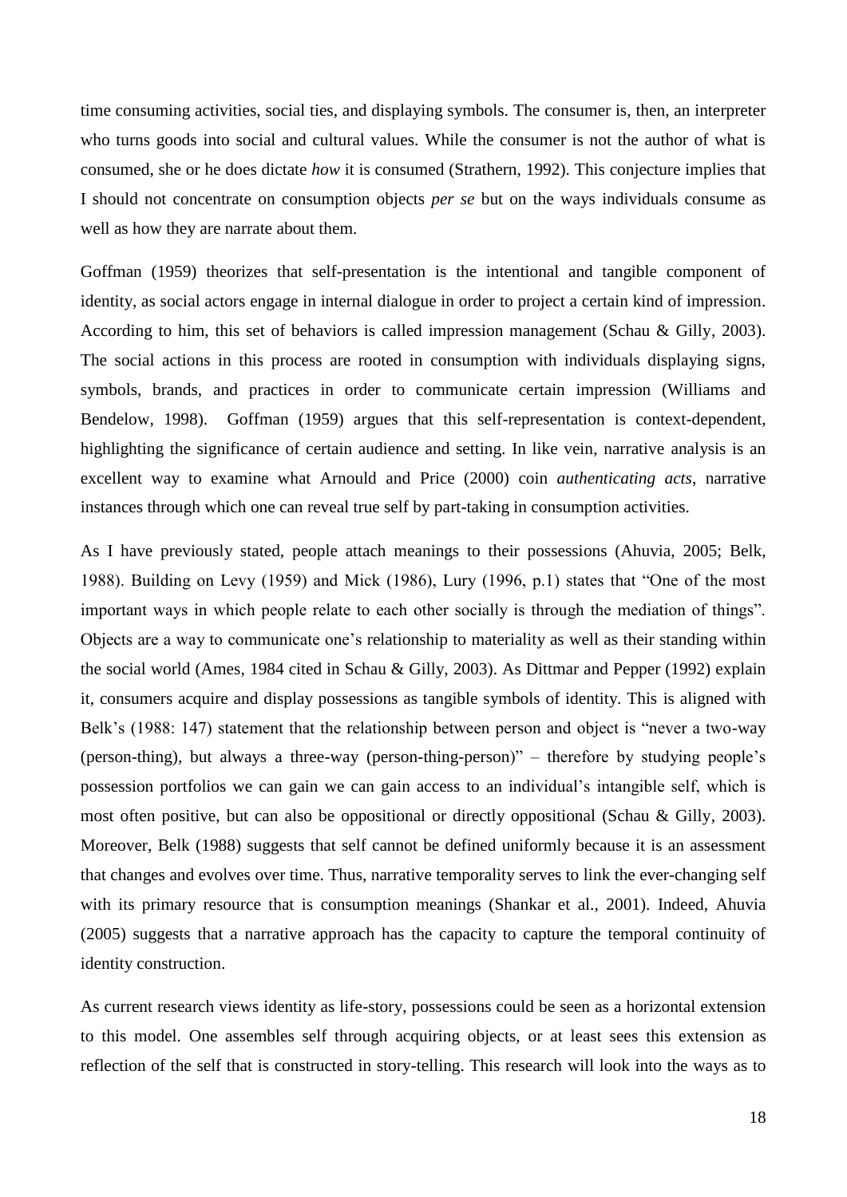time consuming activities, social ties, and displaying symbols. The consumer is, then, an interpreter who turns goods into social and cultural values. While the consumer is not the author of what is consumed, she or he does dictate *how* it is consumed (Strathern, 1992). This conjecture implies that I should not concentrate on consumption objects *per se* but on the ways individuals consume as well as how they are narrate about them.

Goffman (1959) theorizes that self-presentation is the intentional and tangible component of identity, as social actors engage in internal dialogue in order to project a certain kind of impression. According to him, this set of behaviors is called impression management (Schau & Gilly, 2003). The social actions in this process are rooted in consumption with individuals displaying signs, symbols, brands, and practices in order to communicate certain impression (Williams and Bendelow, 1998). Goffman (1959) argues that this self-representation is context-dependent, highlighting the significance of certain audience and setting. In like vein, narrative analysis is an excellent way to examine what Arnould and Price (2000) coin *authenticating acts*, narrative instances through which one can reveal true self by part-taking in consumption activities.

As I have previously stated, people attach meanings to their possessions (Ahuvia, 2005; Belk, 1988). Building on Levy (1959) and Mick (1986), Lury (1996, p.1) states that "One of the most important ways in which people relate to each other socially is through the mediation of things". Objects are a way to communicate one's relationship to materiality as well as their standing within the social world (Ames, 1984 cited in Schau & Gilly, 2003). As Dittmar and Pepper (1992) explain it, consumers acquire and display possessions as tangible symbols of identity. This is aligned with Belk's (1988: 147) statement that the relationship between person and object is "never a two-way (person-thing), but always a three-way (person-thing-person)" – therefore by studying people's possession portfolios we can gain we can gain access to an individual's intangible self, which is most often positive, but can also be oppositional or directly oppositional (Schau & Gilly, 2003). Moreover, Belk (1988) suggests that self cannot be defined uniformly because it is an assessment that changes and evolves over time. Thus, narrative temporality serves to link the ever-changing self with its primary resource that is consumption meanings (Shankar et al., 2001). Indeed, Ahuvia (2005) suggests that a narrative approach has the capacity to capture the temporal continuity of identity construction.

As current research views identity as life-story, possessions could be seen as a horizontal extension to this model. One assembles self through acquiring objects, or at least sees this extension as reflection of the self that is constructed in story-telling. This research will look into the ways as to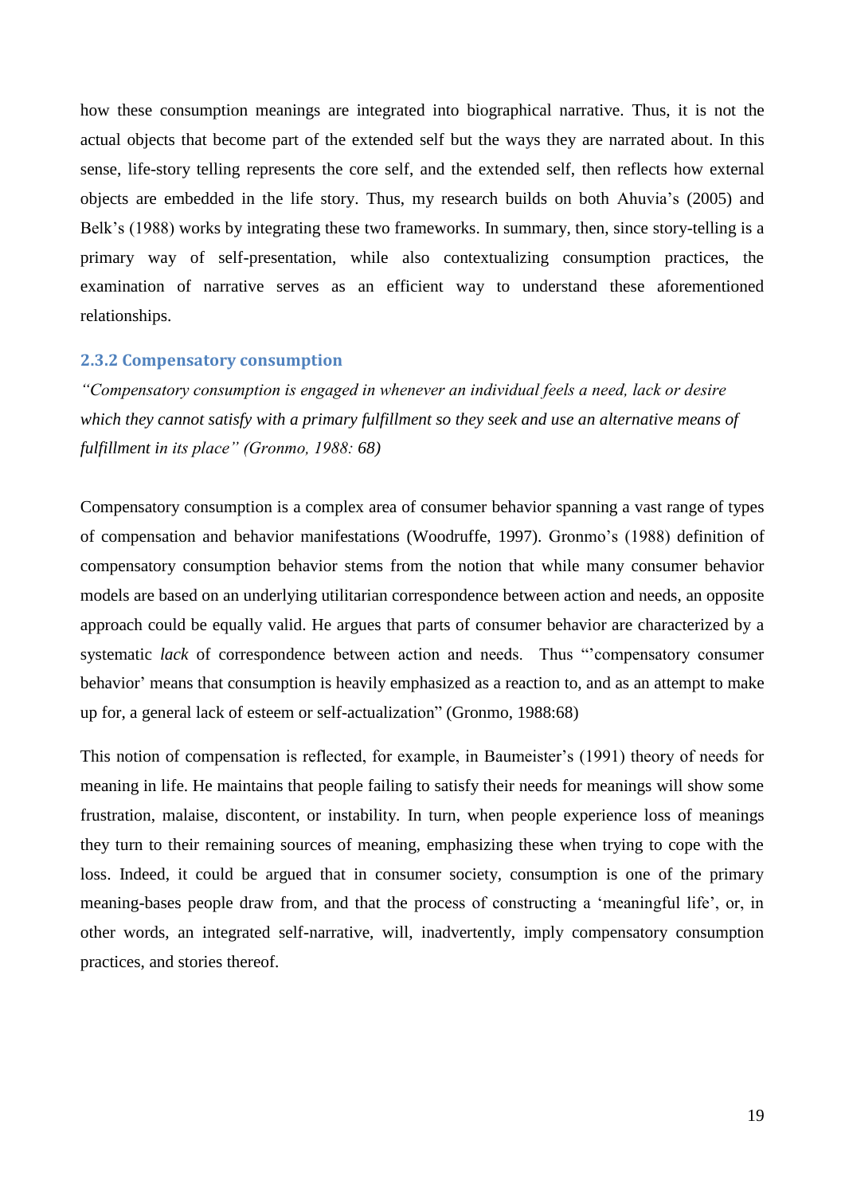how these consumption meanings are integrated into biographical narrative. Thus, it is not the actual objects that become part of the extended self but the ways they are narrated about. In this sense, life-story telling represents the core self, and the extended self, then reflects how external objects are embedded in the life story. Thus, my research builds on both Ahuvia's (2005) and Belk's (1988) works by integrating these two frameworks. In summary, then, since story-telling is a primary way of self-presentation, while also contextualizing consumption practices, the examination of narrative serves as an efficient way to understand these aforementioned relationships.

### 2.3.2 Compensatory consumption

*"Compensatory consumption is engaged in whenever an individual feels a need, lack or desire which they cannot satisfy with a primary fulfillment so they seek and use an alternative means of fulfillment in its place" (Gronmo, 1988: 68)*

Compensatory consumption is a complex area of consumer behavior spanning a vast range of types of compensation and behavior manifestations (Woodruffe, 1997). Gronmo's (1988) definition of compensatory consumption behavior stems from the notion that while many consumer behavior models are based on an underlying utilitarian correspondence between action and needs, an opposite approach could be equally valid. He argues that parts of consumer behavior are characterized by a systematic *lack* of correspondence between action and needs. Thus "'compensatory consumer behavior' means that consumption is heavily emphasized as a reaction to, and as an attempt to make up for, a general lack of esteem or self-actualization" (Gronmo, 1988:68)

This notion of compensation is reflected, for example, in Baumeister's (1991) theory of needs for meaning in life. He maintains that people failing to satisfy their needs for meanings will show some frustration, malaise, discontent, or instability. In turn, when people experience loss of meanings they turn to their remaining sources of meaning, emphasizing these when trying to cope with the loss. Indeed, it could be argued that in consumer society, consumption is one of the primary meaning-bases people draw from, and that the process of constructing a 'meaningful life', or, in other words, an integrated self-narrative, will, inadvertently, imply compensatory consumption practices, and stories thereof.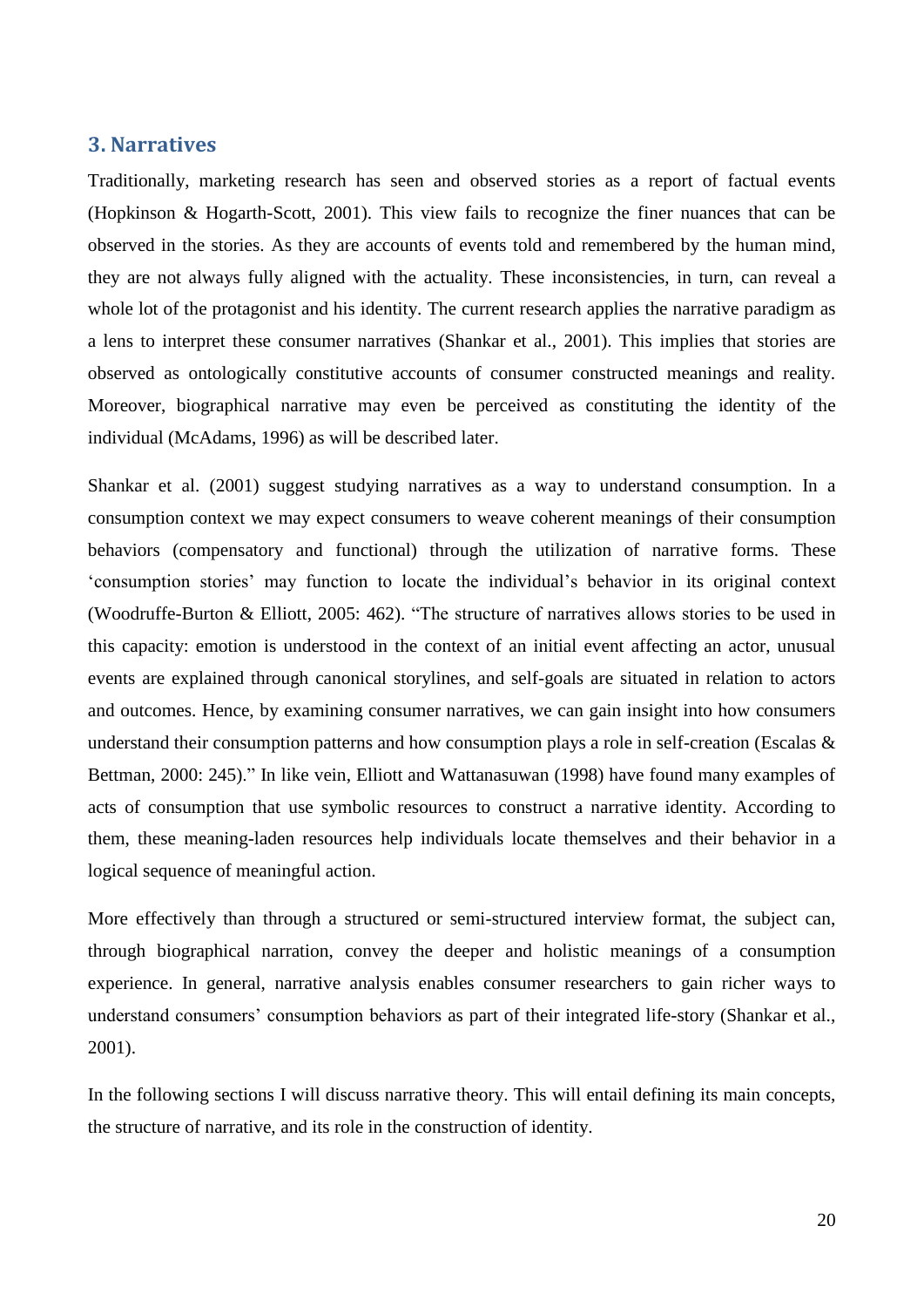## 3. Narratives

Traditionally, marketing research has seen and observed stories as a report of factual events (Hopkinson & Hogarth-Scott, 2001). This view fails to recognize the finer nuances that can be observed in the stories. As they are accounts of events told and remembered by the human mind, they are not always fully aligned with the actuality. These inconsistencies, in turn, can reveal a whole lot of the protagonist and his identity. The current research applies the narrative paradigm as a lens to interpret these consumer narratives (Shankar et al., 2001). This implies that stories are observed as ontologically constitutive accounts of consumer constructed meanings and reality. Moreover, biographical narrative may even be perceived as constituting the identity of the individual (McAdams, 1996) as will be described later.

Shankar et al. (2001) suggest studying narratives as a way to understand consumption. In a consumption context we may expect consumers to weave coherent meanings of their consumption behaviors (compensatory and functional) through the utilization of narrative forms. These 'consumption stories' may function to locate the individual's behavior in its original context (Woodruffe-Burton & Elliott, 2005: 462). "The structure of narratives allows stories to be used in this capacity: emotion is understood in the context of an initial event affecting an actor, unusual events are explained through canonical storylines, and self-goals are situated in relation to actors and outcomes. Hence, by examining consumer narratives, we can gain insight into how consumers understand their consumption patterns and how consumption plays a role in self-creation (Escalas & Bettman, 2000: 245)." In like vein, Elliott and Wattanasuwan (1998) have found many examples of acts of consumption that use symbolic resources to construct a narrative identity. According to them, these meaning-laden resources help individuals locate themselves and their behavior in a logical sequence of meaningful action.

More effectively than through a structured or semi-structured interview format, the subject can, through biographical narration, convey the deeper and holistic meanings of a consumption experience. In general, narrative analysis enables consumer researchers to gain richer ways to understand consumers' consumption behaviors as part of their integrated life-story (Shankar et al., 2001).

In the following sections I will discuss narrative theory. This will entail defining its main concepts, the structure of narrative, and its role in the construction of identity.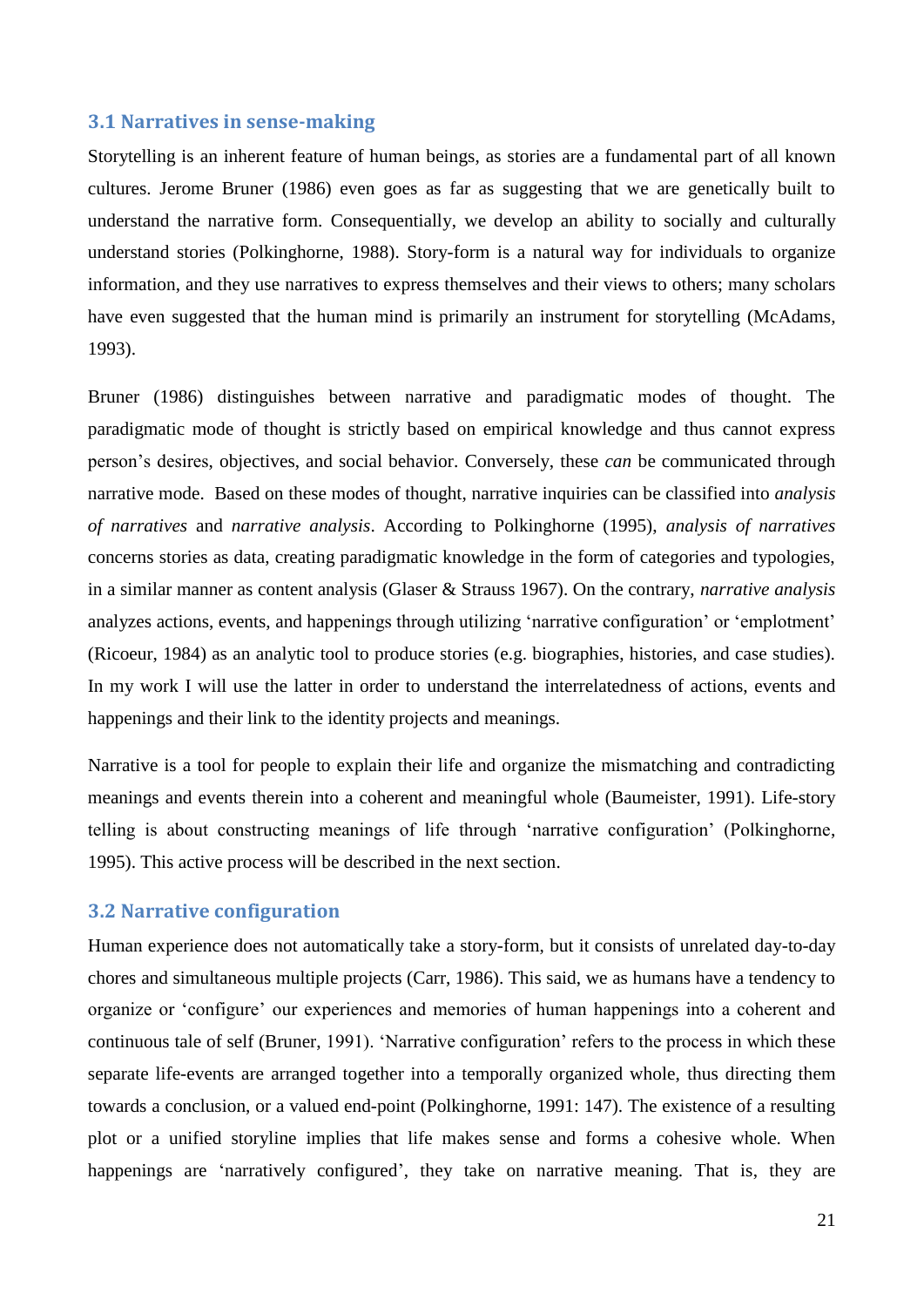### 3.1 Narratives in sense-making

Storytelling is an inherent feature of human beings, as stories are a fundamental part of all known cultures. Jerome Bruner (1986) even goes as far as suggesting that we are genetically built to understand the narrative form. Consequentially, we develop an ability to socially and culturally understand stories (Polkinghorne, 1988). Story-form is a natural way for individuals to organize information, and they use narratives to express themselves and their views to others; many scholars have even suggested that the human mind is primarily an instrument for storytelling (McAdams, 1993).

Bruner (1986) distinguishes between narrative and paradigmatic modes of thought. The paradigmatic mode of thought is strictly based on empirical knowledge and thus cannot express person's desires, objectives, and social behavior. Conversely, these *can* be communicated through narrative mode. Based on these modes of thought, narrative inquiries can be classified into *analysis of narratives* and *narrative analysis*. According to Polkinghorne (1995), *analysis of narratives* concerns stories as data, creating paradigmatic knowledge in the form of categories and typologies, in a similar manner as content analysis (Glaser & Strauss 1967). On the contrary, *narrative analysis* analyzes actions, events, and happenings through utilizing 'narrative configuration' or 'emplotment' (Ricoeur, 1984) as an analytic tool to produce stories (e.g. biographies, histories, and case studies). In my work I will use the latter in order to understand the interrelatedness of actions, events and happenings and their link to the identity projects and meanings.

Narrative is a tool for people to explain their life and organize the mismatching and contradicting meanings and events therein into a coherent and meaningful whole (Baumeister, 1991). Life-story telling is about constructing meanings of life through 'narrative configuration' (Polkinghorne, 1995). This active process will be described in the next section.

### 3.2 Narrative configuration

Human experience does not automatically take a story-form, but it consists of unrelated day-to-day chores and simultaneous multiple projects (Carr, 1986). This said, we as humans have a tendency to organize or 'configure' our experiences and memories of human happenings into a coherent and continuous tale of self (Bruner, 1991). 'Narrative configuration' refers to the process in which these separate life-events are arranged together into a temporally organized whole, thus directing them towards a conclusion, or a valued end-point (Polkinghorne, 1991: 147). The existence of a resulting plot or a unified storyline implies that life makes sense and forms a cohesive whole. When happenings are 'narratively configured', they take on narrative meaning. That is, they are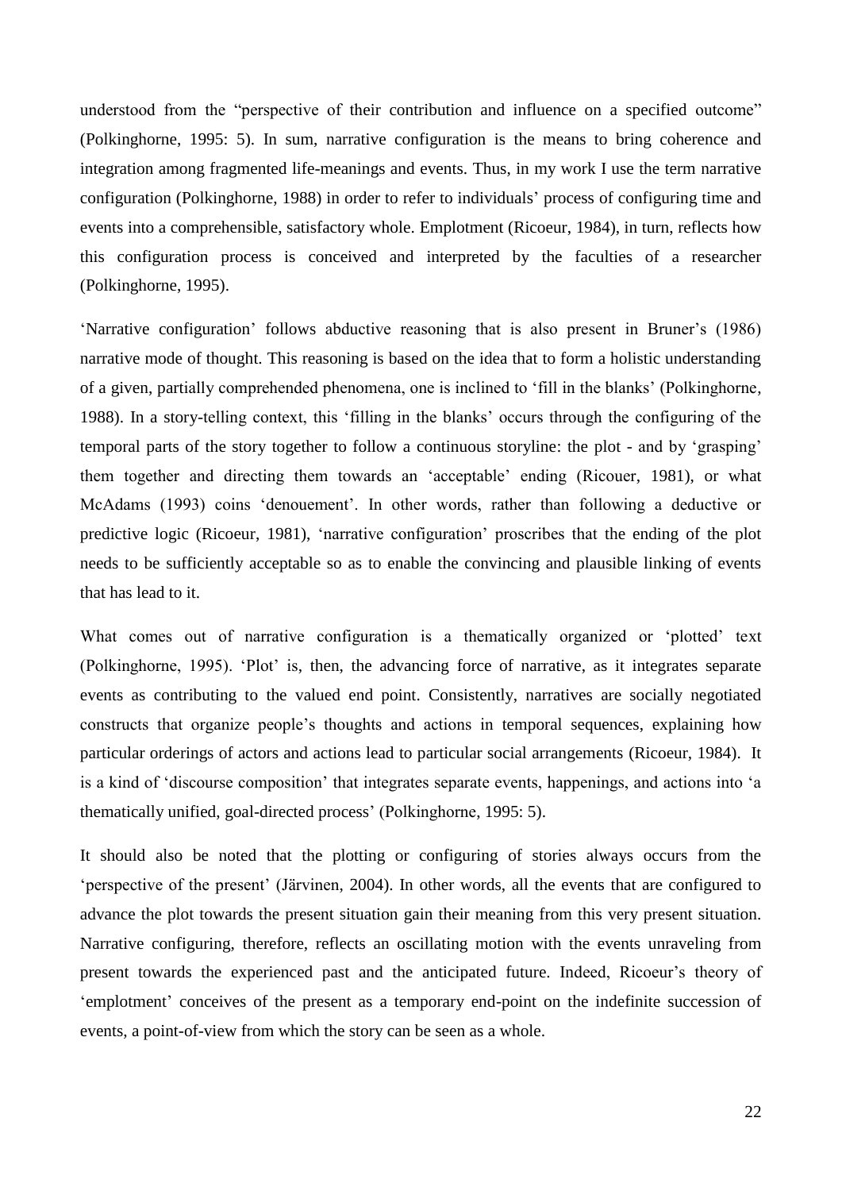understood from the "perspective of their contribution and influence on a specified outcome" (Polkinghorne, 1995: 5). In sum, narrative configuration is the means to bring coherence and integration among fragmented life-meanings and events. Thus, in my work I use the term narrative configuration (Polkinghorne, 1988) in order to refer to individuals' process of configuring time and events into a comprehensible, satisfactory whole. Emplotment (Ricoeur, 1984), in turn, reflects how this configuration process is conceived and interpreted by the faculties of a researcher (Polkinghorne, 1995).

'Narrative configuration' follows abductive reasoning that is also present in Bruner's (1986) narrative mode of thought. This reasoning is based on the idea that to form a holistic understanding of a given, partially comprehended phenomena, one is inclined to 'fill in the blanks' (Polkinghorne, 1988). In a story-telling context, this 'filling in the blanks' occurs through the configuring of the temporal parts of the story together to follow a continuous storyline: the plot - and by 'grasping' them together and directing them towards an 'acceptable' ending (Ricouer, 1981), or what McAdams (1993) coins 'denouement'. In other words, rather than following a deductive or predictive logic (Ricoeur, 1981), 'narrative configuration' proscribes that the ending of the plot needs to be sufficiently acceptable so as to enable the convincing and plausible linking of events that has lead to it.

What comes out of narrative configuration is a thematically organized or 'plotted' text (Polkinghorne, 1995). 'Plot' is, then, the advancing force of narrative, as it integrates separate events as contributing to the valued end point. Consistently, narratives are socially negotiated constructs that organize people's thoughts and actions in temporal sequences, explaining how particular orderings of actors and actions lead to particular social arrangements (Ricoeur, 1984). It is a kind of 'discourse composition' that integrates separate events, happenings, and actions into 'a thematically unified, goal-directed process' (Polkinghorne, 1995: 5).

It should also be noted that the plotting or configuring of stories always occurs from the 'perspective of the present' (Järvinen, 2004). In other words, all the events that are configured to advance the plot towards the present situation gain their meaning from this very present situation. Narrative configuring, therefore, reflects an oscillating motion with the events unraveling from present towards the experienced past and the anticipated future. Indeed, Ricoeur's theory of 'emplotment' conceives of the present as a temporary end-point on the indefinite succession of events, a point-of-view from which the story can be seen as a whole.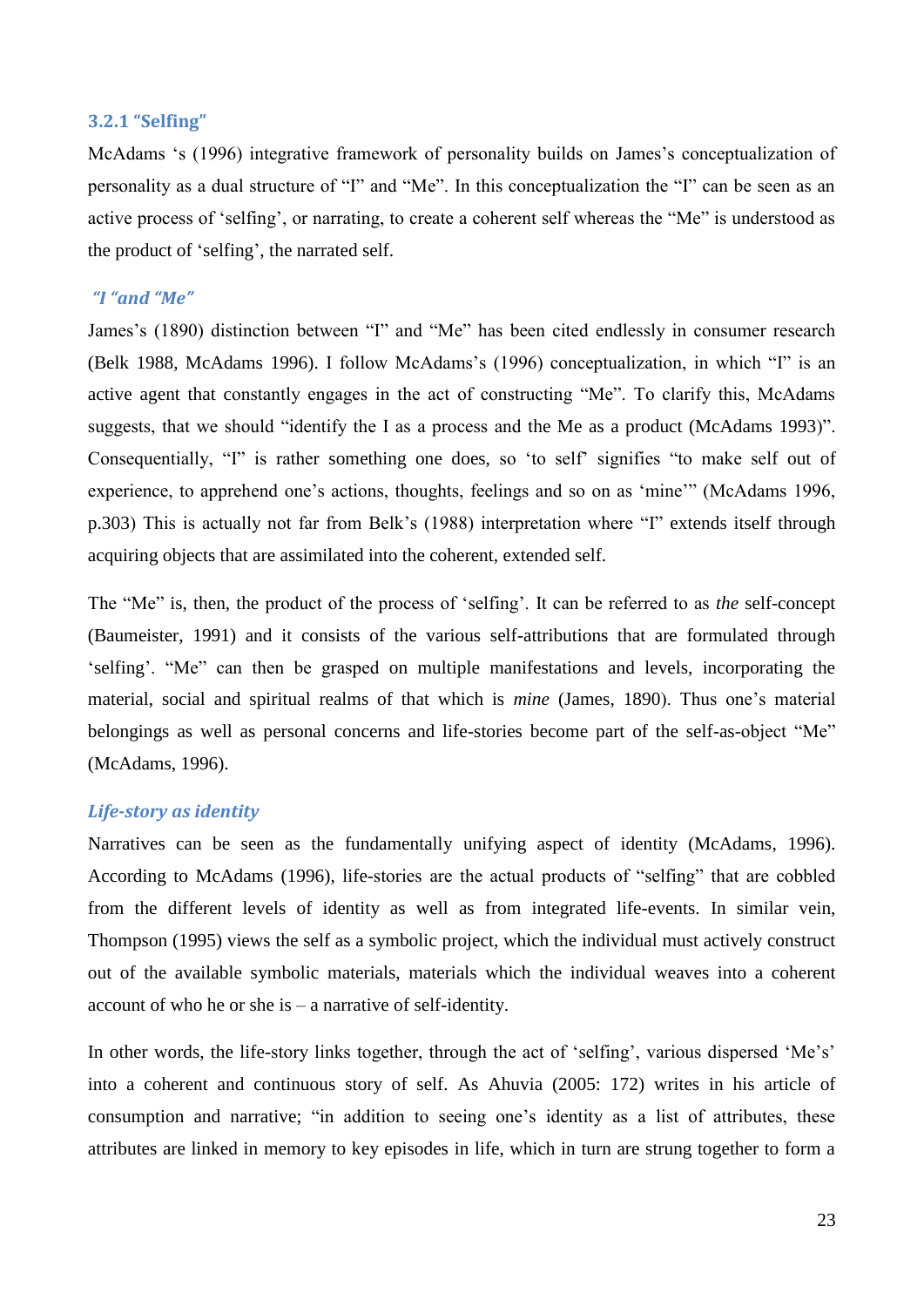### 3.2.1 "Selfing"

McAdams 's (1996) integrative framework of personality builds on James's conceptualization of personality as a dual structure of "I" and "Me". In this conceptualization the "I" can be seen as an active process of 'selfing', or narrating, to create a coherent self whereas the "Me" is understood as the product of 'selfing', the narrated self.

#### *"I "and "Me"*

James's (1890) distinction between "I" and "Me" has been cited endlessly in consumer research (Belk 1988, McAdams 1996). I follow McAdams's (1996) conceptualization, in which "I" is an active agent that constantly engages in the act of constructing "Me". To clarify this, McAdams suggests, that we should "identify the I as a process and the Me as a product (McAdams 1993)". Consequentially, "I" is rather something one does, so 'to self' signifies "to make self out of experience, to apprehend one's actions, thoughts, feelings and so on as 'mine'" (McAdams 1996, p.303) This is actually not far from Belk's (1988) interpretation where "I" extends itself through acquiring objects that are assimilated into the coherent, extended self.

The "Me" is, then, the product of the process of 'selfing'. It can be referred to as *the* self-concept (Baumeister, 1991) and it consists of the various self-attributions that are formulated through 'selfing'. "Me" can then be grasped on multiple manifestations and levels, incorporating the material, social and spiritual realms of that which is *mine* (James, 1890). Thus one's material belongings as well as personal concerns and life-stories become part of the self-as-object "Me" (McAdams, 1996).

#### *Life-story as identity*

Narratives can be seen as the fundamentally unifying aspect of identity (McAdams, 1996). According to McAdams (1996), life-stories are the actual products of "selfing" that are cobbled from the different levels of identity as well as from integrated life-events. In similar vein, Thompson (1995) views the self as a symbolic project, which the individual must actively construct out of the available symbolic materials, materials which the individual weaves into a coherent account of who he or she is – a narrative of self-identity.

In other words, the life-story links together, through the act of 'selfing', various dispersed 'Me's' into a coherent and continuous story of self. As Ahuvia (2005: 172) writes in his article of consumption and narrative; "in addition to seeing one's identity as a list of attributes, these attributes are linked in memory to key episodes in life, which in turn are strung together to form a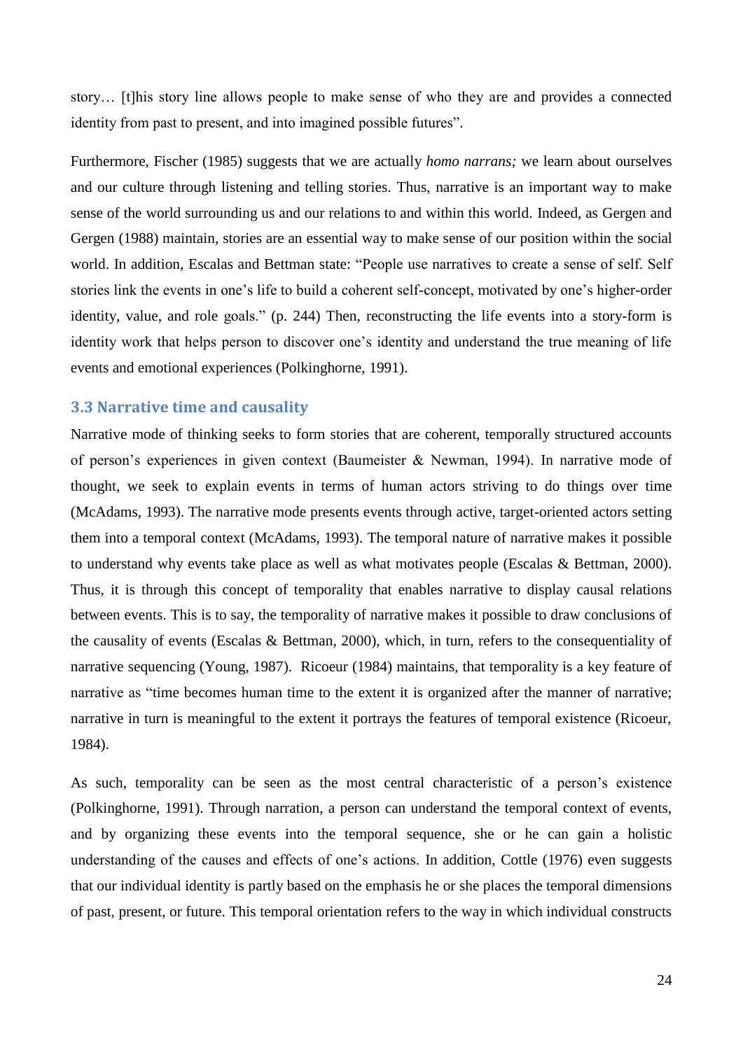story… [t]his story line allows people to make sense of who they are and provides a connected identity from past to present, and into imagined possible futures".

Furthermore, Fischer (1985) suggests that we are actually *homo narrans;* we learn about ourselves and our culture through listening and telling stories. Thus, narrative is an important way to make sense of the world surrounding us and our relations to and within this world. Indeed, as Gergen and Gergen (1988) maintain, stories are an essential way to make sense of our position within the social world. In addition, Escalas and Bettman state: "People use narratives to create a sense of self. Self stories link the events in one's life to build a coherent self-concept, motivated by one's higher-order identity, value, and role goals." (p. 244) Then, reconstructing the life events into a story-form is identity work that helps person to discover one's identity and understand the true meaning of life events and emotional experiences (Polkinghorne, 1991).

### 3.3 Narrative time and causality

Narrative mode of thinking seeks to form stories that are coherent, temporally structured accounts of person's experiences in given context (Baumeister & Newman, 1994). In narrative mode of thought, we seek to explain events in terms of human actors striving to do things over time (McAdams, 1993). The narrative mode presents events through active, target-oriented actors setting them into a temporal context (McAdams, 1993). The temporal nature of narrative makes it possible to understand why events take place as well as what motivates people (Escalas & Bettman, 2000). Thus, it is through this concept of temporality that enables narrative to display causal relations between events. This is to say, the temporality of narrative makes it possible to draw conclusions of the causality of events (Escalas & Bettman, 2000), which, in turn, refers to the consequentiality of narrative sequencing (Young, 1987). Ricoeur (1984) maintains, that temporality is a key feature of narrative as "time becomes human time to the extent it is organized after the manner of narrative; narrative in turn is meaningful to the extent it portrays the features of temporal existence (Ricoeur, 1984).

As such, temporality can be seen as the most central characteristic of a person's existence (Polkinghorne, 1991). Through narration, a person can understand the temporal context of events, and by organizing these events into the temporal sequence, she or he can gain a holistic understanding of the causes and effects of one's actions. In addition, Cottle (1976) even suggests that our individual identity is partly based on the emphasis he or she places the temporal dimensions of past, present, or future. This temporal orientation refers to the way in which individual constructs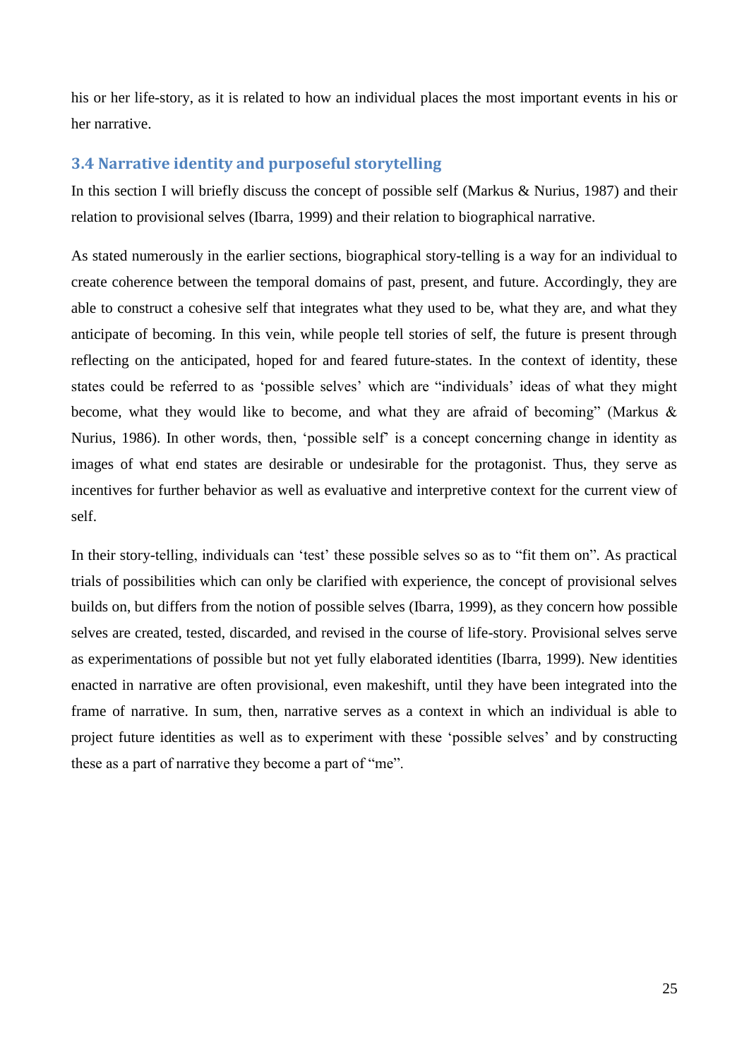his or her life-story, as it is related to how an individual places the most important events in his or her narrative.

### 3.4 Narrative identity and purposeful storytelling

In this section I will briefly discuss the concept of possible self (Markus & Nurius, 1987) and their relation to provisional selves (Ibarra, 1999) and their relation to biographical narrative.

As stated numerously in the earlier sections, biographical story-telling is a way for an individual to create coherence between the temporal domains of past, present, and future. Accordingly, they are able to construct a cohesive self that integrates what they used to be, what they are, and what they anticipate of becoming. In this vein, while people tell stories of self, the future is present through reflecting on the anticipated, hoped for and feared future-states. In the context of identity, these states could be referred to as 'possible selves' which are "individuals' ideas of what they might become, what they would like to become, and what they are afraid of becoming" (Markus & Nurius, 1986). In other words, then, 'possible self' is a concept concerning change in identity as images of what end states are desirable or undesirable for the protagonist. Thus, they serve as incentives for further behavior as well as evaluative and interpretive context for the current view of self.

In their story-telling, individuals can 'test' these possible selves so as to "fit them on". As practical trials of possibilities which can only be clarified with experience, the concept of provisional selves builds on, but differs from the notion of possible selves (Ibarra, 1999), as they concern how possible selves are created, tested, discarded, and revised in the course of life-story. Provisional selves serve as experimentations of possible but not yet fully elaborated identities (Ibarra, 1999). New identities enacted in narrative are often provisional, even makeshift, until they have been integrated into the frame of narrative. In sum, then, narrative serves as a context in which an individual is able to project future identities as well as to experiment with these 'possible selves' and by constructing these as a part of narrative they become a part of "me".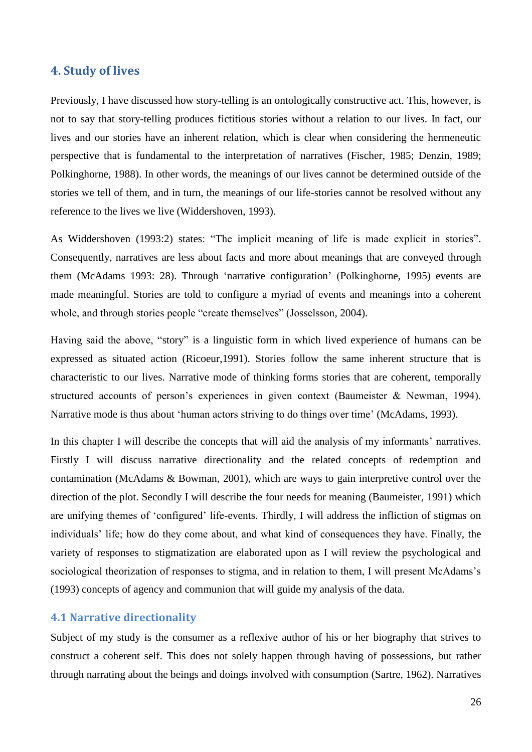## 4. Study of lives

Previously, I have discussed how story-telling is an ontologically constructive act. This, however, is not to say that story-telling produces fictitious stories without a relation to our lives. In fact, our lives and our stories have an inherent relation, which is clear when considering the hermeneutic perspective that is fundamental to the interpretation of narratives (Fischer, 1985; Denzin, 1989; Polkinghorne, 1988). In other words, the meanings of our lives cannot be determined outside of the stories we tell of them, and in turn, the meanings of our life-stories cannot be resolved without any reference to the lives we live (Widdershoven, 1993).

As Widdershoven (1993:2) states: "The implicit meaning of life is made explicit in stories". Consequently, narratives are less about facts and more about meanings that are conveyed through them (McAdams 1993: 28). Through 'narrative configuration' (Polkinghorne, 1995) events are made meaningful. Stories are told to configure a myriad of events and meanings into a coherent whole, and through stories people "create themselves" (Josselsson, 2004).

Having said the above, "story" is a linguistic form in which lived experience of humans can be expressed as situated action (Ricoeur,1991). Stories follow the same inherent structure that is characteristic to our lives. Narrative mode of thinking forms stories that are coherent, temporally structured accounts of person's experiences in given context (Baumeister & Newman, 1994). Narrative mode is thus about 'human actors striving to do things over time' (McAdams, 1993).

In this chapter I will describe the concepts that will aid the analysis of my informants' narratives. Firstly I will discuss narrative directionality and the related concepts of redemption and contamination (McAdams & Bowman, 2001), which are ways to gain interpretive control over the direction of the plot. Secondly I will describe the four needs for meaning (Baumeister, 1991) which are unifying themes of 'configured' life-events. Thirdly, I will address the infliction of stigmas on individuals' life; how do they come about, and what kind of consequences they have. Finally, the variety of responses to stigmatization are elaborated upon as I will review the psychological and sociological theorization of responses to stigma, and in relation to them, I will present McAdams's (1993) concepts of agency and communion that will guide my analysis of the data.

### 4.1 Narrative directionality

Subject of my study is the consumer as a reflexive author of his or her biography that strives to construct a coherent self. This does not solely happen through having of possessions, but rather through narrating about the beings and doings involved with consumption (Sartre, 1962). Narratives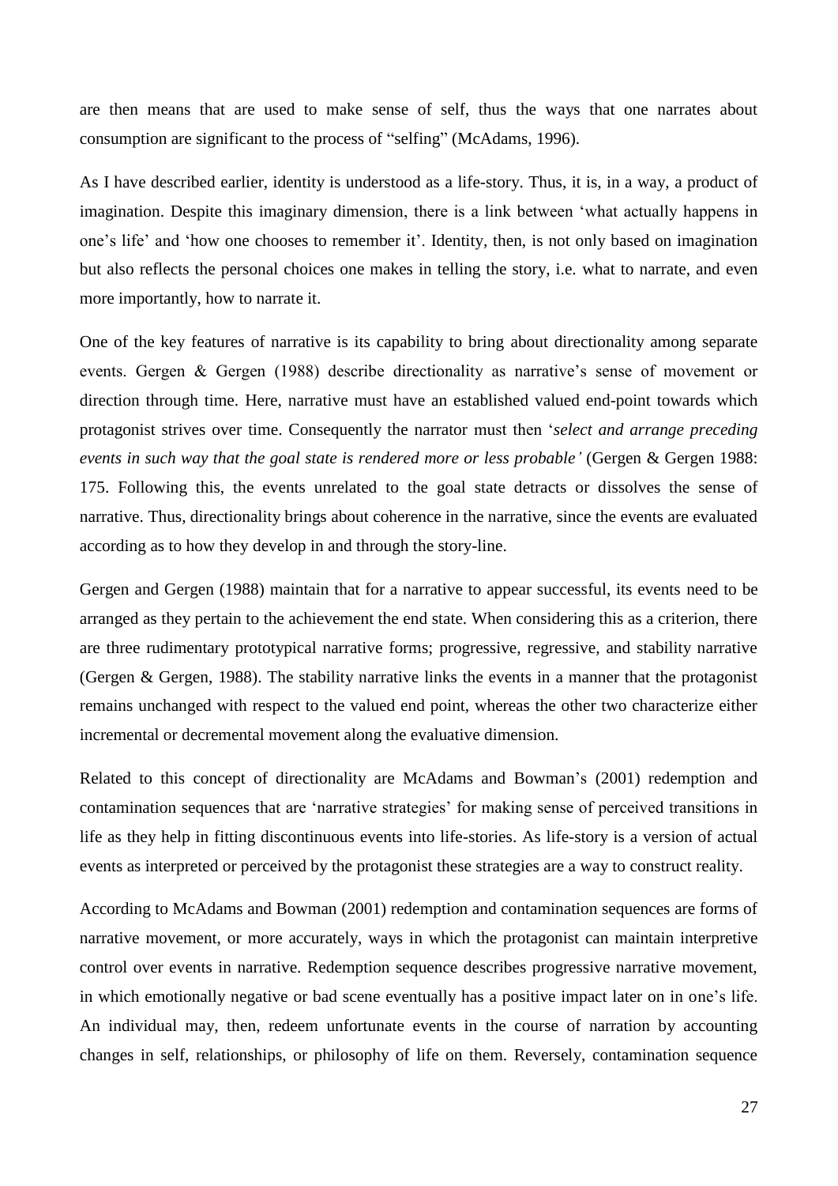are then means that are used to make sense of self, thus the ways that one narrates about consumption are significant to the process of "selfing" (McAdams, 1996).

As I have described earlier, identity is understood as a life-story. Thus, it is, in a way, a product of imagination. Despite this imaginary dimension, there is a link between 'what actually happens in one's life' and 'how one chooses to remember it'. Identity, then, is not only based on imagination but also reflects the personal choices one makes in telling the story, i.e. what to narrate, and even more importantly, how to narrate it.

One of the key features of narrative is its capability to bring about directionality among separate events. Gergen & Gergen (1988) describe directionality as narrative's sense of movement or direction through time. Here, narrative must have an established valued end-point towards which protagonist strives over time. Consequently the narrator must then '*select and arrange preceding events in such way that the goal state is rendered more or less probable'* (Gergen & Gergen 1988: 175. Following this, the events unrelated to the goal state detracts or dissolves the sense of narrative. Thus, directionality brings about coherence in the narrative, since the events are evaluated according as to how they develop in and through the story-line.

Gergen and Gergen (1988) maintain that for a narrative to appear successful, its events need to be arranged as they pertain to the achievement the end state. When considering this as a criterion, there are three rudimentary prototypical narrative forms; progressive, regressive, and stability narrative (Gergen & Gergen, 1988). The stability narrative links the events in a manner that the protagonist remains unchanged with respect to the valued end point, whereas the other two characterize either incremental or decremental movement along the evaluative dimension.

Related to this concept of directionality are McAdams and Bowman's (2001) redemption and contamination sequences that are 'narrative strategies' for making sense of perceived transitions in life as they help in fitting discontinuous events into life-stories. As life-story is a version of actual events as interpreted or perceived by the protagonist these strategies are a way to construct reality.

According to McAdams and Bowman (2001) redemption and contamination sequences are forms of narrative movement, or more accurately, ways in which the protagonist can maintain interpretive control over events in narrative. Redemption sequence describes progressive narrative movement, in which emotionally negative or bad scene eventually has a positive impact later on in one's life. An individual may, then, redeem unfortunate events in the course of narration by accounting changes in self, relationships, or philosophy of life on them. Reversely, contamination sequence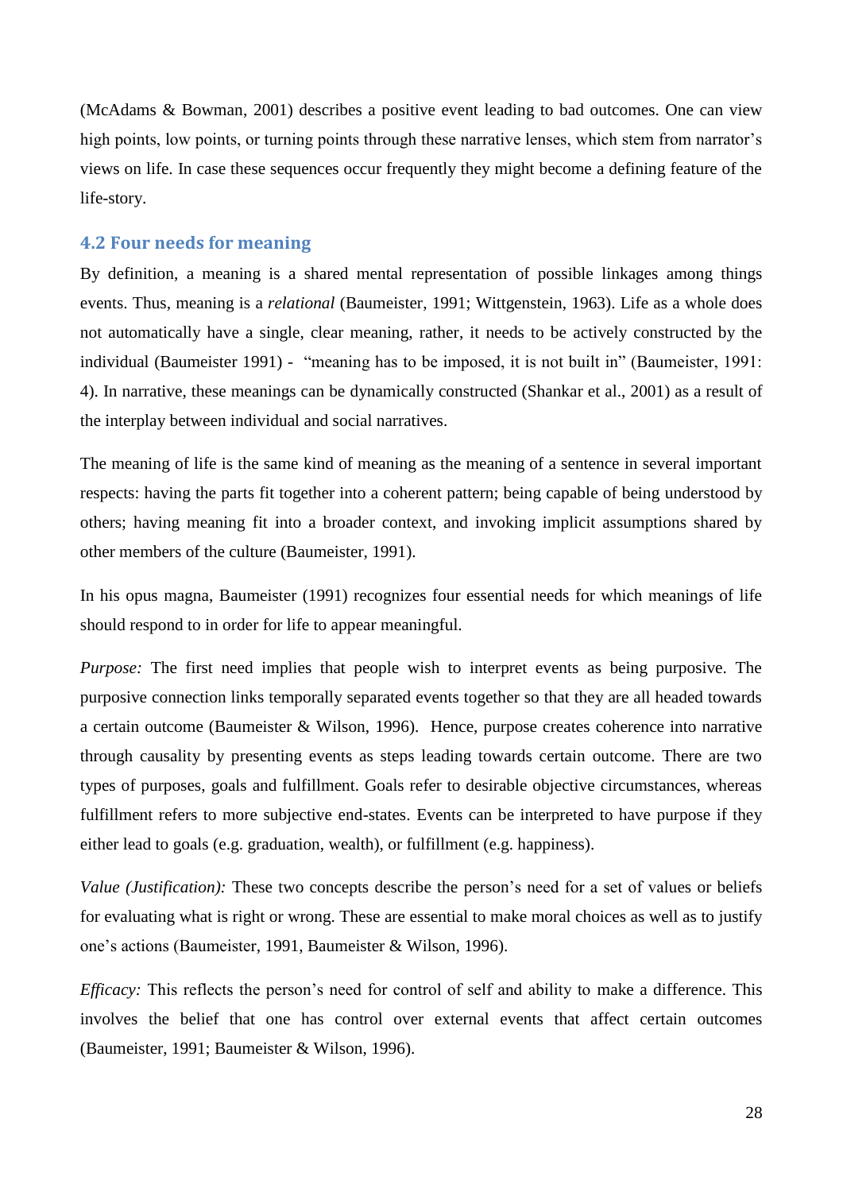(McAdams & Bowman, 2001) describes a positive event leading to bad outcomes. One can view high points, low points, or turning points through these narrative lenses, which stem from narrator's views on life. In case these sequences occur frequently they might become a defining feature of the life-story.

### 4.2 Four needs for meaning

By definition, a meaning is a shared mental representation of possible linkages among things events. Thus, meaning is a *relational* (Baumeister, 1991; Wittgenstein, 1963). Life as a whole does not automatically have a single, clear meaning, rather, it needs to be actively constructed by the individual (Baumeister 1991) - "meaning has to be imposed, it is not built in" (Baumeister, 1991: 4). In narrative, these meanings can be dynamically constructed (Shankar et al., 2001) as a result of the interplay between individual and social narratives.

The meaning of life is the same kind of meaning as the meaning of a sentence in several important respects: having the parts fit together into a coherent pattern; being capable of being understood by others; having meaning fit into a broader context, and invoking implicit assumptions shared by other members of the culture (Baumeister, 1991).

In his opus magna, Baumeister (1991) recognizes four essential needs for which meanings of life should respond to in order for life to appear meaningful.

*Purpose:* The first need implies that people wish to interpret events as being purposive. The purposive connection links temporally separated events together so that they are all headed towards a certain outcome (Baumeister & Wilson, 1996). Hence, purpose creates coherence into narrative through causality by presenting events as steps leading towards certain outcome. There are two types of purposes, goals and fulfillment. Goals refer to desirable objective circumstances, whereas fulfillment refers to more subjective end-states. Events can be interpreted to have purpose if they either lead to goals (e.g. graduation, wealth), or fulfillment (e.g. happiness).

*Value (Justification):* These two concepts describe the person's need for a set of values or beliefs for evaluating what is right or wrong. These are essential to make moral choices as well as to justify one's actions (Baumeister, 1991, Baumeister & Wilson, 1996).

*Efficacy:* This reflects the person's need for control of self and ability to make a difference. This involves the belief that one has control over external events that affect certain outcomes (Baumeister, 1991; Baumeister & Wilson, 1996).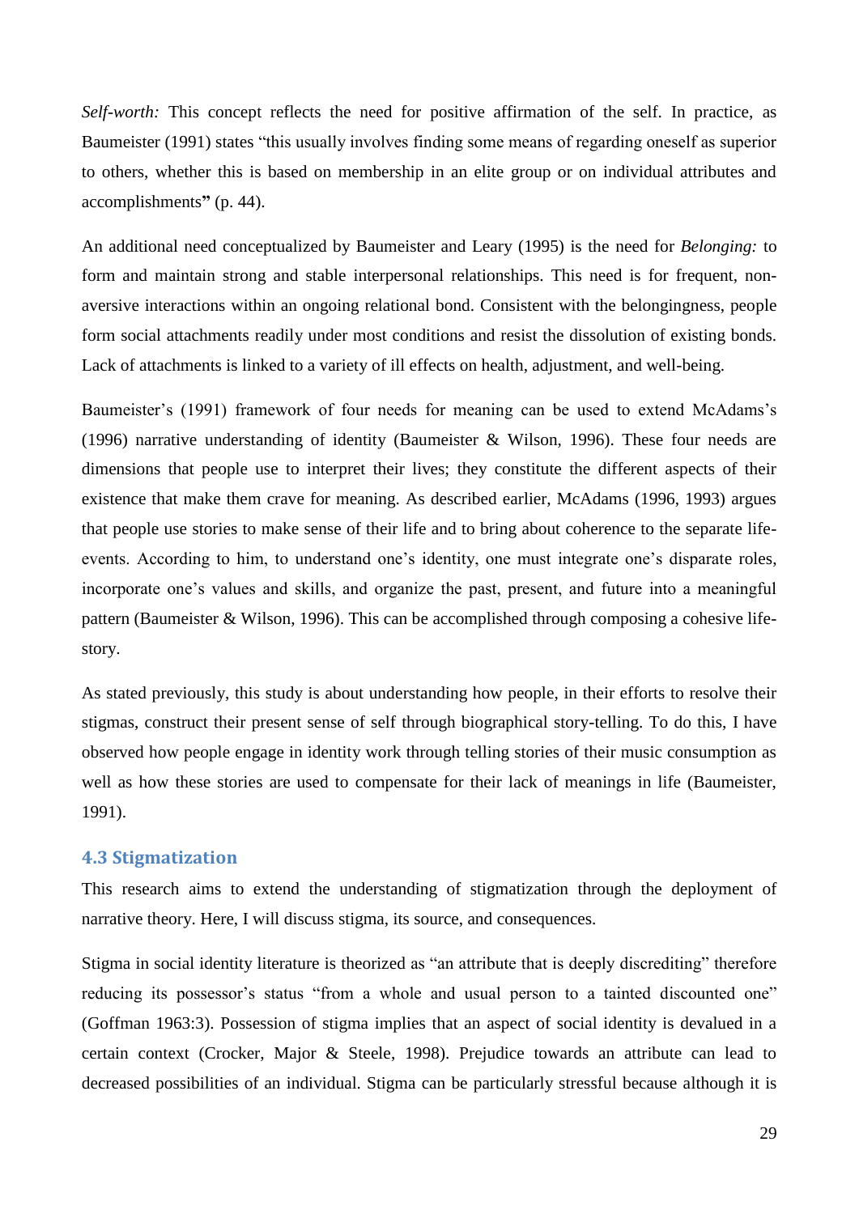*Self-worth:* This concept reflects the need for positive affirmation of the self. In practice, as Baumeister (1991) states "this usually involves finding some means of regarding oneself as superior to others, whether this is based on membership in an elite group or on individual attributes and accomplishments**"** (p. 44).

An additional need conceptualized by Baumeister and Leary (1995) is the need for *Belonging:* to form and maintain strong and stable interpersonal relationships. This need is for frequent, non-aversive interactions within an ongoing relational bond. Consistent with the belongingness, people form social attachments readily under most conditions and resist the dissolution of existing bonds. Lack of attachments is linked to a variety of ill effects on health, adjustment, and well-being.

Baumeister's (1991) framework of four needs for meaning can be used to extend McAdams's (1996) narrative understanding of identity (Baumeister & Wilson, 1996). These four needs are dimensions that people use to interpret their lives; they constitute the different aspects of their existence that make them crave for meaning. As described earlier, McAdams (1996, 1993) argues that people use stories to make sense of their life and to bring about coherence to the separate life-events. According to him, to understand one's identity, one must integrate one's disparate roles, incorporate one's values and skills, and organize the past, present, and future into a meaningful pattern (Baumeister & Wilson, 1996). This can be accomplished through composing a cohesive life-story.

As stated previously, this study is about understanding how people, in their efforts to resolve their stigmas, construct their present sense of self through biographical story-telling. To do this, I have observed how people engage in identity work through telling stories of their music consumption as well as how these stories are used to compensate for their lack of meanings in life (Baumeister, 1991).

### 4.3 Stigmatization

This research aims to extend the understanding of stigmatization through the deployment of narrative theory. Here, I will discuss stigma, its source, and consequences.

Stigma in social identity literature is theorized as "an attribute that is deeply discrediting" therefore reducing its possessor's status "from a whole and usual person to a tainted discounted one" (Goffman 1963:3). Possession of stigma implies that an aspect of social identity is devalued in a certain context (Crocker, Major & Steele, 1998). Prejudice towards an attribute can lead to decreased possibilities of an individual. Stigma can be particularly stressful because although it is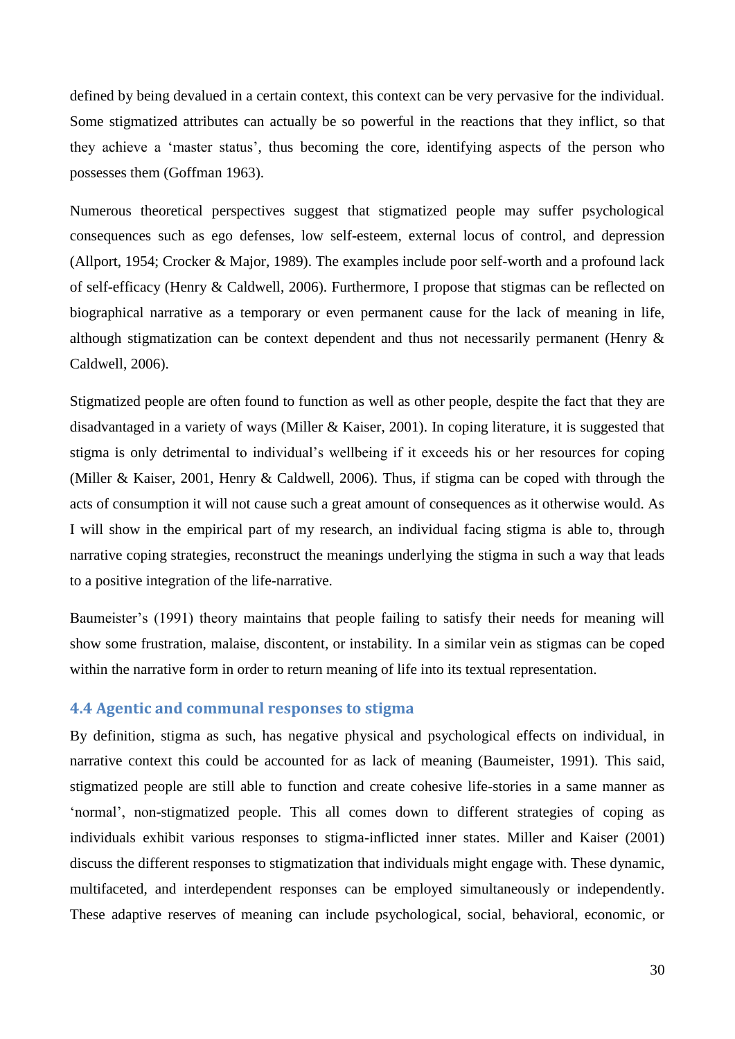defined by being devalued in a certain context, this context can be very pervasive for the individual. Some stigmatized attributes can actually be so powerful in the reactions that they inflict, so that they achieve a 'master status', thus becoming the core, identifying aspects of the person who possesses them (Goffman 1963).

Numerous theoretical perspectives suggest that stigmatized people may suffer psychological consequences such as ego defenses, low self-esteem, external locus of control, and depression (Allport, 1954; Crocker & Major, 1989). The examples include poor self-worth and a profound lack of self-efficacy (Henry & Caldwell, 2006). Furthermore, I propose that stigmas can be reflected on biographical narrative as a temporary or even permanent cause for the lack of meaning in life, although stigmatization can be context dependent and thus not necessarily permanent (Henry & Caldwell, 2006).

Stigmatized people are often found to function as well as other people, despite the fact that they are disadvantaged in a variety of ways (Miller & Kaiser, 2001). In coping literature, it is suggested that stigma is only detrimental to individual's wellbeing if it exceeds his or her resources for coping (Miller & Kaiser, 2001, Henry & Caldwell, 2006). Thus, if stigma can be coped with through the acts of consumption it will not cause such a great amount of consequences as it otherwise would. As I will show in the empirical part of my research, an individual facing stigma is able to, through narrative coping strategies, reconstruct the meanings underlying the stigma in such a way that leads to a positive integration of the life-narrative.

Baumeister's (1991) theory maintains that people failing to satisfy their needs for meaning will show some frustration, malaise, discontent, or instability. In a similar vein as stigmas can be coped within the narrative form in order to return meaning of life into its textual representation.

### 4.4 Agentic and communal responses to stigma

By definition, stigma as such, has negative physical and psychological effects on individual, in narrative context this could be accounted for as lack of meaning (Baumeister, 1991). This said, stigmatized people are still able to function and create cohesive life-stories in a same manner as 'normal', non-stigmatized people. This all comes down to different strategies of coping as individuals exhibit various responses to stigma-inflicted inner states. Miller and Kaiser (2001) discuss the different responses to stigmatization that individuals might engage with. These dynamic, multifaceted, and interdependent responses can be employed simultaneously or independently. These adaptive reserves of meaning can include psychological, social, behavioral, economic, or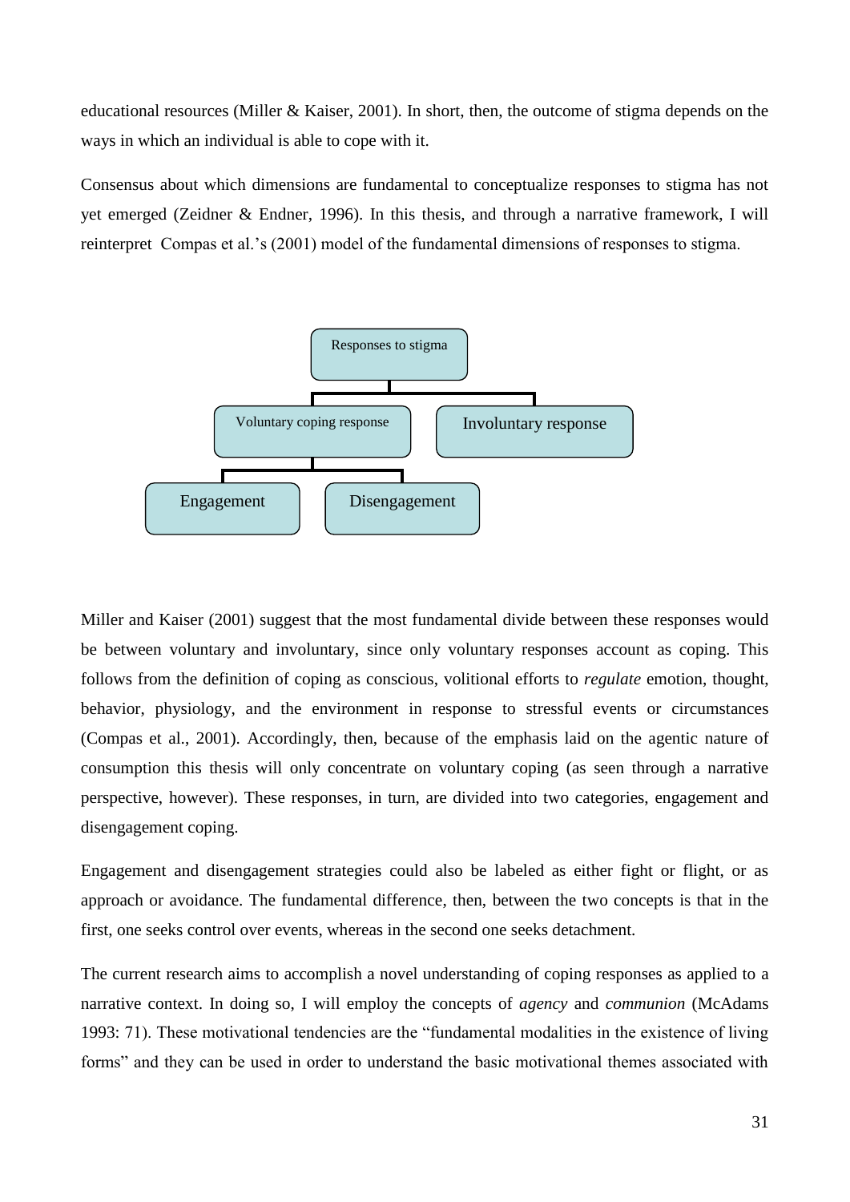educational resources (Miller & Kaiser, 2001). In short, then, the outcome of stigma depends on the ways in which an individual is able to cope with it.

Consensus about which dimensions are fundamental to conceptualize responses to stigma has not yet emerged (Zeidner & Endner, 1996). In this thesis, and through a narrative framework, I will reinterpret Compas et al.'s (2001) model of the fundamental dimensions of responses to stigma.

- Responses to stigma
  - Voluntary coping response
    - Engagement
    - Disengagement
  - Involuntary response

Miller and Kaiser (2001) suggest that the most fundamental divide between these responses would be between voluntary and involuntary, since only voluntary responses account as coping. This follows from the definition of coping as conscious, volitional efforts to *regulate* emotion, thought, behavior, physiology, and the environment in response to stressful events or circumstances (Compas et al., 2001). Accordingly, then, because of the emphasis laid on the agentic nature of consumption this thesis will only concentrate on voluntary coping (as seen through a narrative perspective, however). These responses, in turn, are divided into two categories, engagement and disengagement coping.

Engagement and disengagement strategies could also be labeled as either fight or flight, or as approach or avoidance. The fundamental difference, then, between the two concepts is that in the first, one seeks control over events, whereas in the second one seeks detachment.

The current research aims to accomplish a novel understanding of coping responses as applied to a narrative context. In doing so, I will employ the concepts of *agency* and *communion* (McAdams 1993: 71). These motivational tendencies are the "fundamental modalities in the existence of living forms" and they can be used in order to understand the basic motivational themes associated with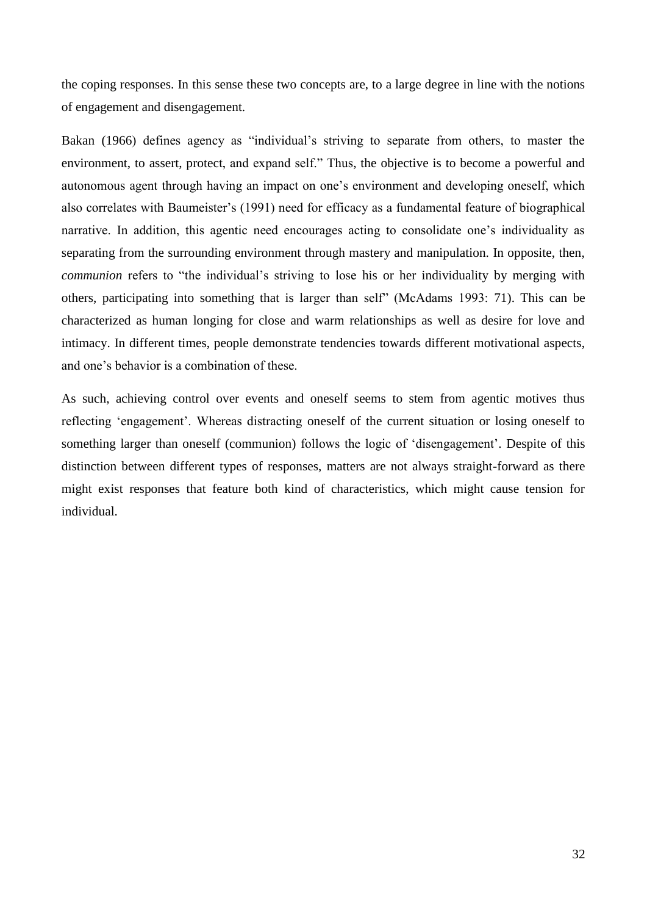the coping responses. In this sense these two concepts are, to a large degree in line with the notions of engagement and disengagement.

Bakan (1966) defines agency as "individual's striving to separate from others, to master the environment, to assert, protect, and expand self." Thus, the objective is to become a powerful and autonomous agent through having an impact on one's environment and developing oneself, which also correlates with Baumeister's (1991) need for efficacy as a fundamental feature of biographical narrative. In addition, this agentic need encourages acting to consolidate one's individuality as separating from the surrounding environment through mastery and manipulation. In opposite, then, *communion* refers to "the individual's striving to lose his or her individuality by merging with others, participating into something that is larger than self" (McAdams 1993: 71). This can be characterized as human longing for close and warm relationships as well as desire for love and intimacy. In different times, people demonstrate tendencies towards different motivational aspects, and one's behavior is a combination of these.

As such, achieving control over events and oneself seems to stem from agentic motives thus reflecting 'engagement'. Whereas distracting oneself of the current situation or losing oneself to something larger than oneself (communion) follows the logic of 'disengagement'. Despite of this distinction between different types of responses, matters are not always straight-forward as there might exist responses that feature both kind of characteristics, which might cause tension for individual.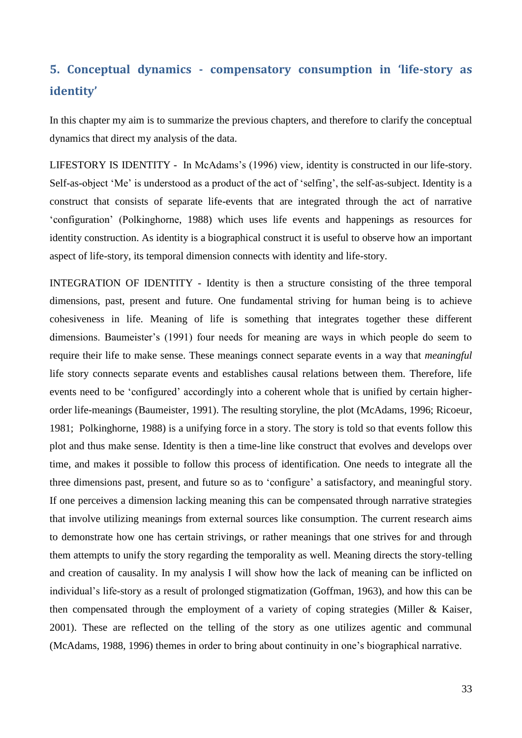## 5. Conceptual dynamics - compensatory consumption in 'life-story as identity'

In this chapter my aim is to summarize the previous chapters, and therefore to clarify the conceptual dynamics that direct my analysis of the data.

LIFESTORY IS IDENTITY - In McAdams's (1996) view, identity is constructed in our life-story. Self-as-object 'Me' is understood as a product of the act of 'selfing', the self-as-subject. Identity is a construct that consists of separate life-events that are integrated through the act of narrative 'configuration' (Polkinghorne, 1988) which uses life events and happenings as resources for identity construction. As identity is a biographical construct it is useful to observe how an important aspect of life-story, its temporal dimension connects with identity and life-story.

INTEGRATION OF IDENTITY - Identity is then a structure consisting of the three temporal dimensions, past, present and future. One fundamental striving for human being is to achieve cohesiveness in life. Meaning of life is something that integrates together these different dimensions. Baumeister's (1991) four needs for meaning are ways in which people do seem to require their life to make sense. These meanings connect separate events in a way that *meaningful* life story connects separate events and establishes causal relations between them. Therefore, life events need to be 'configured' accordingly into a coherent whole that is unified by certain higher-order life-meanings (Baumeister, 1991). The resulting storyline, the plot (McAdams, 1996; Ricoeur, 1981; Polkinghorne, 1988) is a unifying force in a story. The story is told so that events follow this plot and thus make sense. Identity is then a time-line like construct that evolves and develops over time, and makes it possible to follow this process of identification. One needs to integrate all the three dimensions past, present, and future so as to 'configure' a satisfactory, and meaningful story. If one perceives a dimension lacking meaning this can be compensated through narrative strategies that involve utilizing meanings from external sources like consumption. The current research aims to demonstrate how one has certain strivings, or rather meanings that one strives for and through them attempts to unify the story regarding the temporality as well. Meaning directs the story-telling and creation of causality. In my analysis I will show how the lack of meaning can be inflicted on individual's life-story as a result of prolonged stigmatization (Goffman, 1963), and how this can be then compensated through the employment of a variety of coping strategies (Miller & Kaiser, 2001). These are reflected on the telling of the story as one utilizes agentic and communal (McAdams, 1988, 1996) themes in order to bring about continuity in one's biographical narrative.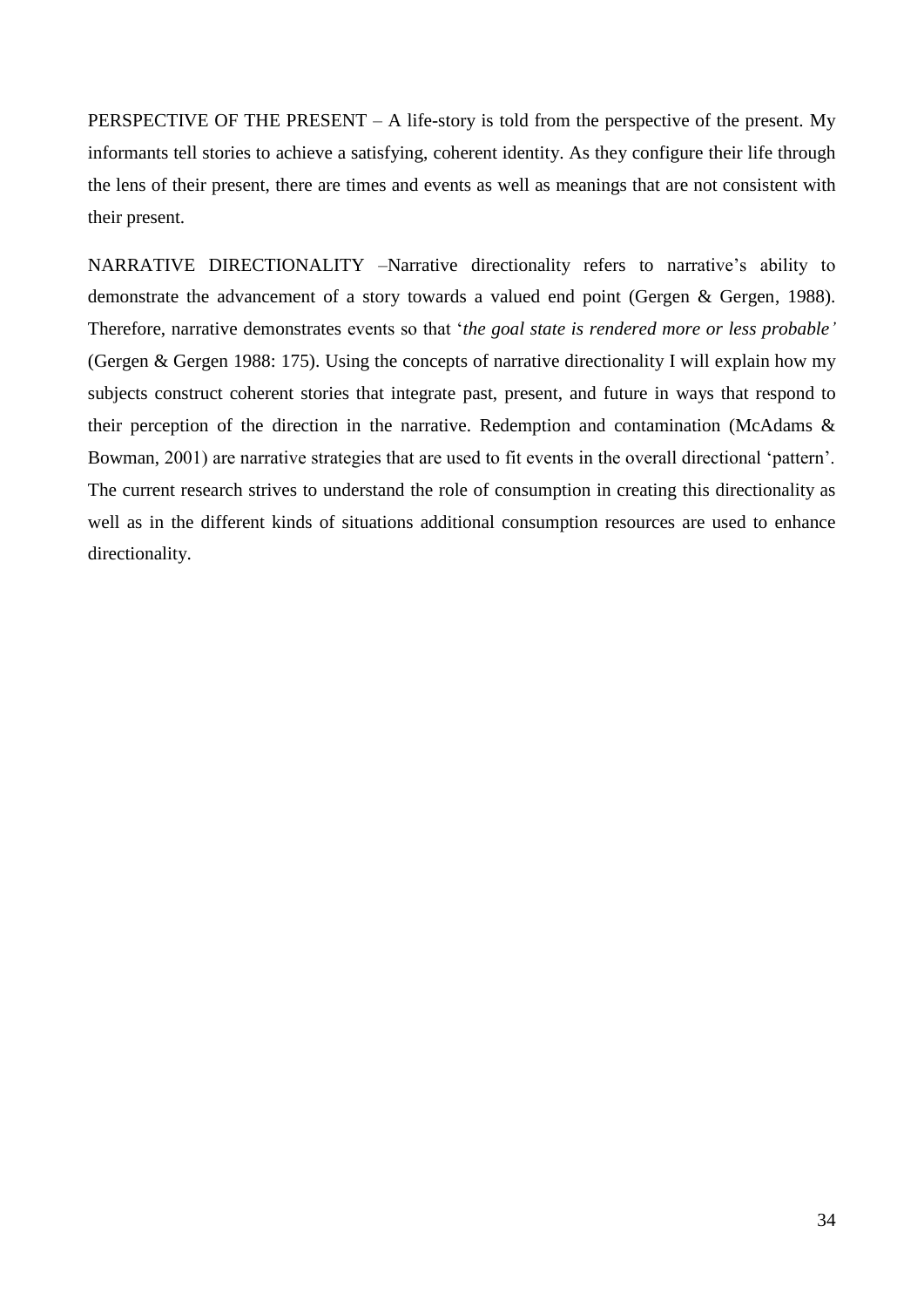PERSPECTIVE OF THE PRESENT – A life-story is told from the perspective of the present. My informants tell stories to achieve a satisfying, coherent identity. As they configure their life through the lens of their present, there are times and events as well as meanings that are not consistent with their present.

NARRATIVE DIRECTIONALITY –Narrative directionality refers to narrative's ability to demonstrate the advancement of a story towards a valued end point (Gergen & Gergen, 1988). Therefore, narrative demonstrates events so that '*the goal state is rendered more or less probable'* (Gergen & Gergen 1988: 175). Using the concepts of narrative directionality I will explain how my subjects construct coherent stories that integrate past, present, and future in ways that respond to their perception of the direction in the narrative. Redemption and contamination (McAdams & Bowman, 2001) are narrative strategies that are used to fit events in the overall directional 'pattern'. The current research strives to understand the role of consumption in creating this directionality as well as in the different kinds of situations additional consumption resources are used to enhance directionality.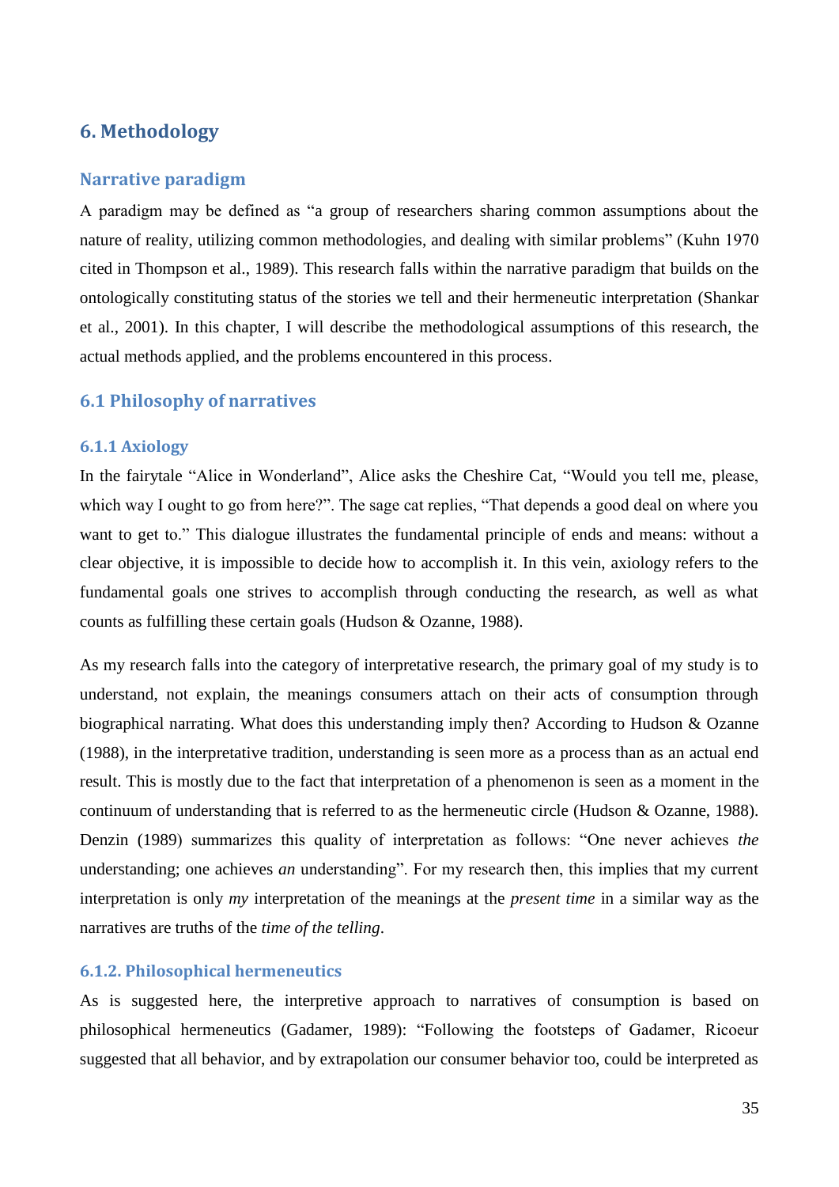# 6. Methodology

## Narrative paradigm

A paradigm may be defined as "a group of researchers sharing common assumptions about the nature of reality, utilizing common methodologies, and dealing with similar problems" (Kuhn 1970 cited in Thompson et al., 1989). This research falls within the narrative paradigm that builds on the ontologically constituting status of the stories we tell and their hermeneutic interpretation (Shankar et al., 2001). In this chapter, I will describe the methodological assumptions of this research, the actual methods applied, and the problems encountered in this process.

## 6.1 Philosophy of narratives

### 6.1.1 Axiology

In the fairytale "Alice in Wonderland", Alice asks the Cheshire Cat, "Would you tell me, please, which way I ought to go from here?". The sage cat replies, "That depends a good deal on where you want to get to." This dialogue illustrates the fundamental principle of ends and means: without a clear objective, it is impossible to decide how to accomplish it. In this vein, axiology refers to the fundamental goals one strives to accomplish through conducting the research, as well as what counts as fulfilling these certain goals (Hudson & Ozanne, 1988).

As my research falls into the category of interpretative research, the primary goal of my study is to understand, not explain, the meanings consumers attach on their acts of consumption through biographical narrating. What does this understanding imply then? According to Hudson & Ozanne (1988), in the interpretative tradition, understanding is seen more as a process than as an actual end result. This is mostly due to the fact that interpretation of a phenomenon is seen as a moment in the continuum of understanding that is referred to as the hermeneutic circle (Hudson & Ozanne, 1988). Denzin (1989) summarizes this quality of interpretation as follows: "One never achieves *the* understanding; one achieves *an* understanding". For my research then, this implies that my current interpretation is only *my* interpretation of the meanings at the *present time* in a similar way as the narratives are truths of the *time of the telling*.

### 6.1.2. Philosophical hermeneutics

As is suggested here, the interpretive approach to narratives of consumption is based on philosophical hermeneutics (Gadamer, 1989): "Following the footsteps of Gadamer, Ricoeur suggested that all behavior, and by extrapolation our consumer behavior too, could be interpreted as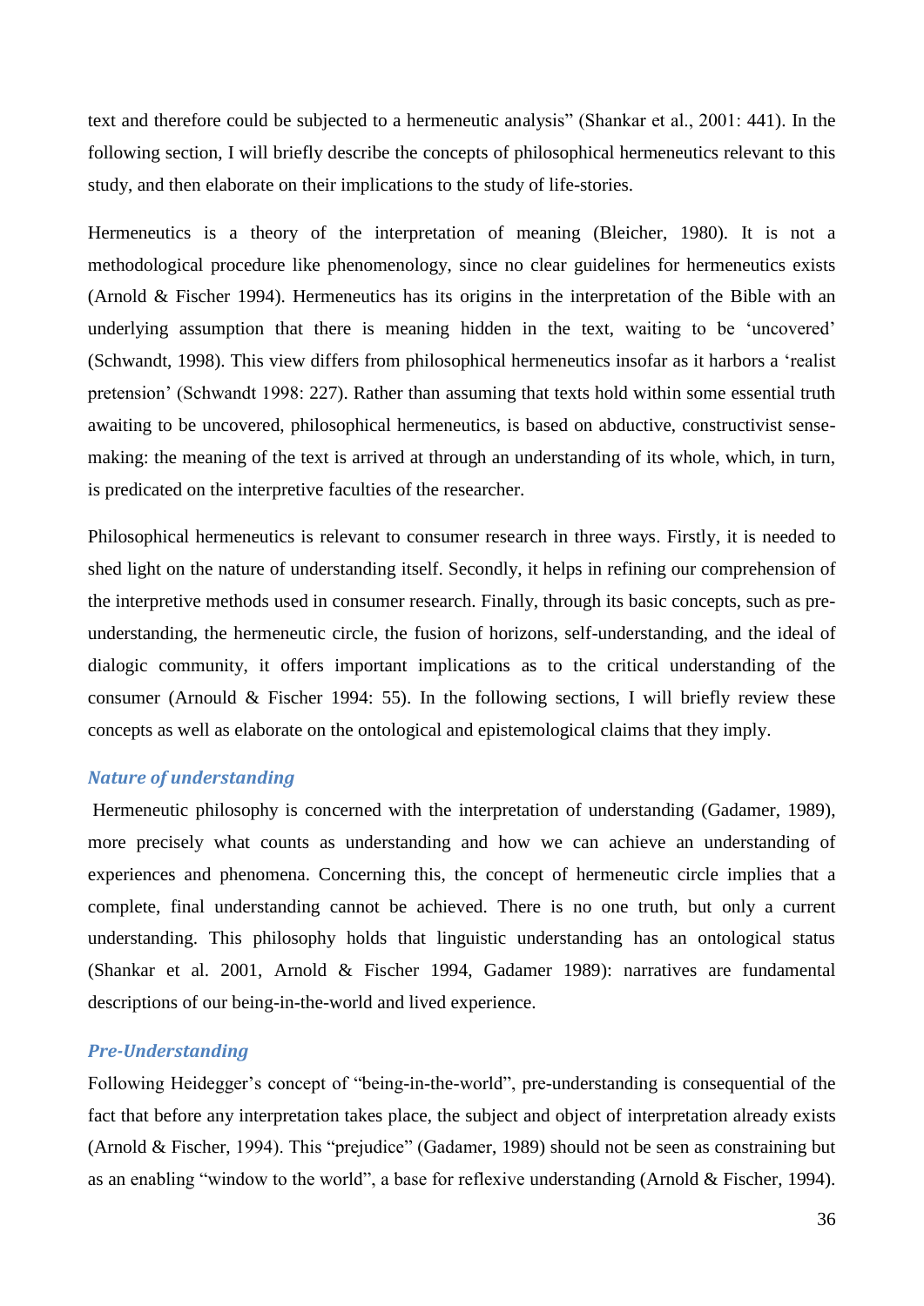text and therefore could be subjected to a hermeneutic analysis" (Shankar et al., 2001: 441). In the following section, I will briefly describe the concepts of philosophical hermeneutics relevant to this study, and then elaborate on their implications to the study of life-stories.

Hermeneutics is a theory of the interpretation of meaning (Bleicher, 1980). It is not a methodological procedure like phenomenology, since no clear guidelines for hermeneutics exists (Arnold & Fischer 1994). Hermeneutics has its origins in the interpretation of the Bible with an underlying assumption that there is meaning hidden in the text, waiting to be 'uncovered' (Schwandt, 1998). This view differs from philosophical hermeneutics insofar as it harbors a 'realist pretension' (Schwandt 1998: 227). Rather than assuming that texts hold within some essential truth awaiting to be uncovered, philosophical hermeneutics, is based on abductive, constructivist sense-making: the meaning of the text is arrived at through an understanding of its whole, which, in turn, is predicated on the interpretive faculties of the researcher.

Philosophical hermeneutics is relevant to consumer research in three ways. Firstly, it is needed to shed light on the nature of understanding itself. Secondly, it helps in refining our comprehension of the interpretive methods used in consumer research. Finally, through its basic concepts, such as pre-understanding, the hermeneutic circle, the fusion of horizons, self-understanding, and the ideal of dialogic community, it offers important implications as to the critical understanding of the consumer (Arnould & Fischer 1994: 55). In the following sections, I will briefly review these concepts as well as elaborate on the ontological and epistemological claims that they imply.

### *Nature of understanding*

Hermeneutic philosophy is concerned with the interpretation of understanding (Gadamer, 1989), more precisely what counts as understanding and how we can achieve an understanding of experiences and phenomena. Concerning this, the concept of hermeneutic circle implies that a complete, final understanding cannot be achieved. There is no one truth, but only a current understanding. This philosophy holds that linguistic understanding has an ontological status (Shankar et al. 2001, Arnold & Fischer 1994, Gadamer 1989): narratives are fundamental descriptions of our being-in-the-world and lived experience.

### *Pre-Understanding*

Following Heidegger's concept of "being-in-the-world", pre-understanding is consequential of the fact that before any interpretation takes place, the subject and object of interpretation already exists (Arnold & Fischer, 1994). This "prejudice" (Gadamer, 1989) should not be seen as constraining but as an enabling "window to the world", a base for reflexive understanding (Arnold & Fischer, 1994).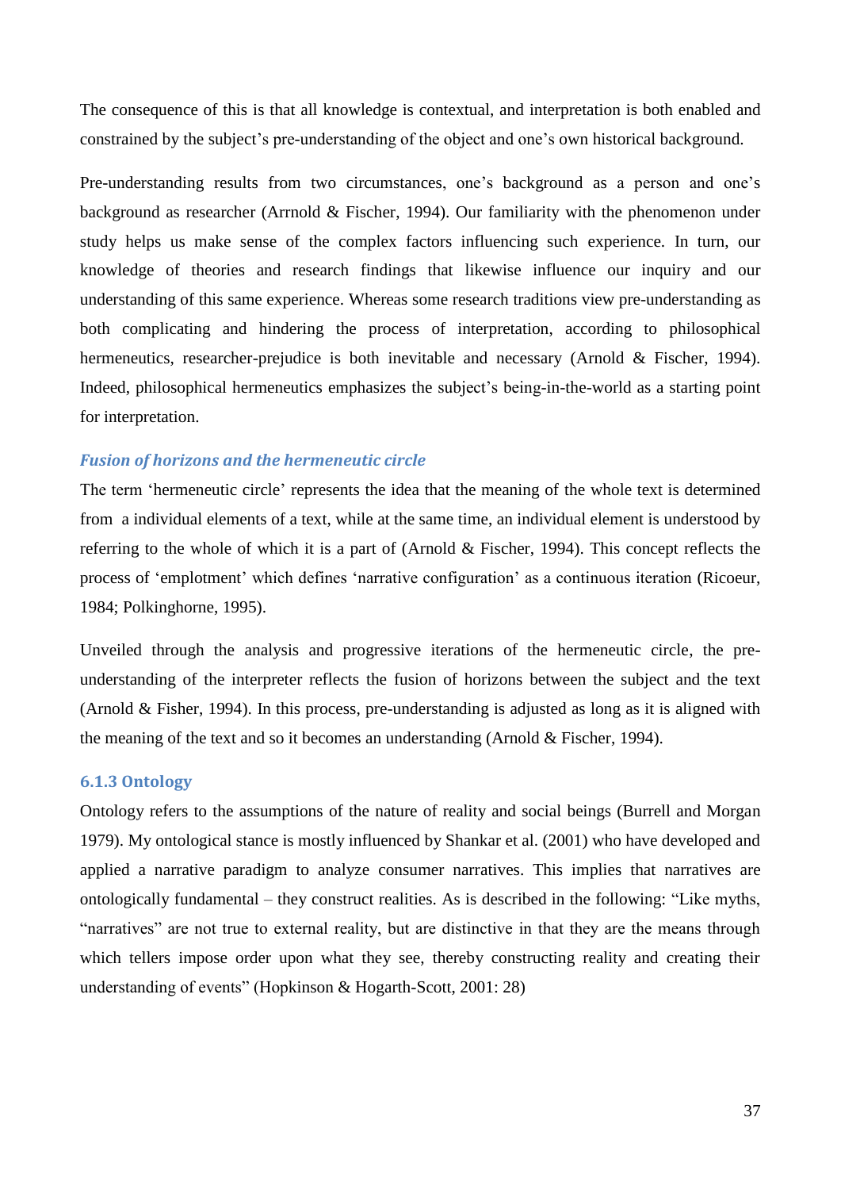The consequence of this is that all knowledge is contextual, and interpretation is both enabled and constrained by the subject's pre-understanding of the object and one's own historical background.

Pre-understanding results from two circumstances, one's background as a person and one's background as researcher (Arrnold & Fischer, 1994). Our familiarity with the phenomenon under study helps us make sense of the complex factors influencing such experience. In turn, our knowledge of theories and research findings that likewise influence our inquiry and our understanding of this same experience. Whereas some research traditions view pre-understanding as both complicating and hindering the process of interpretation, according to philosophical hermeneutics, researcher-prejudice is both inevitable and necessary (Arnold & Fischer, 1994). Indeed, philosophical hermeneutics emphasizes the subject's being-in-the-world as a starting point for interpretation.

#### *Fusion of horizons and the hermeneutic circle*

The term 'hermeneutic circle' represents the idea that the meaning of the whole text is determined from a individual elements of a text, while at the same time, an individual element is understood by referring to the whole of which it is a part of (Arnold & Fischer, 1994). This concept reflects the process of 'emplotment' which defines 'narrative configuration' as a continuous iteration (Ricoeur, 1984; Polkinghorne, 1995).

Unveiled through the analysis and progressive iterations of the hermeneutic circle, the pre-understanding of the interpreter reflects the fusion of horizons between the subject and the text (Arnold & Fisher, 1994). In this process, pre-understanding is adjusted as long as it is aligned with the meaning of the text and so it becomes an understanding (Arnold & Fischer, 1994).

### 6.1.3 Ontology

Ontology refers to the assumptions of the nature of reality and social beings (Burrell and Morgan 1979). My ontological stance is mostly influenced by Shankar et al. (2001) who have developed and applied a narrative paradigm to analyze consumer narratives. This implies that narratives are ontologically fundamental – they construct realities. As is described in the following: "Like myths, "narratives" are not true to external reality, but are distinctive in that they are the means through which tellers impose order upon what they see, thereby constructing reality and creating their understanding of events" (Hopkinson & Hogarth-Scott, 2001: 28)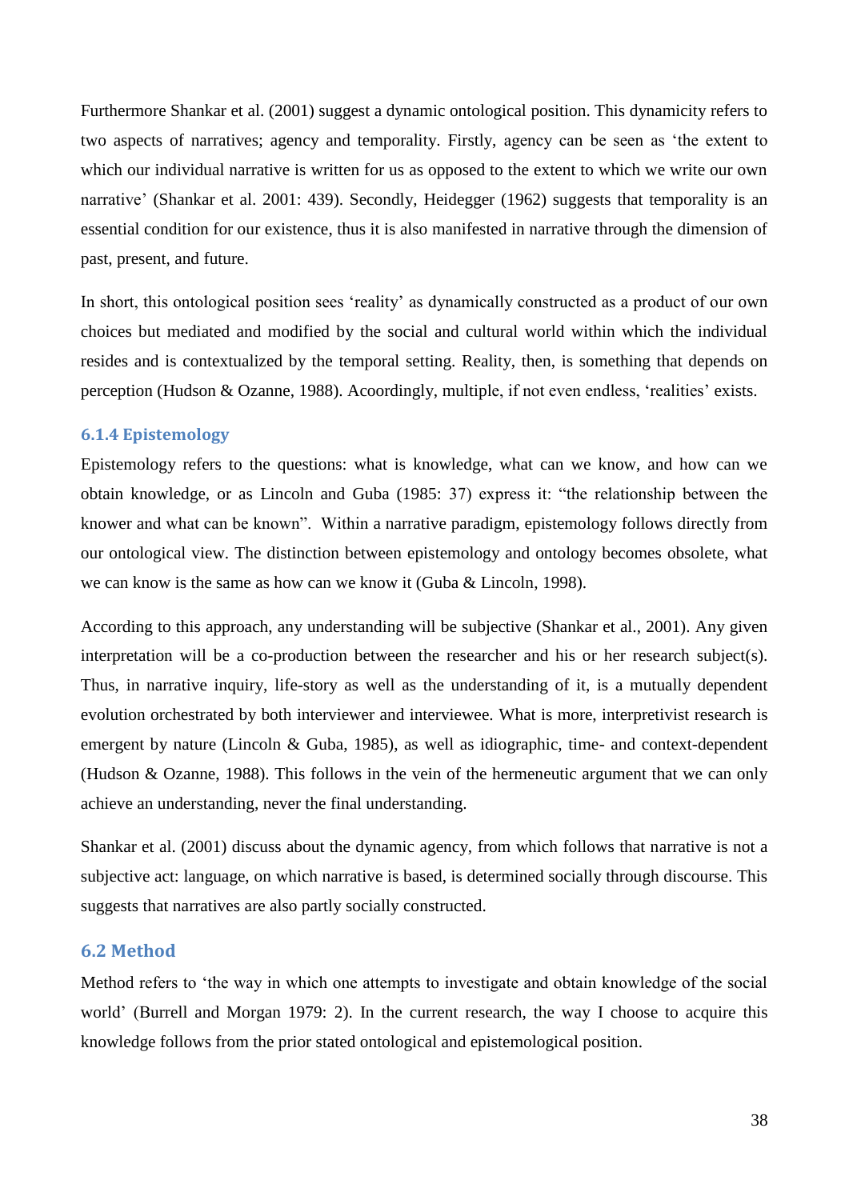Furthermore Shankar et al. (2001) suggest a dynamic ontological position. This dynamicity refers to two aspects of narratives; agency and temporality. Firstly, agency can be seen as 'the extent to which our individual narrative is written for us as opposed to the extent to which we write our own narrative' (Shankar et al. 2001: 439). Secondly, Heidegger (1962) suggests that temporality is an essential condition for our existence, thus it is also manifested in narrative through the dimension of past, present, and future.

In short, this ontological position sees 'reality' as dynamically constructed as a product of our own choices but mediated and modified by the social and cultural world within which the individual resides and is contextualized by the temporal setting. Reality, then, is something that depends on perception (Hudson & Ozanne, 1988). Acoordingly, multiple, if not even endless, 'realities' exists.

### 6.1.4 Epistemology

Epistemology refers to the questions: what is knowledge, what can we know, and how can we obtain knowledge, or as Lincoln and Guba (1985: 37) express it: "the relationship between the knower and what can be known". Within a narrative paradigm, epistemology follows directly from our ontological view. The distinction between epistemology and ontology becomes obsolete, what we can know is the same as how can we know it (Guba & Lincoln, 1998).

According to this approach, any understanding will be subjective (Shankar et al., 2001). Any given interpretation will be a co-production between the researcher and his or her research subject(s). Thus, in narrative inquiry, life-story as well as the understanding of it, is a mutually dependent evolution orchestrated by both interviewer and interviewee. What is more, interpretivist research is emergent by nature (Lincoln & Guba, 1985), as well as idiographic, time- and context-dependent (Hudson & Ozanne, 1988). This follows in the vein of the hermeneutic argument that we can only achieve an understanding, never the final understanding.

Shankar et al. (2001) discuss about the dynamic agency, from which follows that narrative is not a subjective act: language, on which narrative is based, is determined socially through discourse. This suggests that narratives are also partly socially constructed.

## 6.2 Method

Method refers to 'the way in which one attempts to investigate and obtain knowledge of the social world' (Burrell and Morgan 1979: 2). In the current research, the way I choose to acquire this knowledge follows from the prior stated ontological and epistemological position.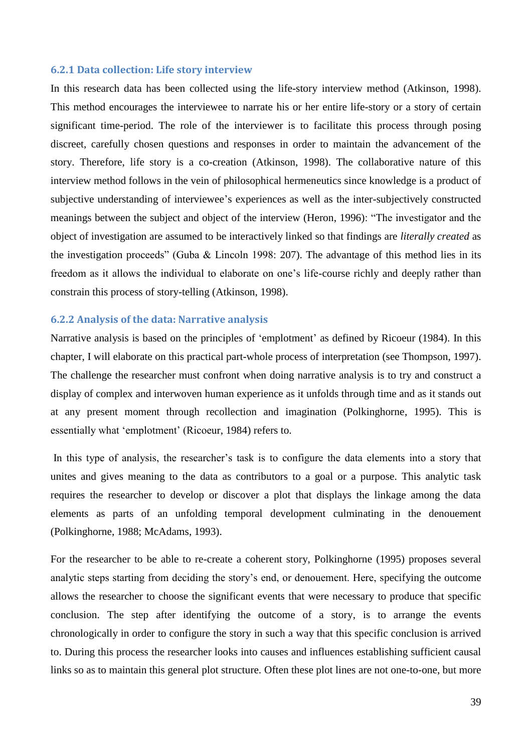### 6.2.1 Data collection: Life story interview

In this research data has been collected using the life-story interview method (Atkinson, 1998). This method encourages the interviewee to narrate his or her entire life-story or a story of certain significant time-period. The role of the interviewer is to facilitate this process through posing discreet, carefully chosen questions and responses in order to maintain the advancement of the story. Therefore, life story is a co-creation (Atkinson, 1998). The collaborative nature of this interview method follows in the vein of philosophical hermeneutics since knowledge is a product of subjective understanding of interviewee's experiences as well as the inter-subjectively constructed meanings between the subject and object of the interview (Heron, 1996): "The investigator and the object of investigation are assumed to be interactively linked so that findings are *literally created* as the investigation proceeds" (Guba & Lincoln 1998: 207). The advantage of this method lies in its freedom as it allows the individual to elaborate on one's life-course richly and deeply rather than constrain this process of story-telling (Atkinson, 1998).

### 6.2.2 Analysis of the data: Narrative analysis

Narrative analysis is based on the principles of 'emplotment' as defined by Ricoeur (1984). In this chapter, I will elaborate on this practical part-whole process of interpretation (see Thompson, 1997). The challenge the researcher must confront when doing narrative analysis is to try and construct a display of complex and interwoven human experience as it unfolds through time and as it stands out at any present moment through recollection and imagination (Polkinghorne, 1995). This is essentially what 'emplotment' (Ricoeur, 1984) refers to.

In this type of analysis, the researcher's task is to configure the data elements into a story that unites and gives meaning to the data as contributors to a goal or a purpose. This analytic task requires the researcher to develop or discover a plot that displays the linkage among the data elements as parts of an unfolding temporal development culminating in the denouement (Polkinghorne, 1988; McAdams, 1993).

For the researcher to be able to re-create a coherent story, Polkinghorne (1995) proposes several analytic steps starting from deciding the story's end, or denouement. Here, specifying the outcome allows the researcher to choose the significant events that were necessary to produce that specific conclusion. The step after identifying the outcome of a story, is to arrange the events chronologically in order to configure the story in such a way that this specific conclusion is arrived to. During this process the researcher looks into causes and influences establishing sufficient causal links so as to maintain this general plot structure. Often these plot lines are not one-to-one, but more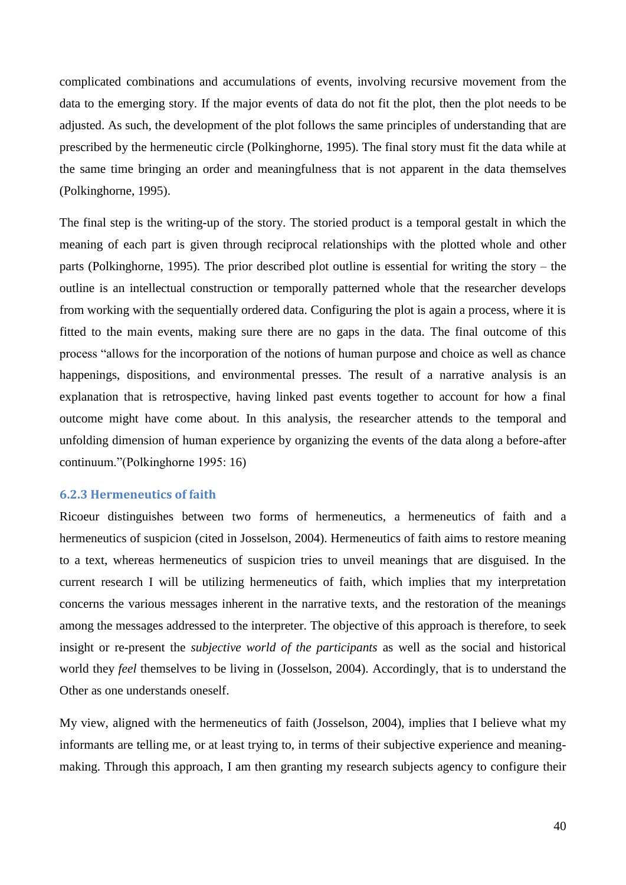complicated combinations and accumulations of events, involving recursive movement from the data to the emerging story. If the major events of data do not fit the plot, then the plot needs to be adjusted. As such, the development of the plot follows the same principles of understanding that are prescribed by the hermeneutic circle (Polkinghorne, 1995). The final story must fit the data while at the same time bringing an order and meaningfulness that is not apparent in the data themselves (Polkinghorne, 1995).

The final step is the writing-up of the story. The storied product is a temporal gestalt in which the meaning of each part is given through reciprocal relationships with the plotted whole and other parts (Polkinghorne, 1995). The prior described plot outline is essential for writing the story – the outline is an intellectual construction or temporally patterned whole that the researcher develops from working with the sequentially ordered data. Configuring the plot is again a process, where it is fitted to the main events, making sure there are no gaps in the data. The final outcome of this process "allows for the incorporation of the notions of human purpose and choice as well as chance happenings, dispositions, and environmental presses. The result of a narrative analysis is an explanation that is retrospective, having linked past events together to account for how a final outcome might have come about. In this analysis, the researcher attends to the temporal and unfolding dimension of human experience by organizing the events of the data along a before-after continuum."(Polkinghorne 1995: 16)

### 6.2.3 Hermeneutics of faith

Ricoeur distinguishes between two forms of hermeneutics, a hermeneutics of faith and a hermeneutics of suspicion (cited in Josselson, 2004). Hermeneutics of faith aims to restore meaning to a text, whereas hermeneutics of suspicion tries to unveil meanings that are disguised. In the current research I will be utilizing hermeneutics of faith, which implies that my interpretation concerns the various messages inherent in the narrative texts, and the restoration of the meanings among the messages addressed to the interpreter. The objective of this approach is therefore, to seek insight or re-present the *subjective world of the participants* as well as the social and historical world they *feel* themselves to be living in (Josselson, 2004). Accordingly, that is to understand the Other as one understands oneself.

My view, aligned with the hermeneutics of faith (Josselson, 2004), implies that I believe what my informants are telling me, or at least trying to, in terms of their subjective experience and meaning-making. Through this approach, I am then granting my research subjects agency to configure their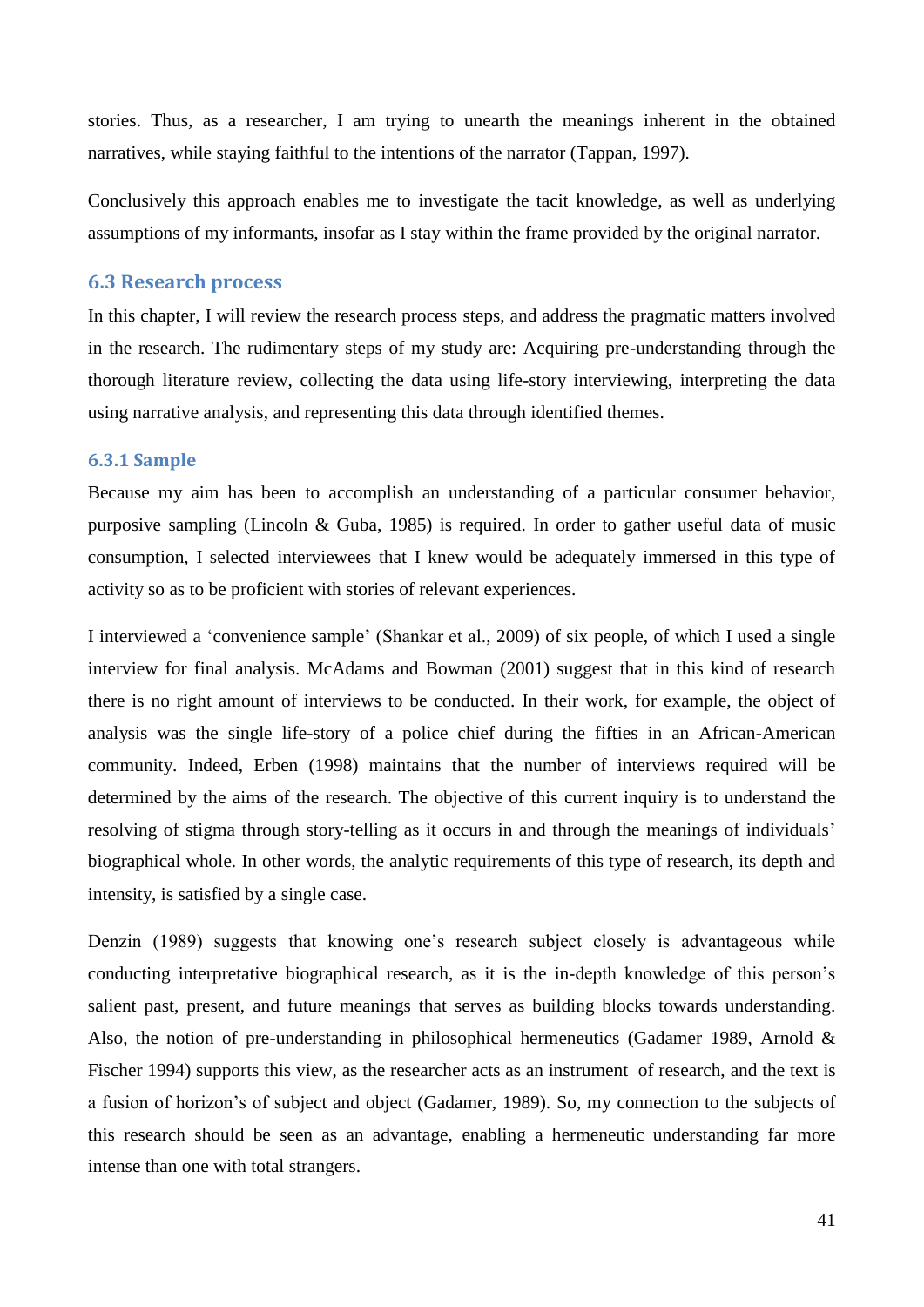stories. Thus, as a researcher, I am trying to unearth the meanings inherent in the obtained narratives, while staying faithful to the intentions of the narrator (Tappan, 1997).

Conclusively this approach enables me to investigate the tacit knowledge, as well as underlying assumptions of my informants, insofar as I stay within the frame provided by the original narrator.

## 6.3 Research process

In this chapter, I will review the research process steps, and address the pragmatic matters involved in the research. The rudimentary steps of my study are: Acquiring pre-understanding through the thorough literature review, collecting the data using life-story interviewing, interpreting the data using narrative analysis, and representing this data through identified themes.

### 6.3.1 Sample

Because my aim has been to accomplish an understanding of a particular consumer behavior, purposive sampling (Lincoln & Guba, 1985) is required. In order to gather useful data of music consumption, I selected interviewees that I knew would be adequately immersed in this type of activity so as to be proficient with stories of relevant experiences.

I interviewed a 'convenience sample' (Shankar et al., 2009) of six people, of which I used a single interview for final analysis. McAdams and Bowman (2001) suggest that in this kind of research there is no right amount of interviews to be conducted. In their work, for example, the object of analysis was the single life-story of a police chief during the fifties in an African-American community. Indeed, Erben (1998) maintains that the number of interviews required will be determined by the aims of the research. The objective of this current inquiry is to understand the resolving of stigma through story-telling as it occurs in and through the meanings of individuals' biographical whole. In other words, the analytic requirements of this type of research, its depth and intensity, is satisfied by a single case.

Denzin (1989) suggests that knowing one's research subject closely is advantageous while conducting interpretative biographical research, as it is the in-depth knowledge of this person's salient past, present, and future meanings that serves as building blocks towards understanding. Also, the notion of pre-understanding in philosophical hermeneutics (Gadamer 1989, Arnold & Fischer 1994) supports this view, as the researcher acts as an instrument of research, and the text is a fusion of horizon's of subject and object (Gadamer, 1989). So, my connection to the subjects of this research should be seen as an advantage, enabling a hermeneutic understanding far more intense than one with total strangers.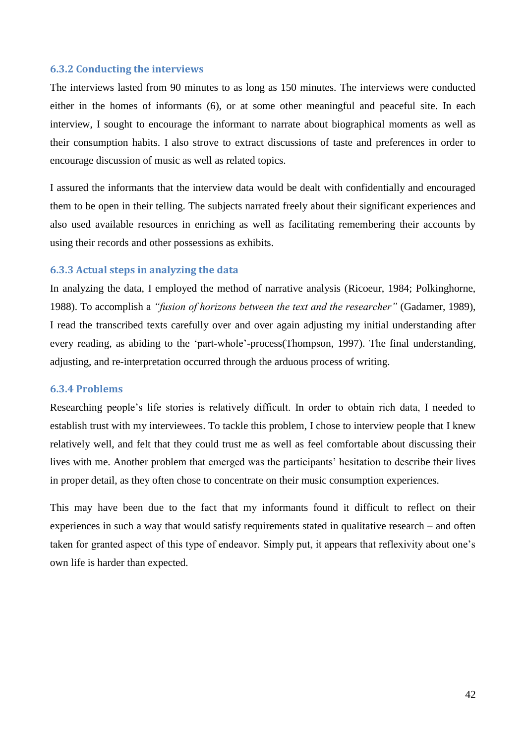### 6.3.2 Conducting the interviews

The interviews lasted from 90 minutes to as long as 150 minutes. The interviews were conducted either in the homes of informants (6), or at some other meaningful and peaceful site. In each interview, I sought to encourage the informant to narrate about biographical moments as well as their consumption habits. I also strove to extract discussions of taste and preferences in order to encourage discussion of music as well as related topics.

I assured the informants that the interview data would be dealt with confidentially and encouraged them to be open in their telling. The subjects narrated freely about their significant experiences and also used available resources in enriching as well as facilitating remembering their accounts by using their records and other possessions as exhibits.

### 6.3.3 Actual steps in analyzing the data

In analyzing the data, I employed the method of narrative analysis (Ricoeur, 1984; Polkinghorne, 1988). To accomplish a *"fusion of horizons between the text and the researcher"* (Gadamer, 1989), I read the transcribed texts carefully over and over again adjusting my initial understanding after every reading, as abiding to the 'part-whole'-process(Thompson, 1997). The final understanding, adjusting, and re-interpretation occurred through the arduous process of writing.

### 6.3.4 Problems

Researching people's life stories is relatively difficult. In order to obtain rich data, I needed to establish trust with my interviewees. To tackle this problem, I chose to interview people that I knew relatively well, and felt that they could trust me as well as feel comfortable about discussing their lives with me. Another problem that emerged was the participants' hesitation to describe their lives in proper detail, as they often chose to concentrate on their music consumption experiences.

This may have been due to the fact that my informants found it difficult to reflect on their experiences in such a way that would satisfy requirements stated in qualitative research – and often taken for granted aspect of this type of endeavor. Simply put, it appears that reflexivity about one's own life is harder than expected.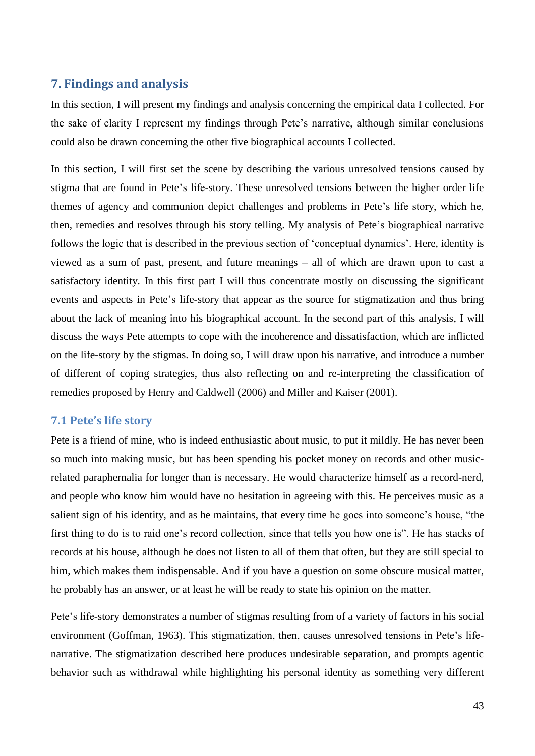## 7. Findings and analysis

In this section, I will present my findings and analysis concerning the empirical data I collected. For the sake of clarity I represent my findings through Pete's narrative, although similar conclusions could also be drawn concerning the other five biographical accounts I collected.

In this section, I will first set the scene by describing the various unresolved tensions caused by stigma that are found in Pete's life-story. These unresolved tensions between the higher order life themes of agency and communion depict challenges and problems in Pete's life story, which he, then, remedies and resolves through his story telling. My analysis of Pete's biographical narrative follows the logic that is described in the previous section of 'conceptual dynamics'. Here, identity is viewed as a sum of past, present, and future meanings – all of which are drawn upon to cast a satisfactory identity. In this first part I will thus concentrate mostly on discussing the significant events and aspects in Pete's life-story that appear as the source for stigmatization and thus bring about the lack of meaning into his biographical account. In the second part of this analysis, I will discuss the ways Pete attempts to cope with the incoherence and dissatisfaction, which are inflicted on the life-story by the stigmas. In doing so, I will draw upon his narrative, and introduce a number of different of coping strategies, thus also reflecting on and re-interpreting the classification of remedies proposed by Henry and Caldwell (2006) and Miller and Kaiser (2001).

### 7.1 Pete's life story

Pete is a friend of mine, who is indeed enthusiastic about music, to put it mildly. He has never been so much into making music, but has been spending his pocket money on records and other music-related paraphernalia for longer than is necessary. He would characterize himself as a record-nerd, and people who know him would have no hesitation in agreeing with this. He perceives music as a salient sign of his identity, and as he maintains, that every time he goes into someone's house, "the first thing to do is to raid one's record collection, since that tells you how one is". He has stacks of records at his house, although he does not listen to all of them that often, but they are still special to him, which makes them indispensable. And if you have a question on some obscure musical matter, he probably has an answer, or at least he will be ready to state his opinion on the matter.

Pete's life-story demonstrates a number of stigmas resulting from of a variety of factors in his social environment (Goffman, 1963). This stigmatization, then, causes unresolved tensions in Pete's life-narrative. The stigmatization described here produces undesirable separation, and prompts agentic behavior such as withdrawal while highlighting his personal identity as something very different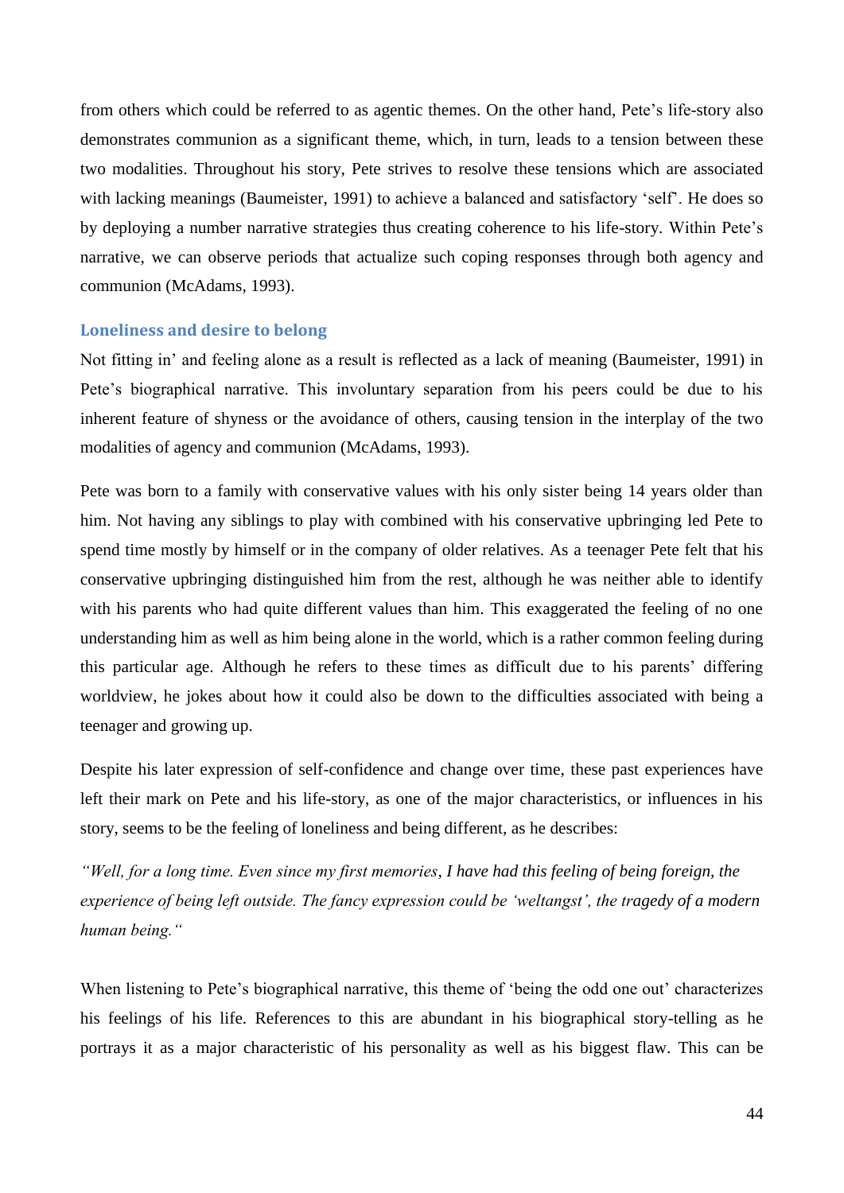from others which could be referred to as agentic themes. On the other hand, Pete's life-story also demonstrates communion as a significant theme, which, in turn, leads to a tension between these two modalities. Throughout his story, Pete strives to resolve these tensions which are associated with lacking meanings (Baumeister, 1991) to achieve a balanced and satisfactory 'self'. He does so by deploying a number narrative strategies thus creating coherence to his life-story. Within Pete's narrative, we can observe periods that actualize such coping responses through both agency and communion (McAdams, 1993).

### Loneliness and desire to belong

Not fitting in' and feeling alone as a result is reflected as a lack of meaning (Baumeister, 1991) in Pete's biographical narrative. This involuntary separation from his peers could be due to his inherent feature of shyness or the avoidance of others, causing tension in the interplay of the two modalities of agency and communion (McAdams, 1993).

Pete was born to a family with conservative values with his only sister being 14 years older than him. Not having any siblings to play with combined with his conservative upbringing led Pete to spend time mostly by himself or in the company of older relatives. As a teenager Pete felt that his conservative upbringing distinguished him from the rest, although he was neither able to identify with his parents who had quite different values than him. This exaggerated the feeling of no one understanding him as well as him being alone in the world, which is a rather common feeling during this particular age. Although he refers to these times as difficult due to his parents' differing worldview, he jokes about how it could also be down to the difficulties associated with being a teenager and growing up.

Despite his later expression of self-confidence and change over time, these past experiences have left their mark on Pete and his life-story, as one of the major characteristics, or influences in his story, seems to be the feeling of loneliness and being different, as he describes:

*"Well, for a long time. Even since my first memories, I have had this feeling of being foreign, the experience of being left outside. The fancy expression could be 'weltangst', the tragedy of a modern human being."*

When listening to Pete's biographical narrative, this theme of 'being the odd one out' characterizes his feelings of his life. References to this are abundant in his biographical story-telling as he portrays it as a major characteristic of his personality as well as his biggest flaw. This can be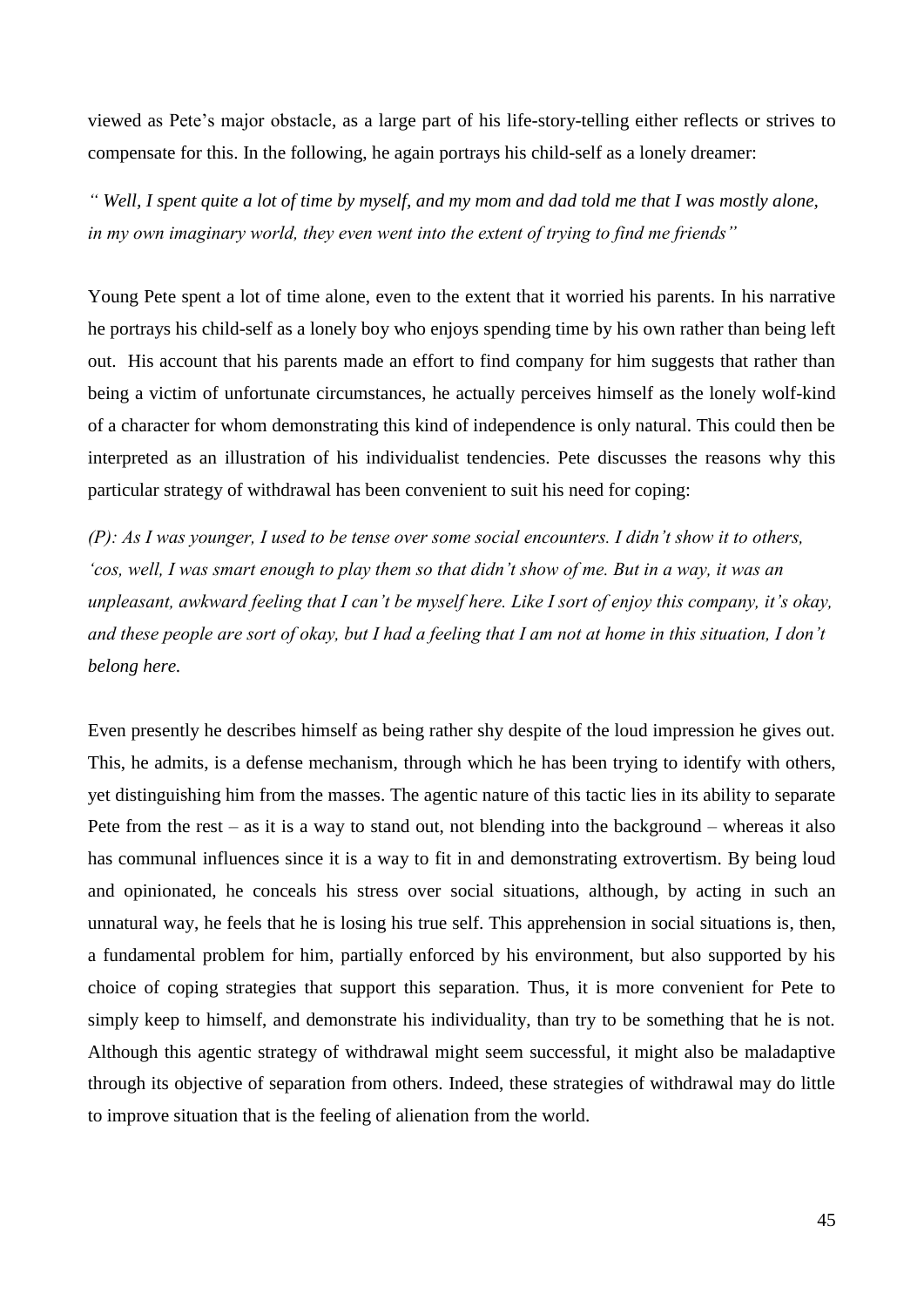viewed as Pete's major obstacle, as a large part of his life-story-telling either reflects or strives to compensate for this. In the following, he again portrays his child-self as a lonely dreamer:

*" Well, I spent quite a lot of time by myself, and my mom and dad told me that I was mostly alone, in my own imaginary world, they even went into the extent of trying to find me friends"*

Young Pete spent a lot of time alone, even to the extent that it worried his parents. In his narrative he portrays his child-self as a lonely boy who enjoys spending time by his own rather than being left out. His account that his parents made an effort to find company for him suggests that rather than being a victim of unfortunate circumstances, he actually perceives himself as the lonely wolf-kind of a character for whom demonstrating this kind of independence is only natural. This could then be interpreted as an illustration of his individualist tendencies. Pete discusses the reasons why this particular strategy of withdrawal has been convenient to suit his need for coping:

*(P): As I was younger, I used to be tense over some social encounters. I didn't show it to others, 'cos, well, I was smart enough to play them so that didn't show of me. But in a way, it was an unpleasant, awkward feeling that I can't be myself here. Like I sort of enjoy this company, it's okay, and these people are sort of okay, but I had a feeling that I am not at home in this situation, I don't belong here.*

Even presently he describes himself as being rather shy despite of the loud impression he gives out. This, he admits, is a defense mechanism, through which he has been trying to identify with others, yet distinguishing him from the masses. The agentic nature of this tactic lies in its ability to separate Pete from the rest – as it is a way to stand out, not blending into the background – whereas it also has communal influences since it is a way to fit in and demonstrating extrovertism. By being loud and opinionated, he conceals his stress over social situations, although, by acting in such an unnatural way, he feels that he is losing his true self. This apprehension in social situations is, then, a fundamental problem for him, partially enforced by his environment, but also supported by his choice of coping strategies that support this separation. Thus, it is more convenient for Pete to simply keep to himself, and demonstrate his individuality, than try to be something that he is not. Although this agentic strategy of withdrawal might seem successful, it might also be maladaptive through its objective of separation from others. Indeed, these strategies of withdrawal may do little to improve situation that is the feeling of alienation from the world.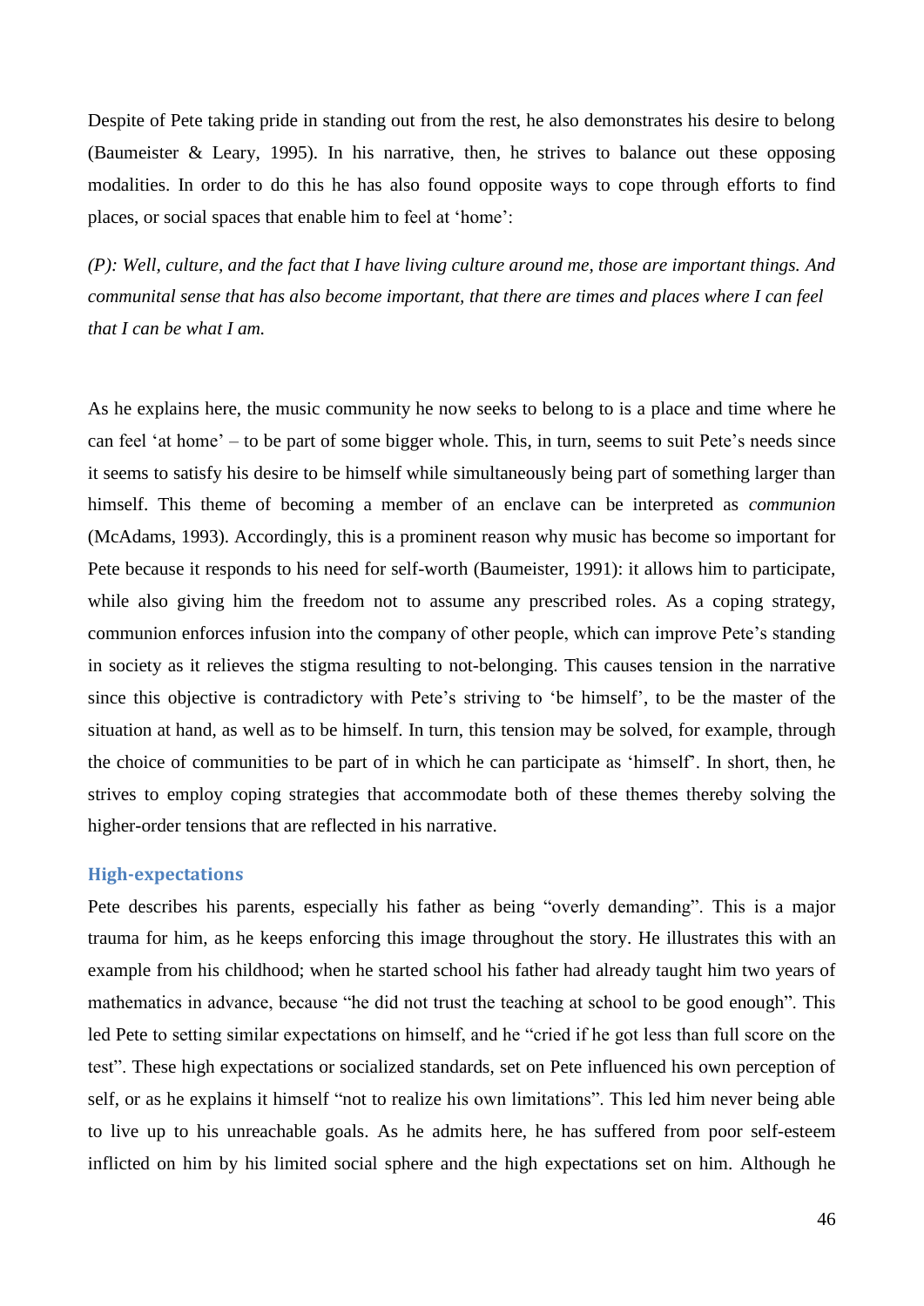Despite of Pete taking pride in standing out from the rest, he also demonstrates his desire to belong (Baumeister & Leary, 1995). In his narrative, then, he strives to balance out these opposing modalities. In order to do this he has also found opposite ways to cope through efforts to find places, or social spaces that enable him to feel at 'home':

*(P): Well, culture, and the fact that I have living culture around me, those are important things. And communital sense that has also become important, that there are times and places where I can feel that I can be what I am.*

As he explains here, the music community he now seeks to belong to is a place and time where he can feel 'at home' – to be part of some bigger whole. This, in turn, seems to suit Pete's needs since it seems to satisfy his desire to be himself while simultaneously being part of something larger than himself. This theme of becoming a member of an enclave can be interpreted as *communion* (McAdams, 1993). Accordingly, this is a prominent reason why music has become so important for Pete because it responds to his need for self-worth (Baumeister, 1991): it allows him to participate, while also giving him the freedom not to assume any prescribed roles. As a coping strategy, communion enforces infusion into the company of other people, which can improve Pete's standing in society as it relieves the stigma resulting to not-belonging. This causes tension in the narrative since this objective is contradictory with Pete's striving to 'be himself', to be the master of the situation at hand, as well as to be himself. In turn, this tension may be solved, for example, through the choice of communities to be part of in which he can participate as 'himself'. In short, then, he strives to employ coping strategies that accommodate both of these themes thereby solving the higher-order tensions that are reflected in his narrative.

### High-expectations

Pete describes his parents, especially his father as being "overly demanding". This is a major trauma for him, as he keeps enforcing this image throughout the story. He illustrates this with an example from his childhood; when he started school his father had already taught him two years of mathematics in advance, because "he did not trust the teaching at school to be good enough". This led Pete to setting similar expectations on himself, and he "cried if he got less than full score on the test". These high expectations or socialized standards, set on Pete influenced his own perception of self, or as he explains it himself "not to realize his own limitations". This led him never being able to live up to his unreachable goals. As he admits here, he has suffered from poor self-esteem inflicted on him by his limited social sphere and the high expectations set on him. Although he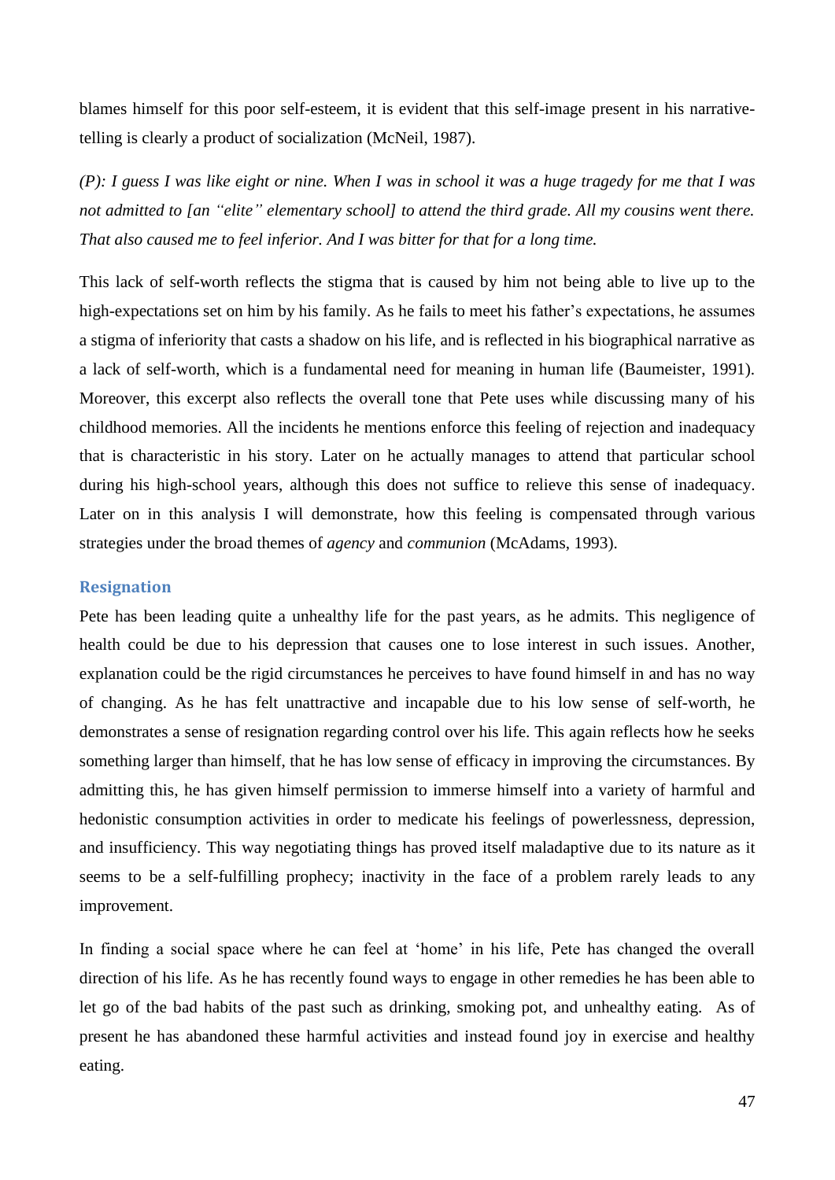blames himself for this poor self-esteem, it is evident that this self-image present in his narrative-telling is clearly a product of socialization (McNeil, 1987).

*(P): I guess I was like eight or nine. When I was in school it was a huge tragedy for me that I was not admitted to [an "elite" elementary school] to attend the third grade. All my cousins went there. That also caused me to feel inferior. And I was bitter for that for a long time.*

This lack of self-worth reflects the stigma that is caused by him not being able to live up to the high-expectations set on him by his family. As he fails to meet his father's expectations, he assumes a stigma of inferiority that casts a shadow on his life, and is reflected in his biographical narrative as a lack of self-worth, which is a fundamental need for meaning in human life (Baumeister, 1991). Moreover, this excerpt also reflects the overall tone that Pete uses while discussing many of his childhood memories. All the incidents he mentions enforce this feeling of rejection and inadequacy that is characteristic in his story. Later on he actually manages to attend that particular school during his high-school years, although this does not suffice to relieve this sense of inadequacy. Later on in this analysis I will demonstrate, how this feeling is compensated through various strategies under the broad themes of *agency* and *communion* (McAdams, 1993).

### Resignation

Pete has been leading quite a unhealthy life for the past years, as he admits. This negligence of health could be due to his depression that causes one to lose interest in such issues. Another, explanation could be the rigid circumstances he perceives to have found himself in and has no way of changing. As he has felt unattractive and incapable due to his low sense of self-worth, he demonstrates a sense of resignation regarding control over his life. This again reflects how he seeks something larger than himself, that he has low sense of efficacy in improving the circumstances. By admitting this, he has given himself permission to immerse himself into a variety of harmful and hedonistic consumption activities in order to medicate his feelings of powerlessness, depression, and insufficiency. This way negotiating things has proved itself maladaptive due to its nature as it seems to be a self-fulfilling prophecy; inactivity in the face of a problem rarely leads to any improvement.

In finding a social space where he can feel at 'home' in his life, Pete has changed the overall direction of his life. As he has recently found ways to engage in other remedies he has been able to let go of the bad habits of the past such as drinking, smoking pot, and unhealthy eating. As of present he has abandoned these harmful activities and instead found joy in exercise and healthy eating.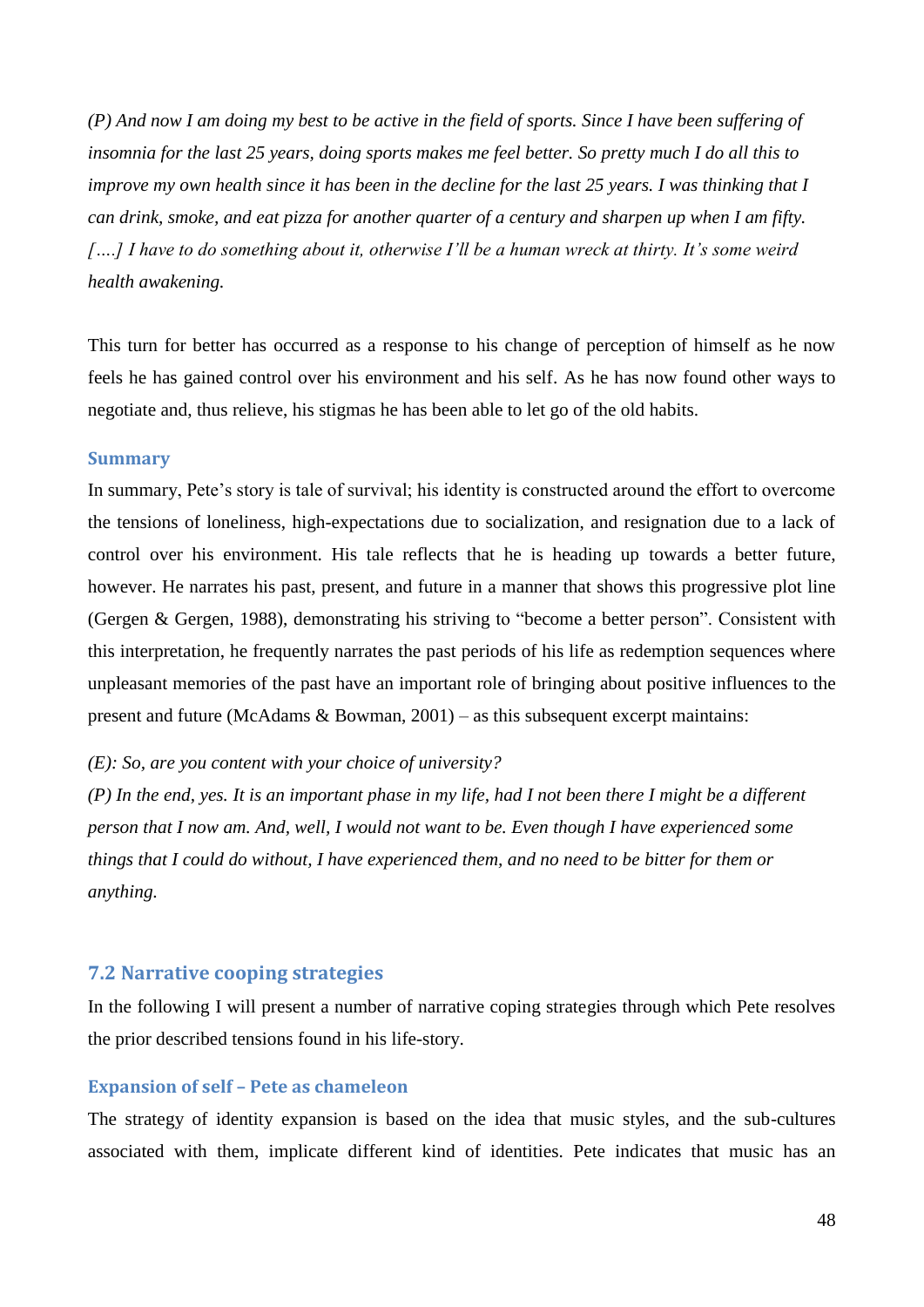*(P) And now I am doing my best to be active in the field of sports. Since I have been suffering of insomnia for the last 25 years, doing sports makes me feel better. So pretty much I do all this to improve my own health since it has been in the decline for the last 25 years. I was thinking that I can drink, smoke, and eat pizza for another quarter of a century and sharpen up when I am fifty. [….] I have to do something about it, otherwise I'll be a human wreck at thirty. It's some weird health awakening.*

This turn for better has occurred as a response to his change of perception of himself as he now feels he has gained control over his environment and his self. As he has now found other ways to negotiate and, thus relieve, his stigmas he has been able to let go of the old habits.

### Summary

In summary, Pete's story is tale of survival; his identity is constructed around the effort to overcome the tensions of loneliness, high-expectations due to socialization, and resignation due to a lack of control over his environment. His tale reflects that he is heading up towards a better future, however. He narrates his past, present, and future in a manner that shows this progressive plot line (Gergen & Gergen, 1988), demonstrating his striving to "become a better person". Consistent with this interpretation, he frequently narrates the past periods of his life as redemption sequences where unpleasant memories of the past have an important role of bringing about positive influences to the present and future (McAdams & Bowman, 2001) – as this subsequent excerpt maintains:

*(E): So, are you content with your choice of university?*
*(P) In the end, yes. It is an important phase in my life, had I not been there I might be a different person that I now am. And, well, I would not want to be. Even though I have experienced some things that I could do without, I have experienced them, and no need to be bitter for them or anything.*

## 7.2 Narrative cooping strategies

In the following I will present a number of narrative coping strategies through which Pete resolves the prior described tensions found in his life-story.

### Expansion of self – Pete as chameleon

The strategy of identity expansion is based on the idea that music styles, and the sub-cultures associated with them, implicate different kind of identities. Pete indicates that music has an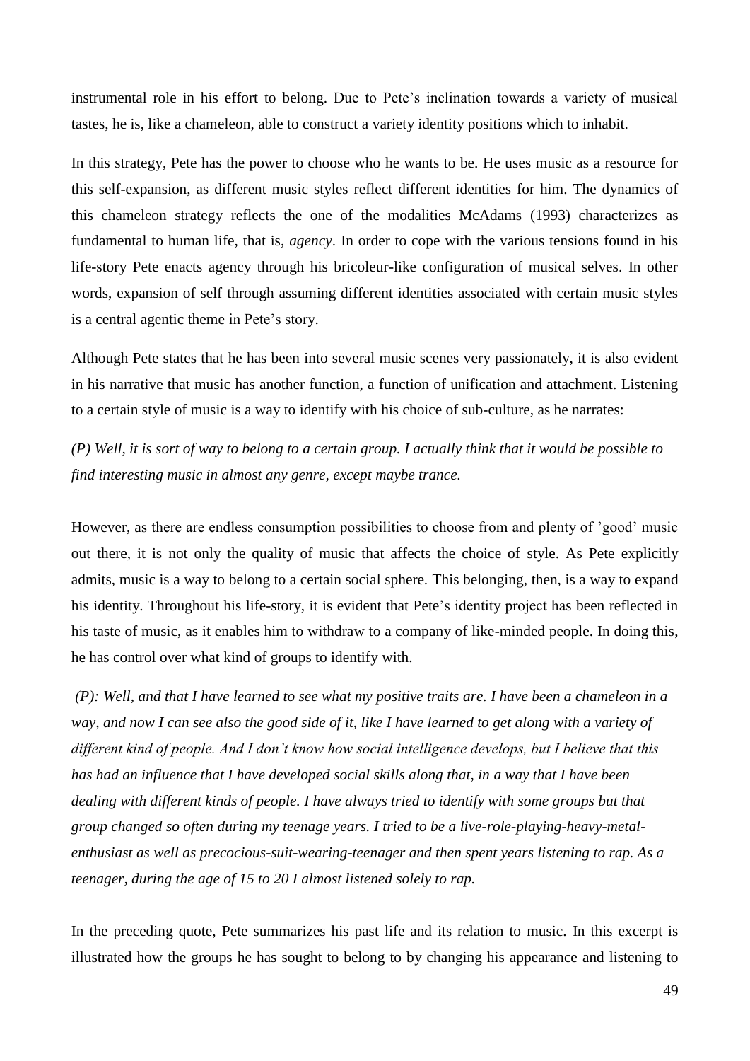instrumental role in his effort to belong. Due to Pete's inclination towards a variety of musical tastes, he is, like a chameleon, able to construct a variety identity positions which to inhabit.

In this strategy, Pete has the power to choose who he wants to be. He uses music as a resource for this self-expansion, as different music styles reflect different identities for him. The dynamics of this chameleon strategy reflects the one of the modalities McAdams (1993) characterizes as fundamental to human life, that is, *agency*. In order to cope with the various tensions found in his life-story Pete enacts agency through his bricoleur-like configuration of musical selves. In other words, expansion of self through assuming different identities associated with certain music styles is a central agentic theme in Pete's story.

Although Pete states that he has been into several music scenes very passionately, it is also evident in his narrative that music has another function, a function of unification and attachment. Listening to a certain style of music is a way to identify with his choice of sub-culture, as he narrates:

*(P) Well, it is sort of way to belong to a certain group. I actually think that it would be possible to find interesting music in almost any genre, except maybe trance.*

However, as there are endless consumption possibilities to choose from and plenty of 'good' music out there, it is not only the quality of music that affects the choice of style. As Pete explicitly admits, music is a way to belong to a certain social sphere. This belonging, then, is a way to expand his identity. Throughout his life-story, it is evident that Pete's identity project has been reflected in his taste of music, as it enables him to withdraw to a company of like-minded people. In doing this, he has control over what kind of groups to identify with.

*(P): Well, and that I have learned to see what my positive traits are. I have been a chameleon in a way, and now I can see also the good side of it, like I have learned to get along with a variety of different kind of people. And I don't know how social intelligence develops, but I believe that this has had an influence that I have developed social skills along that, in a way that I have been dealing with different kinds of people. I have always tried to identify with some groups but that group changed so often during my teenage years. I tried to be a live-role-playing-heavy-metal-enthusiast as well as precocious-suit-wearing-teenager and then spent years listening to rap. As a teenager, during the age of 15 to 20 I almost listened solely to rap.*

In the preceding quote, Pete summarizes his past life and its relation to music. In this excerpt is illustrated how the groups he has sought to belong to by changing his appearance and listening to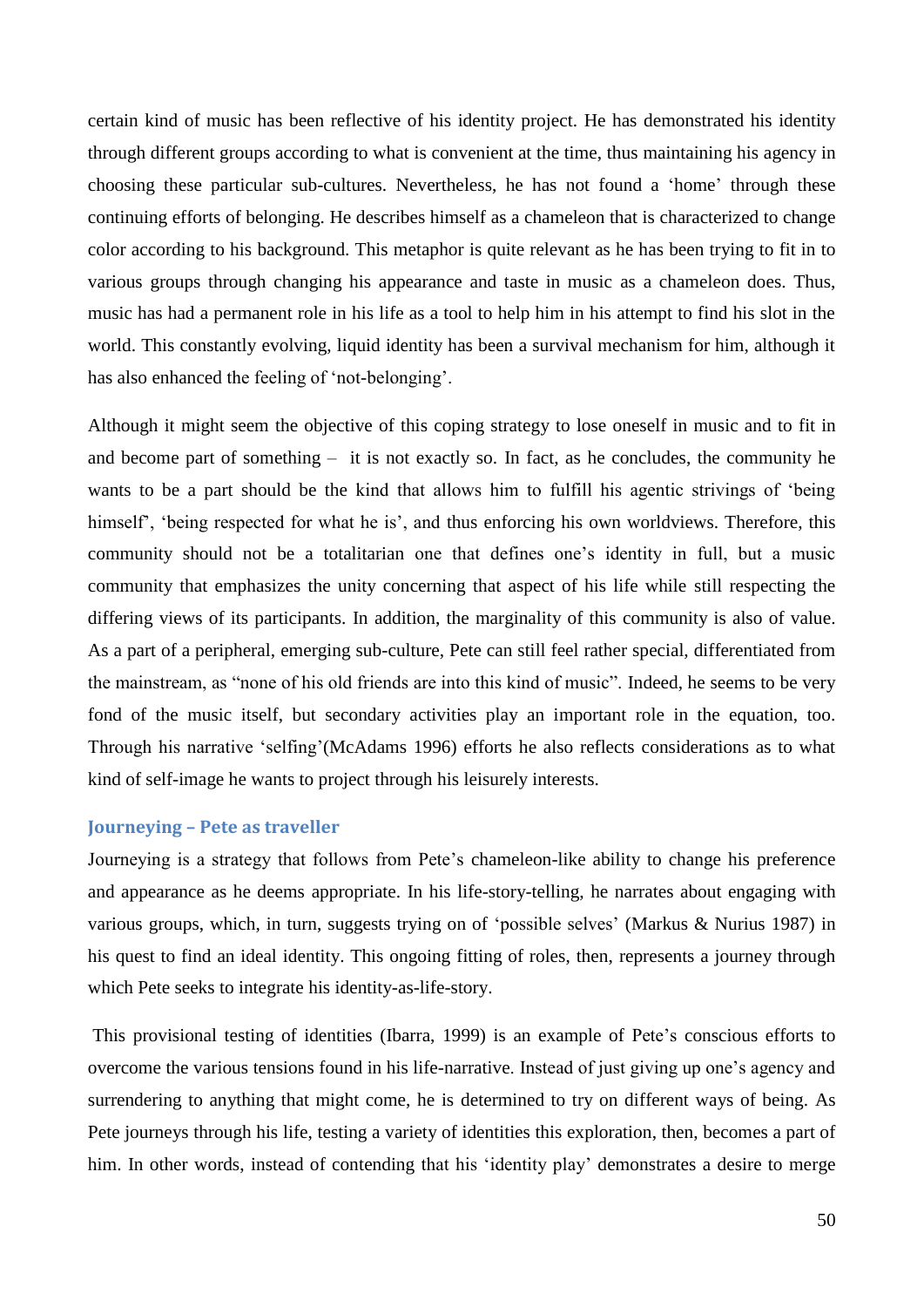certain kind of music has been reflective of his identity project. He has demonstrated his identity through different groups according to what is convenient at the time, thus maintaining his agency in choosing these particular sub-cultures. Nevertheless, he has not found a 'home' through these continuing efforts of belonging. He describes himself as a chameleon that is characterized to change color according to his background. This metaphor is quite relevant as he has been trying to fit in to various groups through changing his appearance and taste in music as a chameleon does. Thus, music has had a permanent role in his life as a tool to help him in his attempt to find his slot in the world. This constantly evolving, liquid identity has been a survival mechanism for him, although it has also enhanced the feeling of 'not-belonging'.

Although it might seem the objective of this coping strategy to lose oneself in music and to fit in and become part of something – it is not exactly so. In fact, as he concludes, the community he wants to be a part should be the kind that allows him to fulfill his agentic strivings of 'being himself', 'being respected for what he is', and thus enforcing his own worldviews. Therefore, this community should not be a totalitarian one that defines one's identity in full, but a music community that emphasizes the unity concerning that aspect of his life while still respecting the differing views of its participants. In addition, the marginality of this community is also of value. As a part of a peripheral, emerging sub-culture, Pete can still feel rather special, differentiated from the mainstream, as "none of his old friends are into this kind of music". Indeed, he seems to be very fond of the music itself, but secondary activities play an important role in the equation, too. Through his narrative 'selfing'(McAdams 1996) efforts he also reflects considerations as to what kind of self-image he wants to project through his leisurely interests.

### Journeying – Pete as traveller

Journeying is a strategy that follows from Pete's chameleon-like ability to change his preference and appearance as he deems appropriate. In his life-story-telling, he narrates about engaging with various groups, which, in turn, suggests trying on of 'possible selves' (Markus & Nurius 1987) in his quest to find an ideal identity. This ongoing fitting of roles, then, represents a journey through which Pete seeks to integrate his identity-as-life-story.

This provisional testing of identities (Ibarra, 1999) is an example of Pete's conscious efforts to overcome the various tensions found in his life-narrative. Instead of just giving up one's agency and surrendering to anything that might come, he is determined to try on different ways of being. As Pete journeys through his life, testing a variety of identities this exploration, then, becomes a part of him. In other words, instead of contending that his 'identity play' demonstrates a desire to merge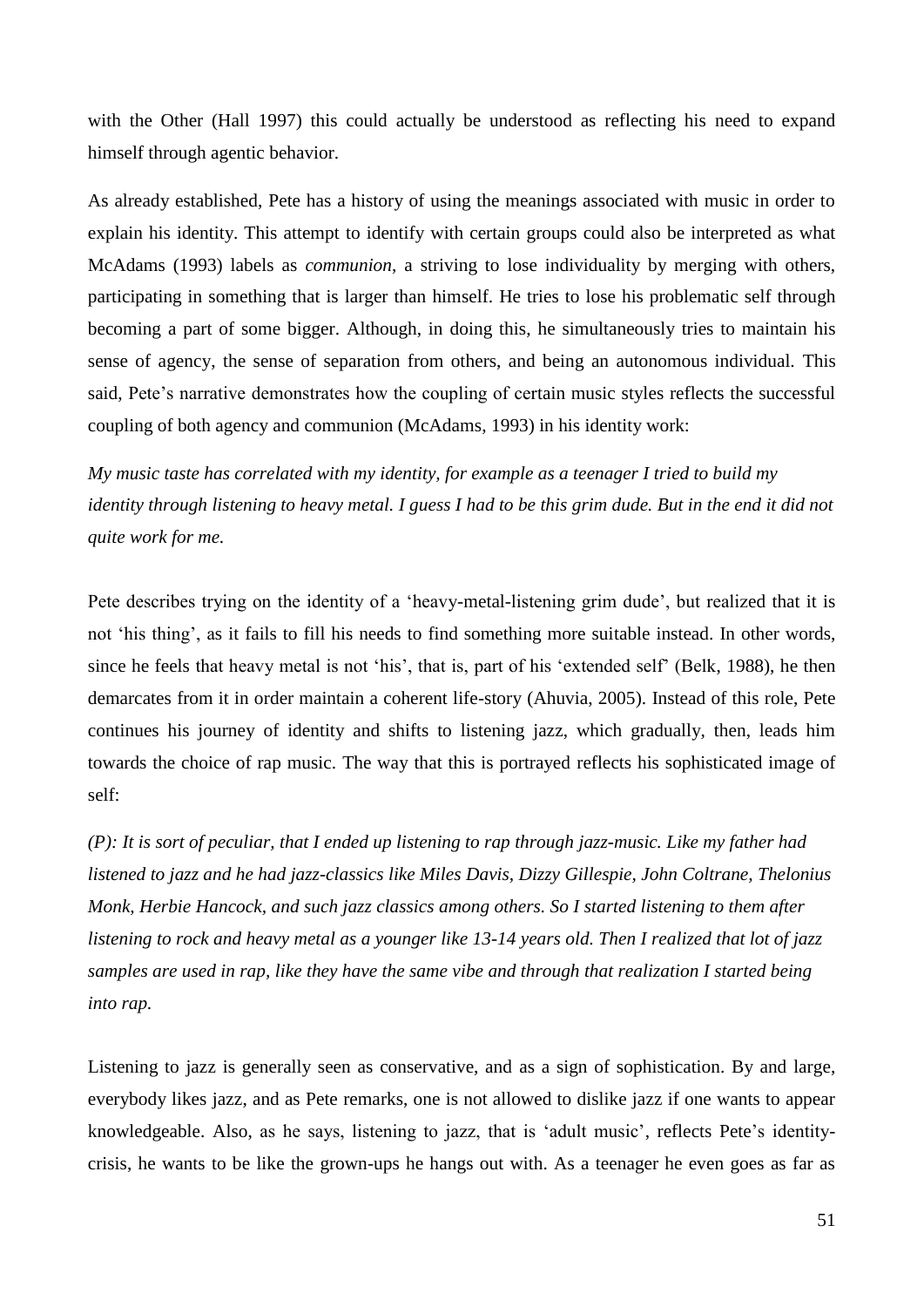with the Other (Hall 1997) this could actually be understood as reflecting his need to expand himself through agentic behavior.

As already established, Pete has a history of using the meanings associated with music in order to explain his identity. This attempt to identify with certain groups could also be interpreted as what McAdams (1993) labels as *communion*, a striving to lose individuality by merging with others, participating in something that is larger than himself. He tries to lose his problematic self through becoming a part of some bigger. Although, in doing this, he simultaneously tries to maintain his sense of agency, the sense of separation from others, and being an autonomous individual. This said, Pete's narrative demonstrates how the coupling of certain music styles reflects the successful coupling of both agency and communion (McAdams, 1993) in his identity work:

*My music taste has correlated with my identity, for example as a teenager I tried to build my identity through listening to heavy metal. I guess I had to be this grim dude. But in the end it did not quite work for me.*

Pete describes trying on the identity of a 'heavy-metal-listening grim dude', but realized that it is not 'his thing', as it fails to fill his needs to find something more suitable instead. In other words, since he feels that heavy metal is not 'his', that is, part of his 'extended self' (Belk, 1988), he then demarcates from it in order maintain a coherent life-story (Ahuvia, 2005). Instead of this role, Pete continues his journey of identity and shifts to listening jazz, which gradually, then, leads him towards the choice of rap music. The way that this is portrayed reflects his sophisticated image of self:

*(P): It is sort of peculiar, that I ended up listening to rap through jazz-music. Like my father had listened to jazz and he had jazz-classics like Miles Davis, Dizzy Gillespie, John Coltrane, Thelonius Monk, Herbie Hancock, and such jazz classics among others. So I started listening to them after listening to rock and heavy metal as a younger like 13-14 years old. Then I realized that lot of jazz samples are used in rap, like they have the same vibe and through that realization I started being into rap.*

Listening to jazz is generally seen as conservative, and as a sign of sophistication. By and large, everybody likes jazz, and as Pete remarks, one is not allowed to dislike jazz if one wants to appear knowledgeable. Also, as he says, listening to jazz, that is 'adult music', reflects Pete's identity-crisis, he wants to be like the grown-ups he hangs out with. As a teenager he even goes as far as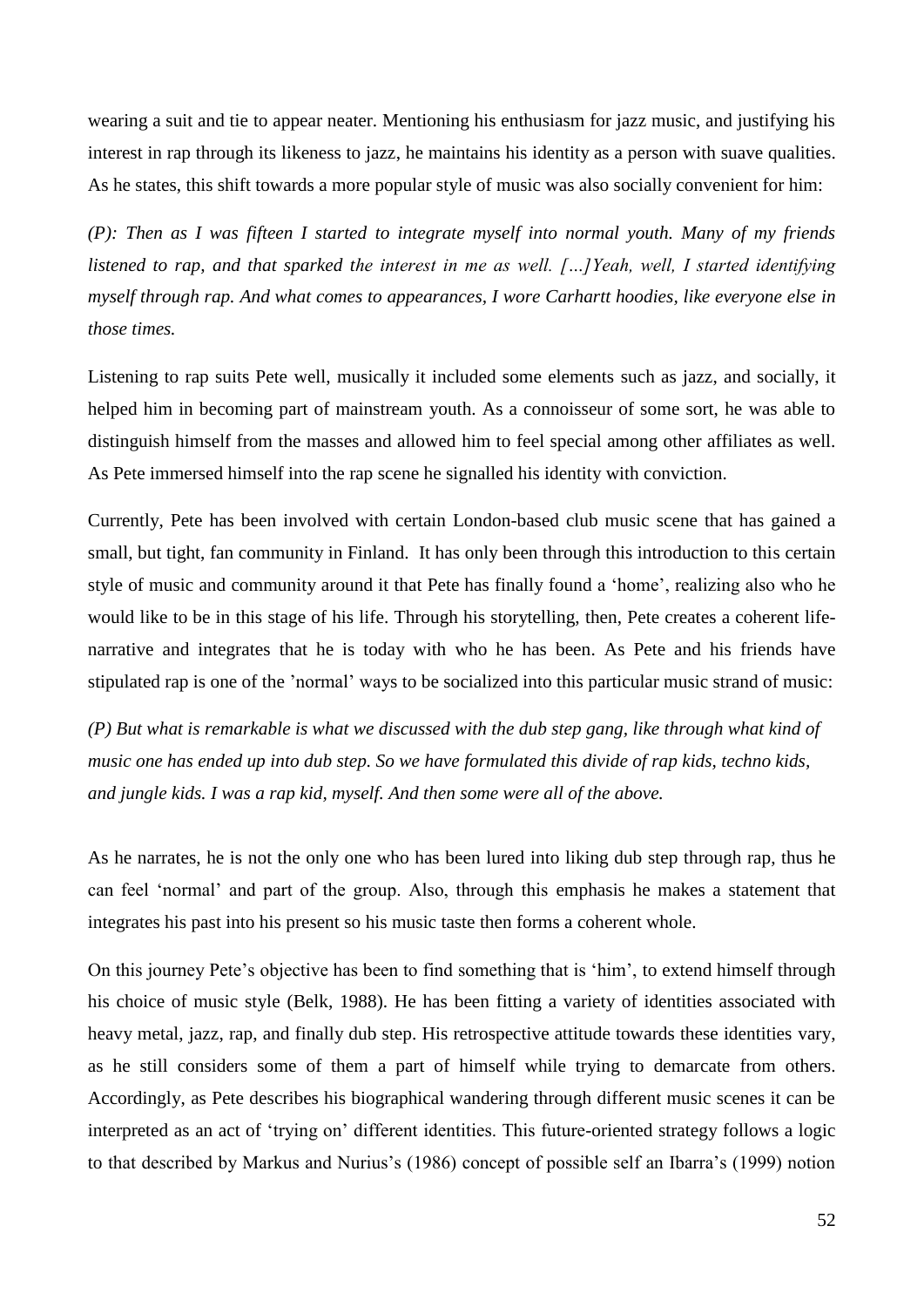wearing a suit and tie to appear neater. Mentioning his enthusiasm for jazz music, and justifying his interest in rap through its likeness to jazz, he maintains his identity as a person with suave qualities. As he states, this shift towards a more popular style of music was also socially convenient for him:

*(P): Then as I was fifteen I started to integrate myself into normal youth. Many of my friends listened to rap, and that sparked the interest in me as well. […]Yeah, well, I started identifying myself through rap. And what comes to appearances, I wore Carhartt hoodies, like everyone else in those times.*

Listening to rap suits Pete well, musically it included some elements such as jazz, and socially, it helped him in becoming part of mainstream youth. As a connoisseur of some sort, he was able to distinguish himself from the masses and allowed him to feel special among other affiliates as well. As Pete immersed himself into the rap scene he signalled his identity with conviction.

Currently, Pete has been involved with certain London-based club music scene that has gained a small, but tight, fan community in Finland. It has only been through this introduction to this certain style of music and community around it that Pete has finally found a 'home', realizing also who he would like to be in this stage of his life. Through his storytelling, then, Pete creates a coherent life-narrative and integrates that he is today with who he has been. As Pete and his friends have stipulated rap is one of the 'normal' ways to be socialized into this particular music strand of music:

*(P) But what is remarkable is what we discussed with the dub step gang, like through what kind of music one has ended up into dub step. So we have formulated this divide of rap kids, techno kids, and jungle kids. I was a rap kid, myself. And then some were all of the above.*

As he narrates, he is not the only one who has been lured into liking dub step through rap, thus he can feel 'normal' and part of the group. Also, through this emphasis he makes a statement that integrates his past into his present so his music taste then forms a coherent whole.

On this journey Pete's objective has been to find something that is 'him', to extend himself through his choice of music style (Belk, 1988). He has been fitting a variety of identities associated with heavy metal, jazz, rap, and finally dub step. His retrospective attitude towards these identities vary, as he still considers some of them a part of himself while trying to demarcate from others. Accordingly, as Pete describes his biographical wandering through different music scenes it can be interpreted as an act of 'trying on' different identities. This future-oriented strategy follows a logic to that described by Markus and Nurius's (1986) concept of possible self an Ibarra's (1999) notion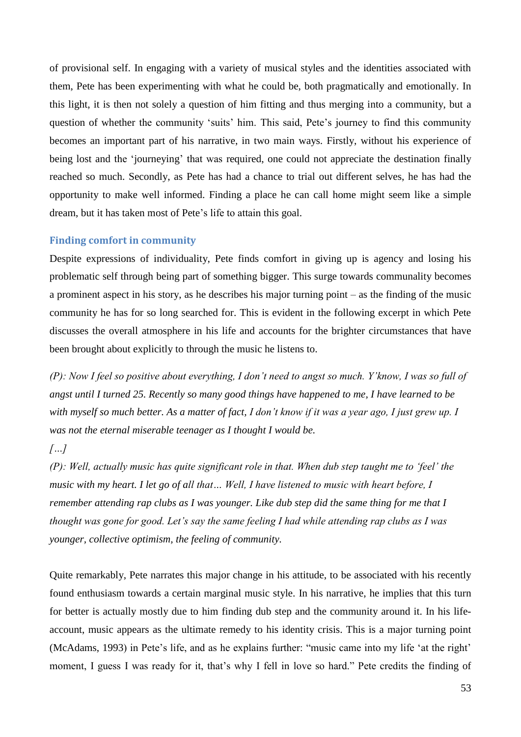of provisional self. In engaging with a variety of musical styles and the identities associated with them, Pete has been experimenting with what he could be, both pragmatically and emotionally. In this light, it is then not solely a question of him fitting and thus merging into a community, but a question of whether the community 'suits' him. This said, Pete's journey to find this community becomes an important part of his narrative, in two main ways. Firstly, without his experience of being lost and the 'journeying' that was required, one could not appreciate the destination finally reached so much. Secondly, as Pete has had a chance to trial out different selves, he has had the opportunity to make well informed. Finding a place he can call home might seem like a simple dream, but it has taken most of Pete's life to attain this goal.

### Finding comfort in community

Despite expressions of individuality, Pete finds comfort in giving up is agency and losing his problematic self through being part of something bigger. This surge towards communality becomes a prominent aspect in his story, as he describes his major turning point – as the finding of the music community he has for so long searched for. This is evident in the following excerpt in which Pete discusses the overall atmosphere in his life and accounts for the brighter circumstances that have been brought about explicitly to through the music he listens to.

*(P): Now I feel so positive about everything, I don't need to angst so much. Y'know, I was so full of angst until I turned 25. Recently so many good things have happened to me, I have learned to be with myself so much better. As a matter of fact, I don't know if it was a year ago, I just grew up. I was not the eternal miserable teenager as I thought I would be.*

*[…]*

*(P): Well, actually music has quite significant role in that. When dub step taught me to 'feel' the music with my heart. I let go of all that… Well, I have listened to music with heart before, I remember attending rap clubs as I was younger. Like dub step did the same thing for me that I thought was gone for good. Let's say the same feeling I had while attending rap clubs as I was younger, collective optimism, the feeling of community.*

Quite remarkably, Pete narrates this major change in his attitude, to be associated with his recently found enthusiasm towards a certain marginal music style. In his narrative, he implies that this turn for better is actually mostly due to him finding dub step and the community around it. In his life-account, music appears as the ultimate remedy to his identity crisis. This is a major turning point (McAdams, 1993) in Pete's life, and as he explains further: "music came into my life 'at the right' moment, I guess I was ready for it, that's why I fell in love so hard." Pete credits the finding of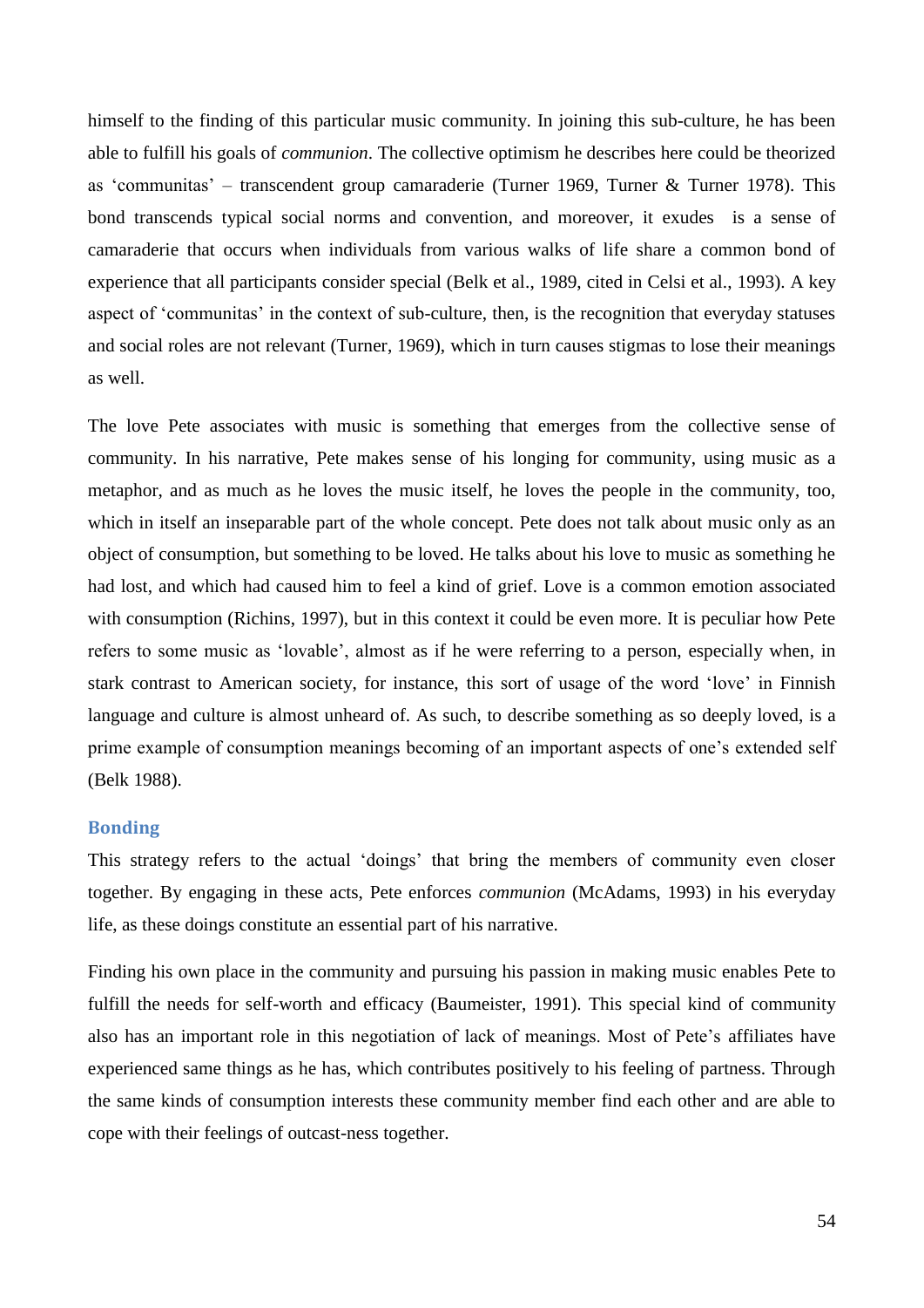himself to the finding of this particular music community. In joining this sub-culture, he has been able to fulfill his goals of *communion*. The collective optimism he describes here could be theorized as 'communitas' – transcendent group camaraderie (Turner 1969, Turner & Turner 1978). This bond transcends typical social norms and convention, and moreover, it exudes  is a sense of camaraderie that occurs when individuals from various walks of life share a common bond of experience that all participants consider special (Belk et al., 1989, cited in Celsi et al., 1993). A key aspect of 'communitas' in the context of sub-culture, then, is the recognition that everyday statuses and social roles are not relevant (Turner, 1969), which in turn causes stigmas to lose their meanings as well.

The love Pete associates with music is something that emerges from the collective sense of community. In his narrative, Pete makes sense of his longing for community, using music as a metaphor, and as much as he loves the music itself, he loves the people in the community, too, which in itself an inseparable part of the whole concept. Pete does not talk about music only as an object of consumption, but something to be loved. He talks about his love to music as something he had lost, and which had caused him to feel a kind of grief. Love is a common emotion associated with consumption (Richins, 1997), but in this context it could be even more. It is peculiar how Pete refers to some music as 'lovable', almost as if he were referring to a person, especially when, in stark contrast to American society, for instance, this sort of usage of the word 'love' in Finnish language and culture is almost unheard of. As such, to describe something as so deeply loved, is a prime example of consumption meanings becoming of an important aspects of one's extended self (Belk 1988).

### Bonding

This strategy refers to the actual 'doings' that bring the members of community even closer together. By engaging in these acts, Pete enforces *communion* (McAdams, 1993) in his everyday life, as these doings constitute an essential part of his narrative.

Finding his own place in the community and pursuing his passion in making music enables Pete to fulfill the needs for self-worth and efficacy (Baumeister, 1991). This special kind of community also has an important role in this negotiation of lack of meanings. Most of Pete's affiliates have experienced same things as he has, which contributes positively to his feeling of partness. Through the same kinds of consumption interests these community member find each other and are able to cope with their feelings of outcast-ness together.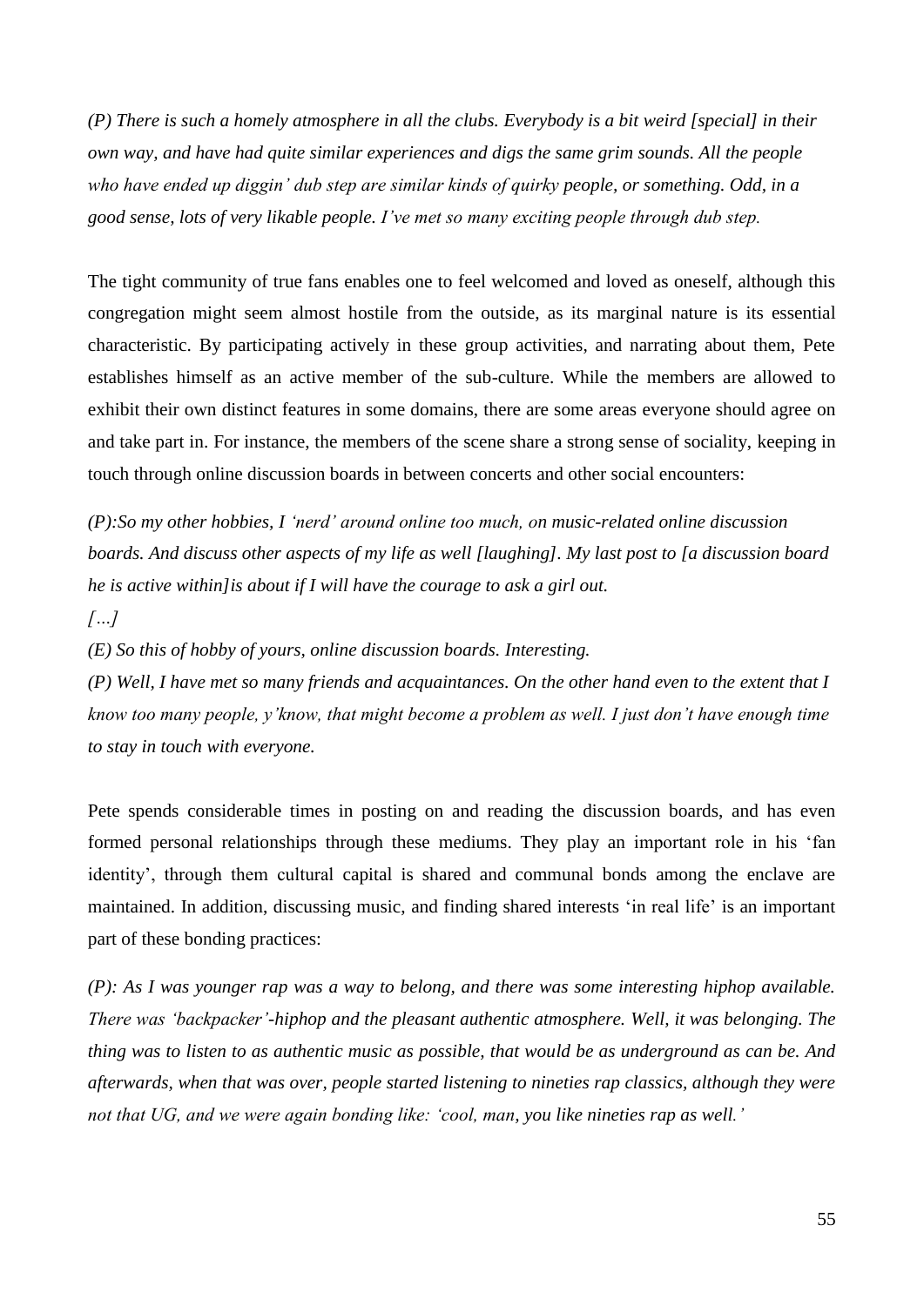*(P) There is such a homely atmosphere in all the clubs. Everybody is a bit weird [special] in their own way, and have had quite similar experiences and digs the same grim sounds. All the people who have ended up diggin' dub step are similar kinds of quirky people, or something. Odd, in a good sense, lots of very likable people. I've met so many exciting people through dub step.*

The tight community of true fans enables one to feel welcomed and loved as oneself, although this congregation might seem almost hostile from the outside, as its marginal nature is its essential characteristic. By participating actively in these group activities, and narrating about them, Pete establishes himself as an active member of the sub-culture. While the members are allowed to exhibit their own distinct features in some domains, there are some areas everyone should agree on and take part in. For instance, the members of the scene share a strong sense of sociality, keeping in touch through online discussion boards in between concerts and other social encounters:

*(P):So my other hobbies, I 'nerd' around online too much, on music-related online discussion boards. And discuss other aspects of my life as well [laughing]. My last post to [a discussion board he is active within]is about if I will have the courage to ask a girl out.*

*[…]*

*(E) So this of hobby of yours, online discussion boards. Interesting.*

*(P) Well, I have met so many friends and acquaintances. On the other hand even to the extent that I know too many people, y'know, that might become a problem as well. I just don't have enough time to stay in touch with everyone.*

Pete spends considerable times in posting on and reading the discussion boards, and has even formed personal relationships through these mediums. They play an important role in his 'fan identity', through them cultural capital is shared and communal bonds among the enclave are maintained. In addition, discussing music, and finding shared interests 'in real life' is an important part of these bonding practices:

*(P): As I was younger rap was a way to belong, and there was some interesting hiphop available. There was 'backpacker'-hiphop and the pleasant authentic atmosphere. Well, it was belonging. The thing was to listen to as authentic music as possible, that would be as underground as can be. And afterwards, when that was over, people started listening to nineties rap classics, although they were not that UG, and we were again bonding like: 'cool, man, you like nineties rap as well.'*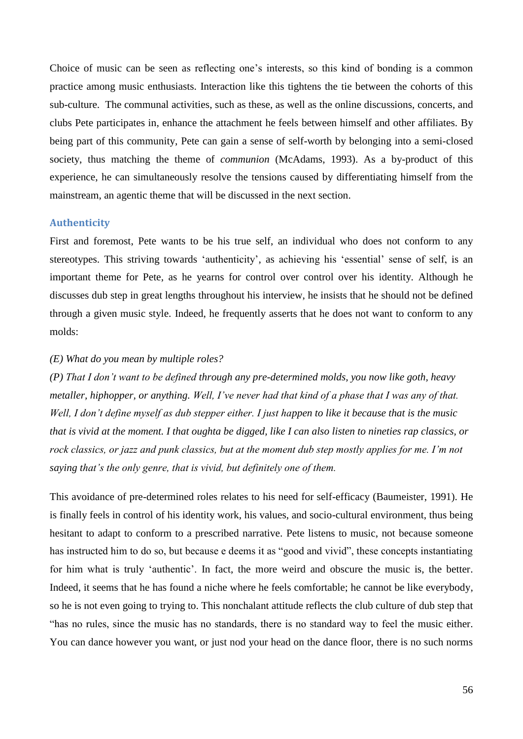Choice of music can be seen as reflecting one's interests, so this kind of bonding is a common practice among music enthusiasts. Interaction like this tightens the tie between the cohorts of this sub-culture. The communal activities, such as these, as well as the online discussions, concerts, and clubs Pete participates in, enhance the attachment he feels between himself and other affiliates. By being part of this community, Pete can gain a sense of self-worth by belonging into a semi-closed society, thus matching the theme of *communion* (McAdams, 1993). As a by-product of this experience, he can simultaneously resolve the tensions caused by differentiating himself from the mainstream, an agentic theme that will be discussed in the next section.

### Authenticity

First and foremost, Pete wants to be his true self, an individual who does not conform to any stereotypes. This striving towards 'authenticity', as achieving his 'essential' sense of self, is an important theme for Pete, as he yearns for control over control over his identity. Although he discusses dub step in great lengths throughout his interview, he insists that he should not be defined through a given music style. Indeed, he frequently asserts that he does not want to conform to any molds:

*(E) What do you mean by multiple roles?*

*(P) That I don't want to be defined through any pre-determined molds, you now like goth, heavy metaller, hiphopper, or anything. Well, I've never had that kind of a phase that I was any of that. Well, I don't define myself as dub stepper either. I just happen to like it because that is the music that is vivid at the moment. I that oughta be digged, like I can also listen to nineties rap classics, or rock classics, or jazz and punk classics, but at the moment dub step mostly applies for me. I'm not saying that's the only genre, that is vivid, but definitely one of them.*

This avoidance of pre-determined roles relates to his need for self-efficacy (Baumeister, 1991). He is finally feels in control of his identity work, his values, and socio-cultural environment, thus being hesitant to adapt to conform to a prescribed narrative. Pete listens to music, not because someone has instructed him to do so, but because e deems it as "good and vivid", these concepts instantiating for him what is truly 'authentic'. In fact, the more weird and obscure the music is, the better. Indeed, it seems that he has found a niche where he feels comfortable; he cannot be like everybody, so he is not even going to trying to. This nonchalant attitude reflects the club culture of dub step that "has no rules, since the music has no standards, there is no standard way to feel the music either. You can dance however you want, or just nod your head on the dance floor, there is no such norms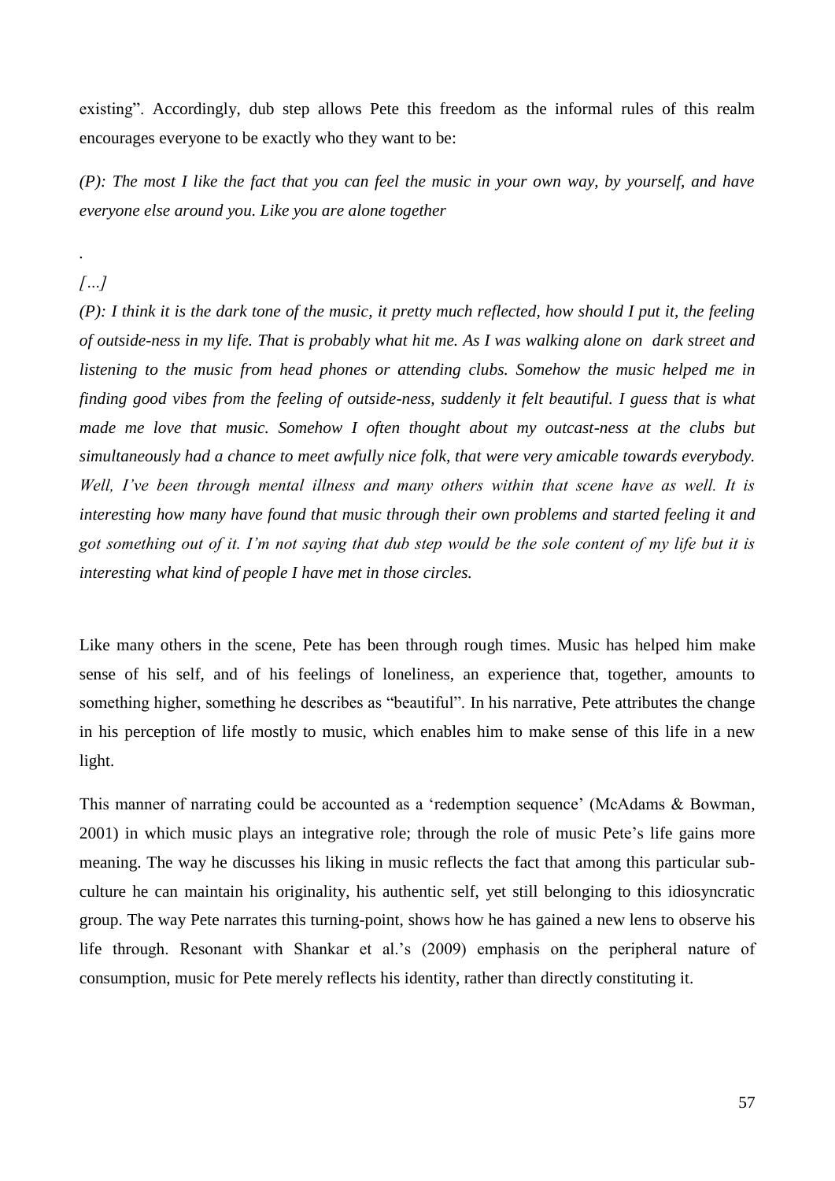existing". Accordingly, dub step allows Pete this freedom as the informal rules of this realm encourages everyone to be exactly who they want to be:

*(P): The most I like the fact that you can feel the music in your own way, by yourself, and have everyone else around you. Like you are alone together*

.

*[…]*

*(P): I think it is the dark tone of the music, it pretty much reflected, how should I put it, the feeling of outside-ness in my life. That is probably what hit me. As I was walking alone on dark street and listening to the music from head phones or attending clubs. Somehow the music helped me in finding good vibes from the feeling of outside-ness, suddenly it felt beautiful. I guess that is what made me love that music. Somehow I often thought about my outcast-ness at the clubs but simultaneously had a chance to meet awfully nice folk, that were very amicable towards everybody. Well, I've been through mental illness and many others within that scene have as well. It is interesting how many have found that music through their own problems and started feeling it and got something out of it. I'm not saying that dub step would be the sole content of my life but it is interesting what kind of people I have met in those circles.*

Like many others in the scene, Pete has been through rough times. Music has helped him make sense of his self, and of his feelings of loneliness, an experience that, together, amounts to something higher, something he describes as "beautiful". In his narrative, Pete attributes the change in his perception of life mostly to music, which enables him to make sense of this life in a new light.

This manner of narrating could be accounted as a 'redemption sequence' (McAdams & Bowman, 2001) in which music plays an integrative role; through the role of music Pete's life gains more meaning. The way he discusses his liking in music reflects the fact that among this particular sub-culture he can maintain his originality, his authentic self, yet still belonging to this idiosyncratic group. The way Pete narrates this turning-point, shows how he has gained a new lens to observe his life through. Resonant with Shankar et al.'s (2009) emphasis on the peripheral nature of consumption, music for Pete merely reflects his identity, rather than directly constituting it.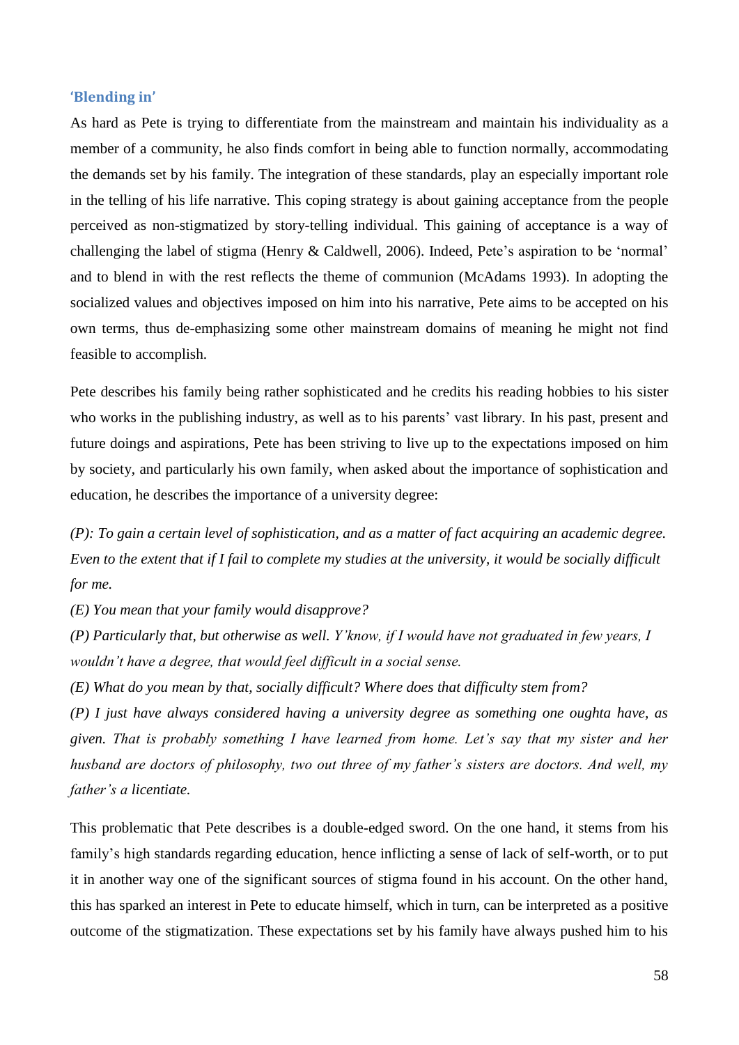### 'Blending in'

As hard as Pete is trying to differentiate from the mainstream and maintain his individuality as a member of a community, he also finds comfort in being able to function normally, accommodating the demands set by his family. The integration of these standards, play an especially important role in the telling of his life narrative. This coping strategy is about gaining acceptance from the people perceived as non-stigmatized by story-telling individual. This gaining of acceptance is a way of challenging the label of stigma (Henry & Caldwell, 2006). Indeed, Pete's aspiration to be 'normal' and to blend in with the rest reflects the theme of communion (McAdams 1993). In adopting the socialized values and objectives imposed on him into his narrative, Pete aims to be accepted on his own terms, thus de-emphasizing some other mainstream domains of meaning he might not find feasible to accomplish.

Pete describes his family being rather sophisticated and he credits his reading hobbies to his sister who works in the publishing industry, as well as to his parents' vast library. In his past, present and future doings and aspirations, Pete has been striving to live up to the expectations imposed on him by society, and particularly his own family, when asked about the importance of sophistication and education, he describes the importance of a university degree:

*(P): To gain a certain level of sophistication, and as a matter of fact acquiring an academic degree. Even to the extent that if I fail to complete my studies at the university, it would be socially difficult for me.*

*(E) You mean that your family would disapprove?*

*(P) Particularly that, but otherwise as well. Y'know, if I would have not graduated in few years, I wouldn't have a degree, that would feel difficult in a social sense.*

*(E) What do you mean by that, socially difficult? Where does that difficulty stem from?*

*(P) I just have always considered having a university degree as something one oughta have, as given. That is probably something I have learned from home. Let's say that my sister and her husband are doctors of philosophy, two out three of my father's sisters are doctors. And well, my father's a licentiate.*

This problematic that Pete describes is a double-edged sword. On the one hand, it stems from his family's high standards regarding education, hence inflicting a sense of lack of self-worth, or to put it in another way one of the significant sources of stigma found in his account. On the other hand, this has sparked an interest in Pete to educate himself, which in turn, can be interpreted as a positive outcome of the stigmatization. These expectations set by his family have always pushed him to his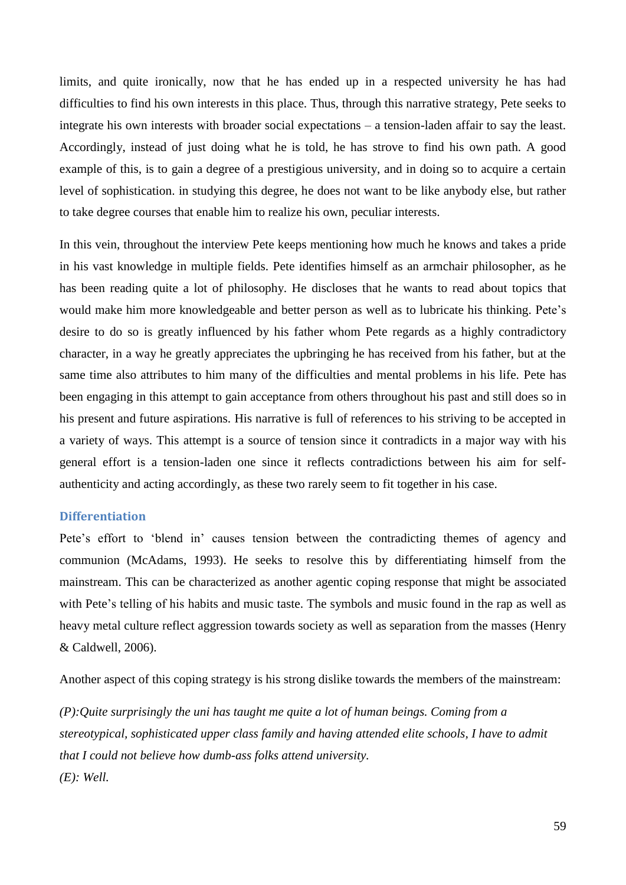limits, and quite ironically, now that he has ended up in a respected university he has had difficulties to find his own interests in this place. Thus, through this narrative strategy, Pete seeks to integrate his own interests with broader social expectations – a tension-laden affair to say the least. Accordingly, instead of just doing what he is told, he has strove to find his own path. A good example of this, is to gain a degree of a prestigious university, and in doing so to acquire a certain level of sophistication. in studying this degree, he does not want to be like anybody else, but rather to take degree courses that enable him to realize his own, peculiar interests.

In this vein, throughout the interview Pete keeps mentioning how much he knows and takes a pride in his vast knowledge in multiple fields. Pete identifies himself as an armchair philosopher, as he has been reading quite a lot of philosophy. He discloses that he wants to read about topics that would make him more knowledgeable and better person as well as to lubricate his thinking. Pete's desire to do so is greatly influenced by his father whom Pete regards as a highly contradictory character, in a way he greatly appreciates the upbringing he has received from his father, but at the same time also attributes to him many of the difficulties and mental problems in his life. Pete has been engaging in this attempt to gain acceptance from others throughout his past and still does so in his present and future aspirations. His narrative is full of references to his striving to be accepted in a variety of ways. This attempt is a source of tension since it contradicts in a major way with his general effort is a tension-laden one since it reflects contradictions between his aim for self-authenticity and acting accordingly, as these two rarely seem to fit together in his case.

### Differentiation

Pete's effort to 'blend in' causes tension between the contradicting themes of agency and communion (McAdams, 1993). He seeks to resolve this by differentiating himself from the mainstream. This can be characterized as another agentic coping response that might be associated with Pete's telling of his habits and music taste. The symbols and music found in the rap as well as heavy metal culture reflect aggression towards society as well as separation from the masses (Henry & Caldwell, 2006).

Another aspect of this coping strategy is his strong dislike towards the members of the mainstream:

*(P):Quite surprisingly the uni has taught me quite a lot of human beings. Coming from a stereotypical, sophisticated upper class family and having attended elite schools, I have to admit that I could not believe how dumb-ass folks attend university.*
*(E): Well.*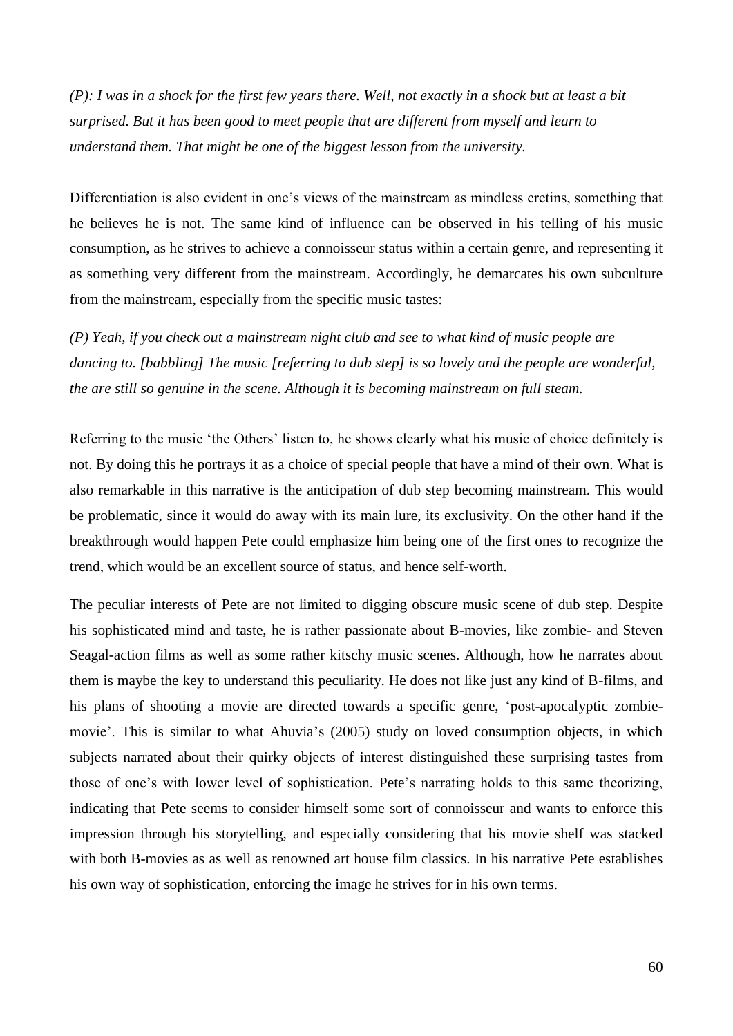*(P): I was in a shock for the first few years there. Well, not exactly in a shock but at least a bit surprised. But it has been good to meet people that are different from myself and learn to understand them. That might be one of the biggest lesson from the university.*

Differentiation is also evident in one's views of the mainstream as mindless cretins, something that he believes he is not. The same kind of influence can be observed in his telling of his music consumption, as he strives to achieve a connoisseur status within a certain genre, and representing it as something very different from the mainstream. Accordingly, he demarcates his own subculture from the mainstream, especially from the specific music tastes:

*(P) Yeah, if you check out a mainstream night club and see to what kind of music people are dancing to. [babbling] The music [referring to dub step] is so lovely and the people are wonderful, the are still so genuine in the scene. Although it is becoming mainstream on full steam.*

Referring to the music 'the Others' listen to, he shows clearly what his music of choice definitely is not. By doing this he portrays it as a choice of special people that have a mind of their own. What is also remarkable in this narrative is the anticipation of dub step becoming mainstream. This would be problematic, since it would do away with its main lure, its exclusivity. On the other hand if the breakthrough would happen Pete could emphasize him being one of the first ones to recognize the trend, which would be an excellent source of status, and hence self-worth.

The peculiar interests of Pete are not limited to digging obscure music scene of dub step. Despite his sophisticated mind and taste, he is rather passionate about B-movies, like zombie- and Steven Seagal-action films as well as some rather kitschy music scenes. Although, how he narrates about them is maybe the key to understand this peculiarity. He does not like just any kind of B-films, and his plans of shooting a movie are directed towards a specific genre, 'post-apocalyptic zombie-movie'. This is similar to what Ahuvia's (2005) study on loved consumption objects, in which subjects narrated about their quirky objects of interest distinguished these surprising tastes from those of one's with lower level of sophistication. Pete's narrating holds to this same theorizing, indicating that Pete seems to consider himself some sort of connoisseur and wants to enforce this impression through his storytelling, and especially considering that his movie shelf was stacked with both B-movies as as well as renowned art house film classics. In his narrative Pete establishes his own way of sophistication, enforcing the image he strives for in his own terms.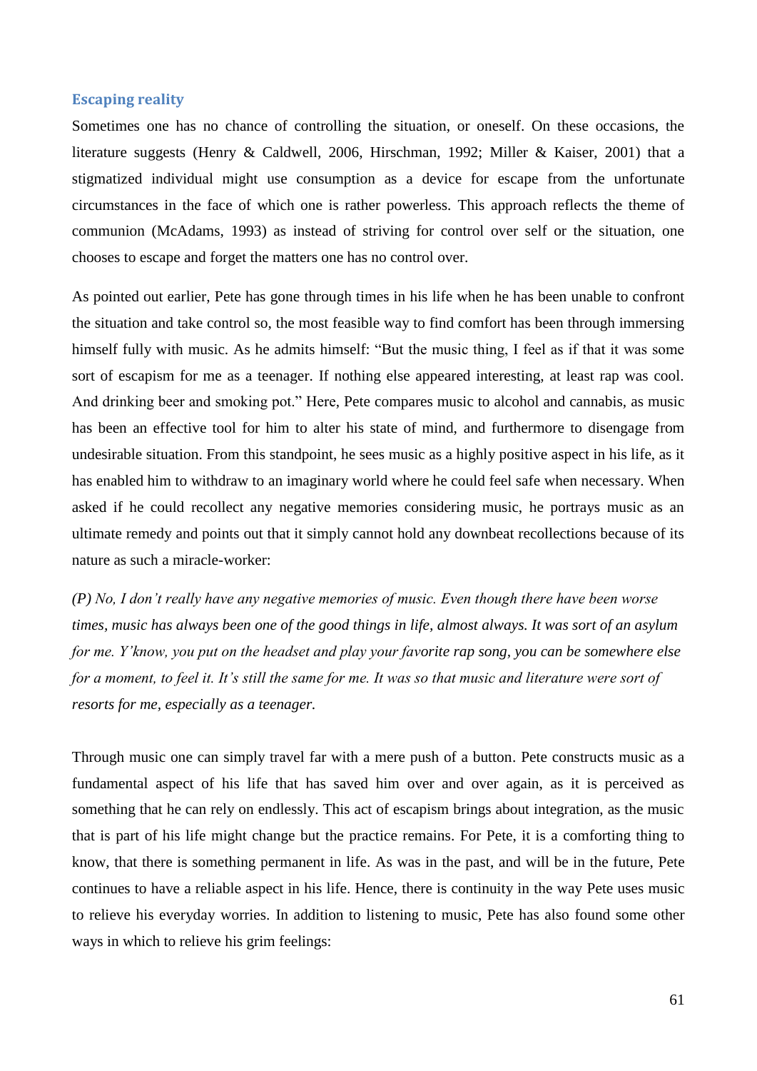### Escaping reality

Sometimes one has no chance of controlling the situation, or oneself. On these occasions, the literature suggests (Henry & Caldwell, 2006, Hirschman, 1992; Miller & Kaiser, 2001) that a stigmatized individual might use consumption as a device for escape from the unfortunate circumstances in the face of which one is rather powerless. This approach reflects the theme of communion (McAdams, 1993) as instead of striving for control over self or the situation, one chooses to escape and forget the matters one has no control over.

As pointed out earlier, Pete has gone through times in his life when he has been unable to confront the situation and take control so, the most feasible way to find comfort has been through immersing himself fully with music. As he admits himself: "But the music thing, I feel as if that it was some sort of escapism for me as a teenager. If nothing else appeared interesting, at least rap was cool. And drinking beer and smoking pot." Here, Pete compares music to alcohol and cannabis, as music has been an effective tool for him to alter his state of mind, and furthermore to disengage from undesirable situation. From this standpoint, he sees music as a highly positive aspect in his life, as it has enabled him to withdraw to an imaginary world where he could feel safe when necessary. When asked if he could recollect any negative memories considering music, he portrays music as an ultimate remedy and points out that it simply cannot hold any downbeat recollections because of its nature as such a miracle-worker:

*(P) No, I don't really have any negative memories of music. Even though there have been worse times, music has always been one of the good things in life, almost always. It was sort of an asylum for me. Y'know, you put on the headset and play your favorite rap song, you can be somewhere else for a moment, to feel it. It's still the same for me. It was so that music and literature were sort of resorts for me, especially as a teenager.*

Through music one can simply travel far with a mere push of a button. Pete constructs music as a fundamental aspect of his life that has saved him over and over again, as it is perceived as something that he can rely on endlessly. This act of escapism brings about integration, as the music that is part of his life might change but the practice remains. For Pete, it is a comforting thing to know, that there is something permanent in life. As was in the past, and will be in the future, Pete continues to have a reliable aspect in his life. Hence, there is continuity in the way Pete uses music to relieve his everyday worries. In addition to listening to music, Pete has also found some other ways in which to relieve his grim feelings: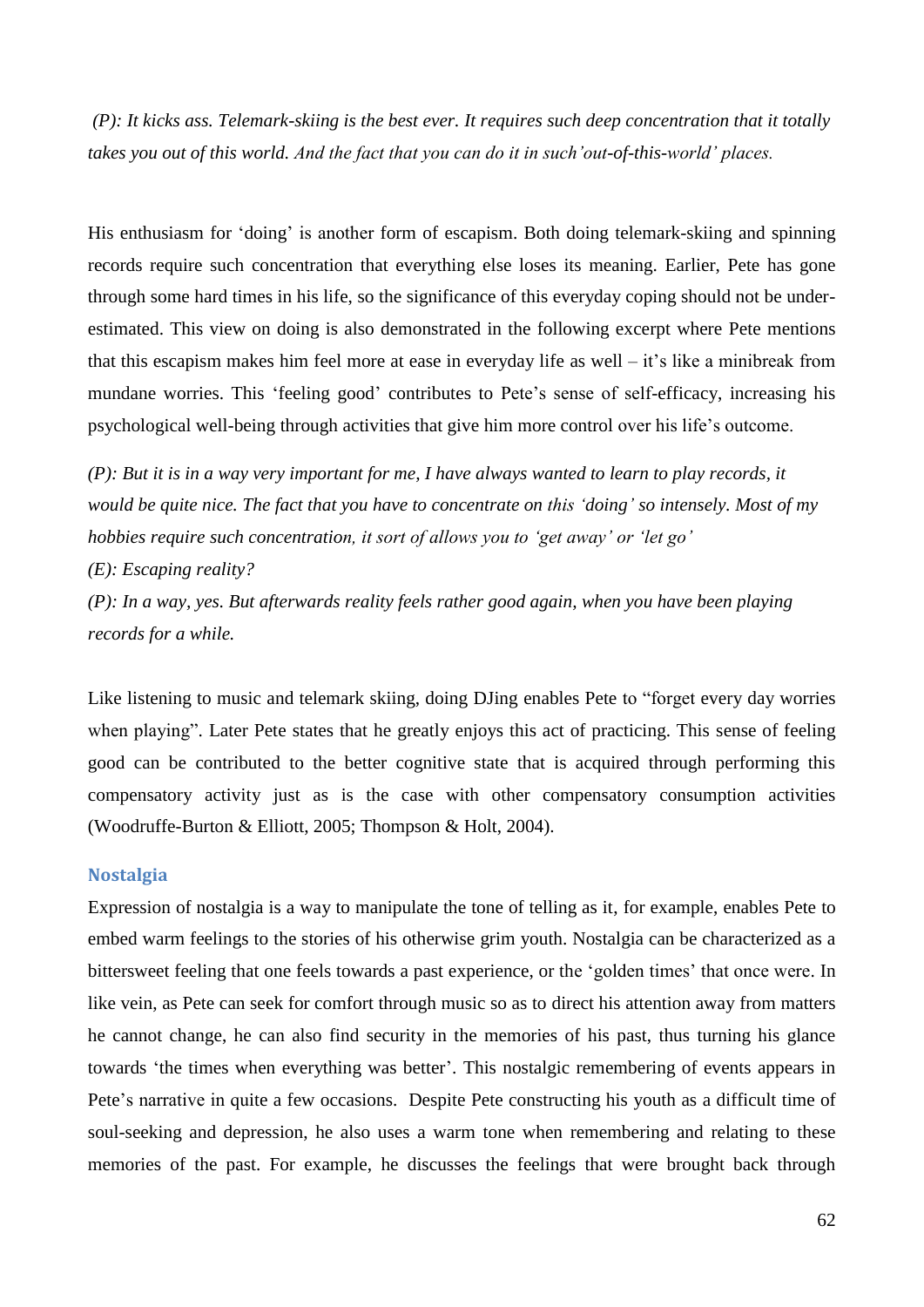*(P): It kicks ass. Telemark-skiing is the best ever. It requires such deep concentration that it totally takes you out of this world. And the fact that you can do it in such'out-of-this-world' places.*

His enthusiasm for 'doing' is another form of escapism. Both doing telemark-skiing and spinning records require such concentration that everything else loses its meaning. Earlier, Pete has gone through some hard times in his life, so the significance of this everyday coping should not be under-estimated. This view on doing is also demonstrated in the following excerpt where Pete mentions that this escapism makes him feel more at ease in everyday life as well – it's like a minibreak from mundane worries. This 'feeling good' contributes to Pete's sense of self-efficacy, increasing his psychological well-being through activities that give him more control over his life's outcome.

*(P): But it is in a way very important for me, I have always wanted to learn to play records, it would be quite nice. The fact that you have to concentrate on this 'doing' so intensely. Most of my hobbies require such concentration, it sort of allows you to 'get away' or 'let go'*
*(E): Escaping reality?*
*(P): In a way, yes. But afterwards reality feels rather good again, when you have been playing records for a while.*

Like listening to music and telemark skiing, doing DJing enables Pete to "forget every day worries when playing". Later Pete states that he greatly enjoys this act of practicing. This sense of feeling good can be contributed to the better cognitive state that is acquired through performing this compensatory activity just as is the case with other compensatory consumption activities (Woodruffe-Burton & Elliott, 2005; Thompson & Holt, 2004).

### Nostalgia

Expression of nostalgia is a way to manipulate the tone of telling as it, for example, enables Pete to embed warm feelings to the stories of his otherwise grim youth. Nostalgia can be characterized as a bittersweet feeling that one feels towards a past experience, or the 'golden times' that once were. In like vein, as Pete can seek for comfort through music so as to direct his attention away from matters he cannot change, he can also find security in the memories of his past, thus turning his glance towards 'the times when everything was better'. This nostalgic remembering of events appears in Pete's narrative in quite a few occasions. Despite Pete constructing his youth as a difficult time of soul-seeking and depression, he also uses a warm tone when remembering and relating to these memories of the past. For example, he discusses the feelings that were brought back through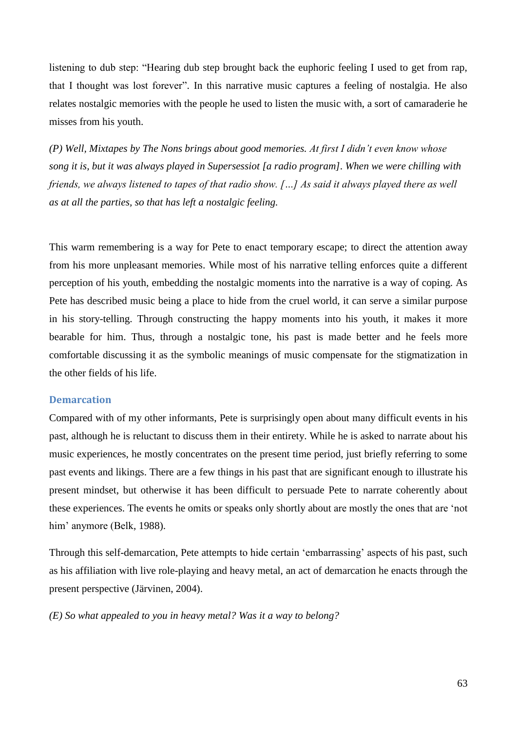listening to dub step: "Hearing dub step brought back the euphoric feeling I used to get from rap, that I thought was lost forever". In this narrative music captures a feeling of nostalgia. He also relates nostalgic memories with the people he used to listen the music with, a sort of camaraderie he misses from his youth.

*(P) Well, Mixtapes by The Nons brings about good memories. At first I didn't even know whose song it is, but it was always played in Supersessiot [a radio program]. When we were chilling with friends, we always listened to tapes of that radio show. […] As said it always played there as well as at all the parties, so that has left a nostalgic feeling.*

This warm remembering is a way for Pete to enact temporary escape; to direct the attention away from his more unpleasant memories. While most of his narrative telling enforces quite a different perception of his youth, embedding the nostalgic moments into the narrative is a way of coping. As Pete has described music being a place to hide from the cruel world, it can serve a similar purpose in his story-telling. Through constructing the happy moments into his youth, it makes it more bearable for him. Thus, through a nostalgic tone, his past is made better and he feels more comfortable discussing it as the symbolic meanings of music compensate for the stigmatization in the other fields of his life.

### Demarcation

Compared with of my other informants, Pete is surprisingly open about many difficult events in his past, although he is reluctant to discuss them in their entirety. While he is asked to narrate about his music experiences, he mostly concentrates on the present time period, just briefly referring to some past events and likings. There are a few things in his past that are significant enough to illustrate his present mindset, but otherwise it has been difficult to persuade Pete to narrate coherently about these experiences. The events he omits or speaks only shortly about are mostly the ones that are 'not him' anymore (Belk, 1988).

Through this self-demarcation, Pete attempts to hide certain 'embarrassing' aspects of his past, such as his affiliation with live role-playing and heavy metal, an act of demarcation he enacts through the present perspective (Järvinen, 2004).

*(E) So what appealed to you in heavy metal? Was it a way to belong?*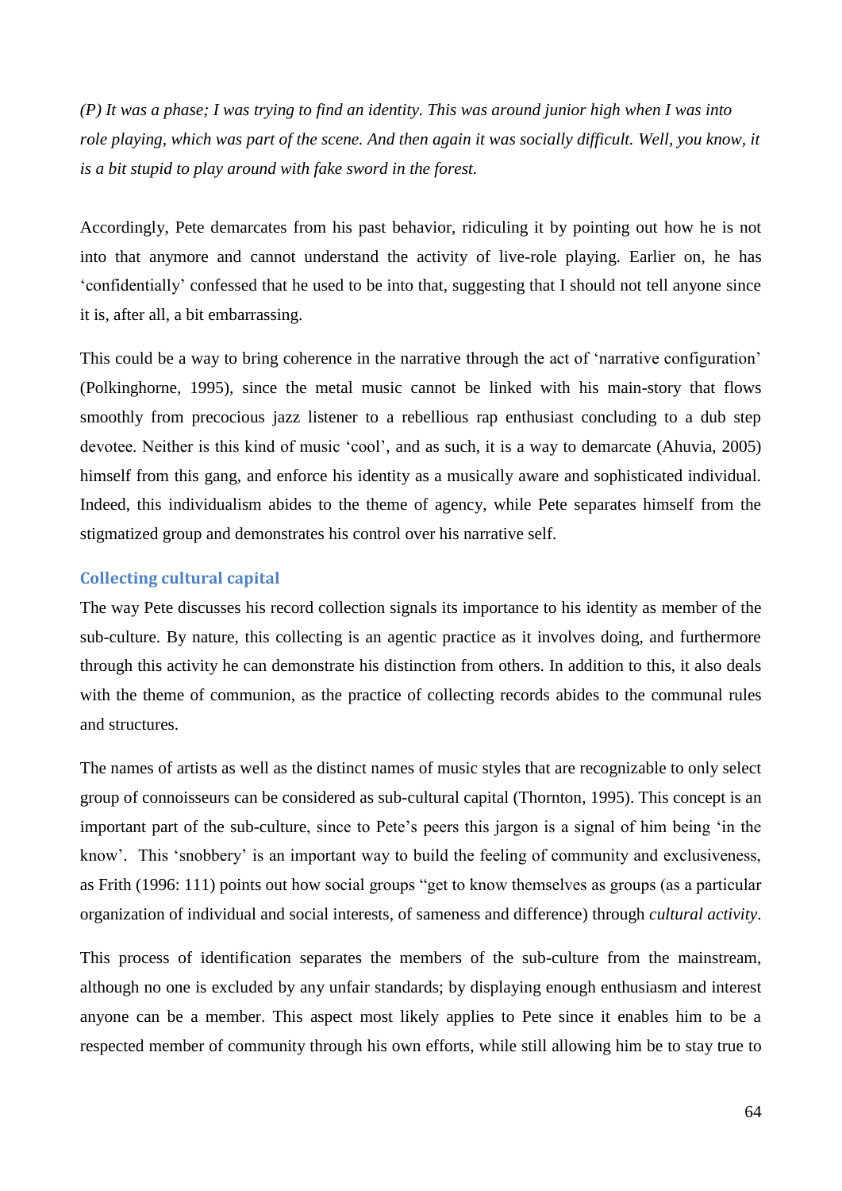*(P) It was a phase; I was trying to find an identity. This was around junior high when I was into role playing, which was part of the scene. And then again it was socially difficult. Well, you know, it is a bit stupid to play around with fake sword in the forest.*

Accordingly, Pete demarcates from his past behavior, ridiculing it by pointing out how he is not into that anymore and cannot understand the activity of live-role playing. Earlier on, he has 'confidentially' confessed that he used to be into that, suggesting that I should not tell anyone since it is, after all, a bit embarrassing.

This could be a way to bring coherence in the narrative through the act of 'narrative configuration' (Polkinghorne, 1995), since the metal music cannot be linked with his main-story that flows smoothly from precocious jazz listener to a rebellious rap enthusiast concluding to a dub step devotee. Neither is this kind of music 'cool', and as such, it is a way to demarcate (Ahuvia, 2005) himself from this gang, and enforce his identity as a musically aware and sophisticated individual. Indeed, this individualism abides to the theme of agency, while Pete separates himself from the stigmatized group and demonstrates his control over his narrative self.

### Collecting cultural capital

The way Pete discusses his record collection signals its importance to his identity as member of the sub-culture. By nature, this collecting is an agentic practice as it involves doing, and furthermore through this activity he can demonstrate his distinction from others. In addition to this, it also deals with the theme of communion, as the practice of collecting records abides to the communal rules and structures.

The names of artists as well as the distinct names of music styles that are recognizable to only select group of connoisseurs can be considered as sub-cultural capital (Thornton, 1995). This concept is an important part of the sub-culture, since to Pete's peers this jargon is a signal of him being 'in the know'. This 'snobbery' is an important way to build the feeling of community and exclusiveness, as Frith (1996: 111) points out how social groups "get to know themselves as groups (as a particular organization of individual and social interests, of sameness and difference) through *cultural activity*.

This process of identification separates the members of the sub-culture from the mainstream, although no one is excluded by any unfair standards; by displaying enough enthusiasm and interest anyone can be a member. This aspect most likely applies to Pete since it enables him to be a respected member of community through his own efforts, while still allowing him be to stay true to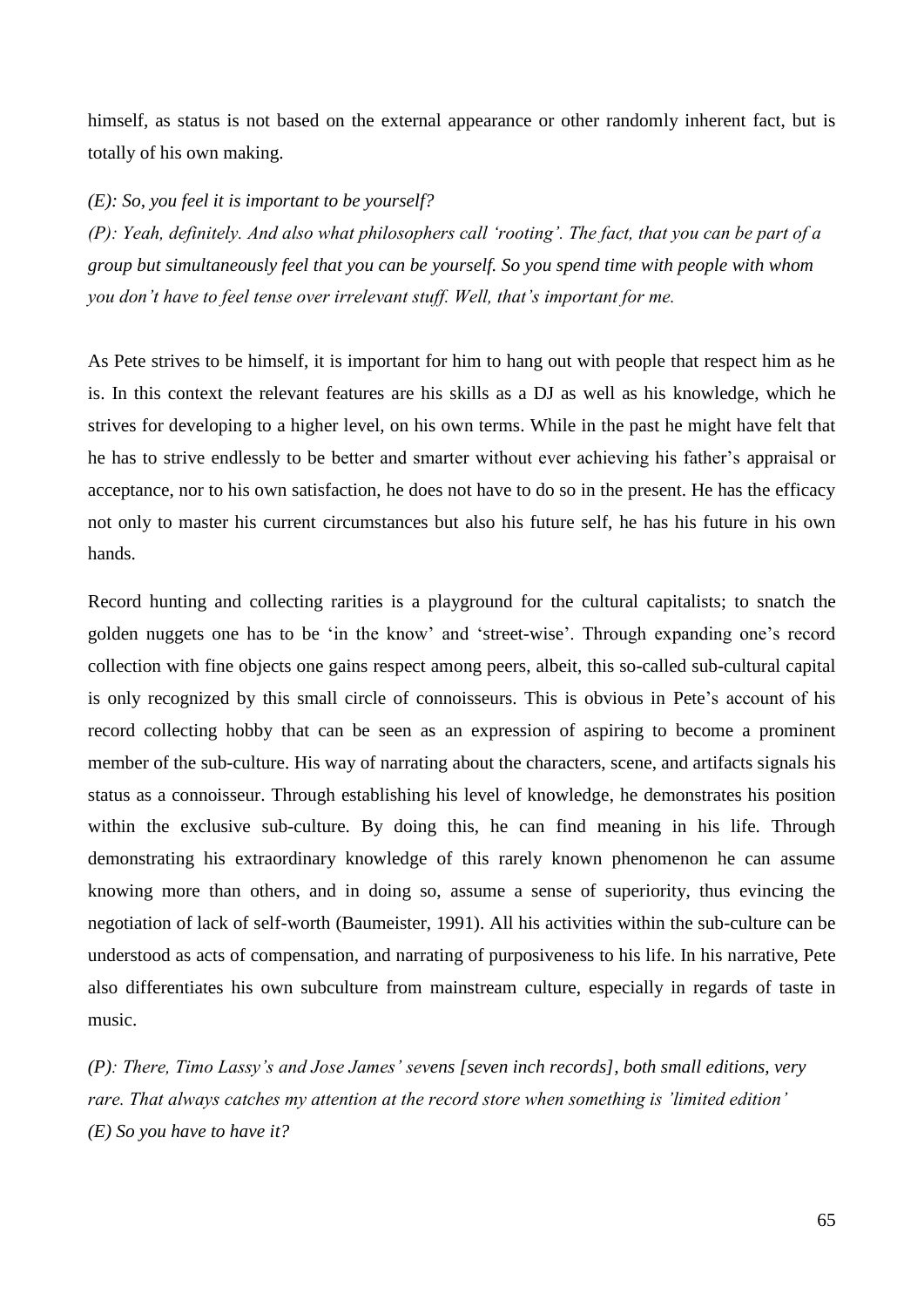himself, as status is not based on the external appearance or other randomly inherent fact, but is totally of his own making.

*(E): So, you feel it is important to be yourself?*

*(P): Yeah, definitely. And also what philosophers call 'rooting'. The fact, that you can be part of a group but simultaneously feel that you can be yourself. So you spend time with people with whom you don't have to feel tense over irrelevant stuff. Well, that's important for me.*

As Pete strives to be himself, it is important for him to hang out with people that respect him as he is. In this context the relevant features are his skills as a DJ as well as his knowledge, which he strives for developing to a higher level, on his own terms. While in the past he might have felt that he has to strive endlessly to be better and smarter without ever achieving his father's appraisal or acceptance, nor to his own satisfaction, he does not have to do so in the present. He has the efficacy not only to master his current circumstances but also his future self, he has his future in his own hands.

Record hunting and collecting rarities is a playground for the cultural capitalists; to snatch the golden nuggets one has to be 'in the know' and 'street-wise'. Through expanding one's record collection with fine objects one gains respect among peers, albeit, this so-called sub-cultural capital is only recognized by this small circle of connoisseurs. This is obvious in Pete's account of his record collecting hobby that can be seen as an expression of aspiring to become a prominent member of the sub-culture. His way of narrating about the characters, scene, and artifacts signals his status as a connoisseur. Through establishing his level of knowledge, he demonstrates his position within the exclusive sub-culture. By doing this, he can find meaning in his life. Through demonstrating his extraordinary knowledge of this rarely known phenomenon he can assume knowing more than others, and in doing so, assume a sense of superiority, thus evincing the negotiation of lack of self-worth (Baumeister, 1991). All his activities within the sub-culture can be understood as acts of compensation, and narrating of purposiveness to his life. In his narrative, Pete also differentiates his own subculture from mainstream culture, especially in regards of taste in music.

*(P): There, Timo Lassy's and Jose James' sevens [seven inch records], both small editions, very rare. That always catches my attention at the record store when something is 'limited edition'*

*(E) So you have to have it?*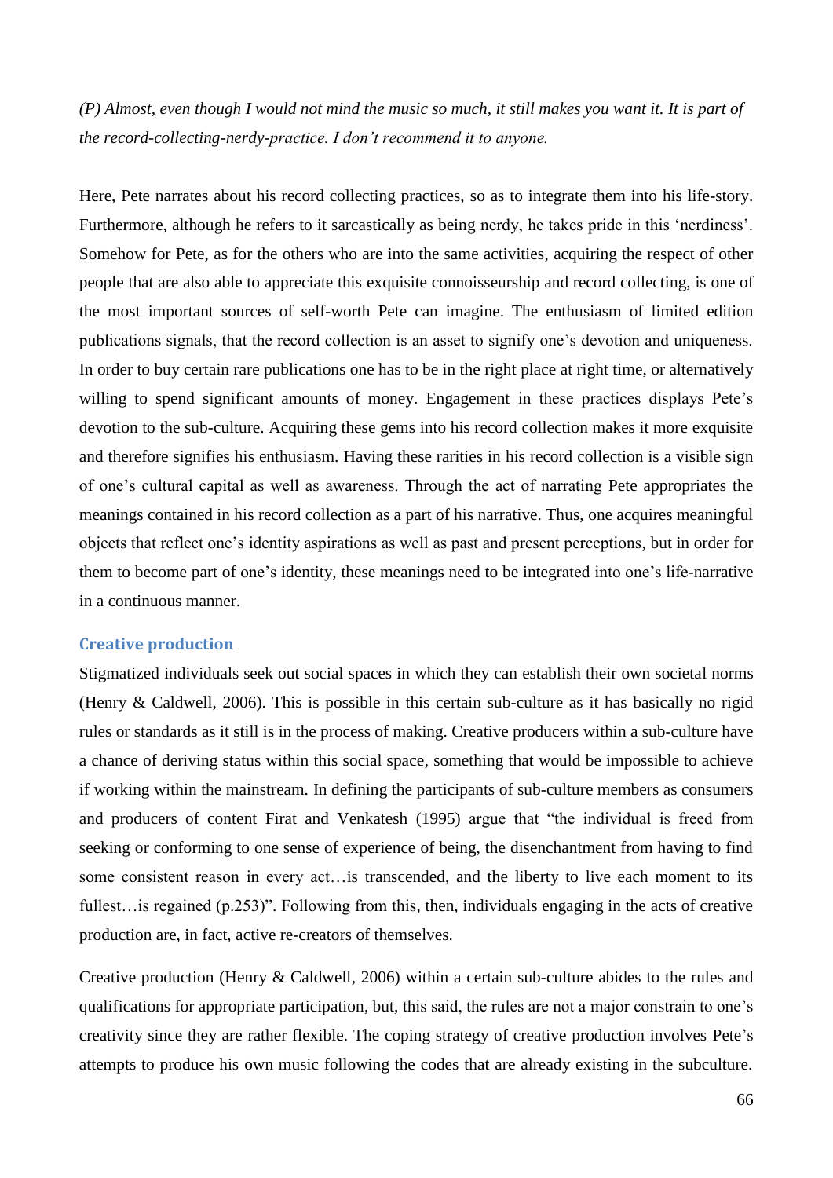*(P) Almost, even though I would not mind the music so much, it still makes you want it. It is part of the record-collecting-nerdy-practice. I don't recommend it to anyone.*

Here, Pete narrates about his record collecting practices, so as to integrate them into his life-story. Furthermore, although he refers to it sarcastically as being nerdy, he takes pride in this 'nerdiness'. Somehow for Pete, as for the others who are into the same activities, acquiring the respect of other people that are also able to appreciate this exquisite connoisseurship and record collecting, is one of the most important sources of self-worth Pete can imagine. The enthusiasm of limited edition publications signals, that the record collection is an asset to signify one's devotion and uniqueness. In order to buy certain rare publications one has to be in the right place at right time, or alternatively willing to spend significant amounts of money. Engagement in these practices displays Pete's devotion to the sub-culture. Acquiring these gems into his record collection makes it more exquisite and therefore signifies his enthusiasm. Having these rarities in his record collection is a visible sign of one's cultural capital as well as awareness. Through the act of narrating Pete appropriates the meanings contained in his record collection as a part of his narrative. Thus, one acquires meaningful objects that reflect one's identity aspirations as well as past and present perceptions, but in order for them to become part of one's identity, these meanings need to be integrated into one's life-narrative in a continuous manner.

### Creative production

Stigmatized individuals seek out social spaces in which they can establish their own societal norms (Henry & Caldwell, 2006). This is possible in this certain sub-culture as it has basically no rigid rules or standards as it still is in the process of making. Creative producers within a sub-culture have a chance of deriving status within this social space, something that would be impossible to achieve if working within the mainstream. In defining the participants of sub-culture members as consumers and producers of content Firat and Venkatesh (1995) argue that "the individual is freed from seeking or conforming to one sense of experience of being, the disenchantment from having to find some consistent reason in every act…is transcended, and the liberty to live each moment to its fullest…is regained (p.253)". Following from this, then, individuals engaging in the acts of creative production are, in fact, active re-creators of themselves.

Creative production (Henry & Caldwell, 2006) within a certain sub-culture abides to the rules and qualifications for appropriate participation, but, this said, the rules are not a major constrain to one's creativity since they are rather flexible. The coping strategy of creative production involves Pete's attempts to produce his own music following the codes that are already existing in the subculture.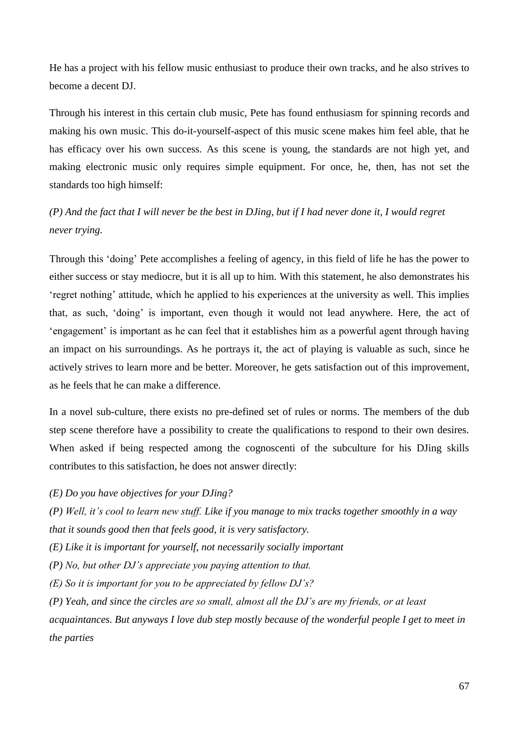He has a project with his fellow music enthusiast to produce their own tracks, and he also strives to become a decent DJ.

Through his interest in this certain club music, Pete has found enthusiasm for spinning records and making his own music. This do-it-yourself-aspect of this music scene makes him feel able, that he has efficacy over his own success. As this scene is young, the standards are not high yet, and making electronic music only requires simple equipment. For once, he, then, has not set the standards too high himself:

*(P) And the fact that I will never be the best in DJing, but if I had never done it, I would regret never trying.*

Through this 'doing' Pete accomplishes a feeling of agency, in this field of life he has the power to either success or stay mediocre, but it is all up to him. With this statement, he also demonstrates his 'regret nothing' attitude, which he applied to his experiences at the university as well. This implies that, as such, 'doing' is important, even though it would not lead anywhere. Here, the act of 'engagement' is important as he can feel that it establishes him as a powerful agent through having an impact on his surroundings. As he portrays it, the act of playing is valuable as such, since he actively strives to learn more and be better. Moreover, he gets satisfaction out of this improvement, as he feels that he can make a difference.

In a novel sub-culture, there exists no pre-defined set of rules or norms. The members of the dub step scene therefore have a possibility to create the qualifications to respond to their own desires. When asked if being respected among the cognoscenti of the subculture for his DJing skills contributes to this satisfaction, he does not answer directly:

*(E) Do you have objectives for your DJing?*

*(P) Well, it's cool to learn new stuff. Like if you manage to mix tracks together smoothly in a way that it sounds good then that feels good, it is very satisfactory.*

*(E) Like it is important for yourself, not necessarily socially important*

*(P) No, but other DJ's appreciate you paying attention to that.*

*(E) So it is important for you to be appreciated by fellow DJ's?*

*(P) Yeah, and since the circles are so small, almost all the DJ's are my friends, or at least acquaintances. But anyways I love dub step mostly because of the wonderful people I get to meet in the parties*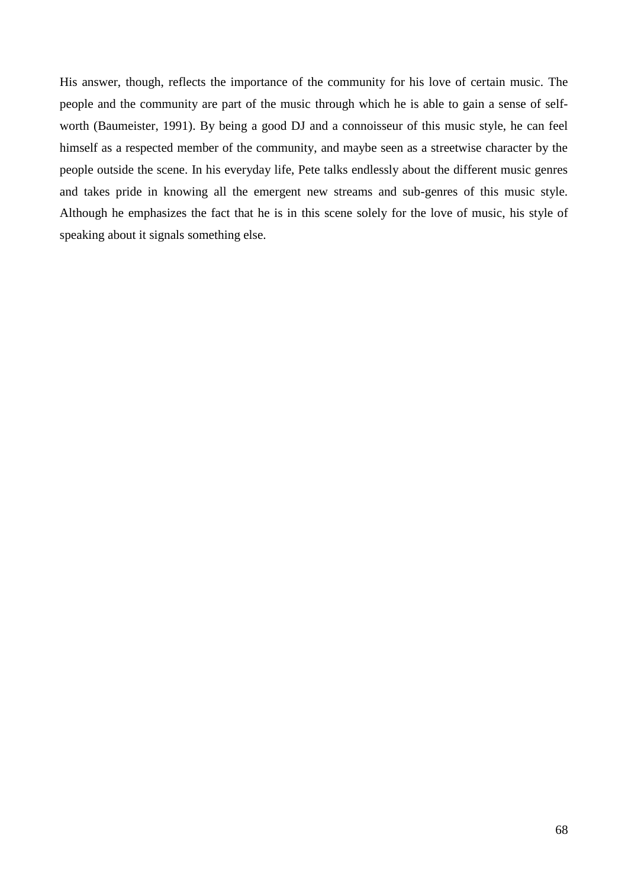His answer, though, reflects the importance of the community for his love of certain music. The people and the community are part of the music through which he is able to gain a sense of self-worth (Baumeister, 1991). By being a good DJ and a connoisseur of this music style, he can feel himself as a respected member of the community, and maybe seen as a streetwise character by the people outside the scene. In his everyday life, Pete talks endlessly about the different music genres and takes pride in knowing all the emergent new streams and sub-genres of this music style. Although he emphasizes the fact that he is in this scene solely for the love of music, his style of speaking about it signals something else.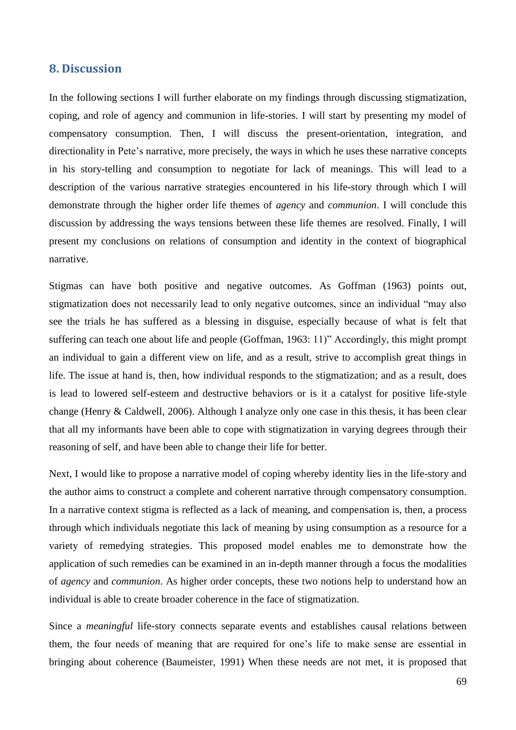## 8. Discussion

In the following sections I will further elaborate on my findings through discussing stigmatization, coping, and role of agency and communion in life-stories. I will start by presenting my model of compensatory consumption. Then, I will discuss the present-orientation, integration, and directionality in Pete's narrative, more precisely, the ways in which he uses these narrative concepts in his story-telling and consumption to negotiate for lack of meanings. This will lead to a description of the various narrative strategies encountered in his life-story through which I will demonstrate through the higher order life themes of *agency* and *communion*. I will conclude this discussion by addressing the ways tensions between these life themes are resolved. Finally, I will present my conclusions on relations of consumption and identity in the context of biographical narrative.

Stigmas can have both positive and negative outcomes. As Goffman (1963) points out, stigmatization does not necessarily lead to only negative outcomes, since an individual "may also see the trials he has suffered as a blessing in disguise, especially because of what is felt that suffering can teach one about life and people (Goffman, 1963: 11)" Accordingly, this might prompt an individual to gain a different view on life, and as a result, strive to accomplish great things in life. The issue at hand is, then, how individual responds to the stigmatization; and as a result, does is lead to lowered self-esteem and destructive behaviors or is it a catalyst for positive life-style change (Henry & Caldwell, 2006). Although I analyze only one case in this thesis, it has been clear that all my informants have been able to cope with stigmatization in varying degrees through their reasoning of self, and have been able to change their life for better.

Next, I would like to propose a narrative model of coping whereby identity lies in the life-story and the author aims to construct a complete and coherent narrative through compensatory consumption. In a narrative context stigma is reflected as a lack of meaning, and compensation is, then, a process through which individuals negotiate this lack of meaning by using consumption as a resource for a variety of remedying strategies. This proposed model enables me to demonstrate how the application of such remedies can be examined in an in-depth manner through a focus the modalities of *agency* and *communion*. As higher order concepts, these two notions help to understand how an individual is able to create broader coherence in the face of stigmatization.

Since a *meaningful* life-story connects separate events and establishes causal relations between them, the four needs of meaning that are required for one's life to make sense are essential in bringing about coherence (Baumeister, 1991) When these needs are not met, it is proposed that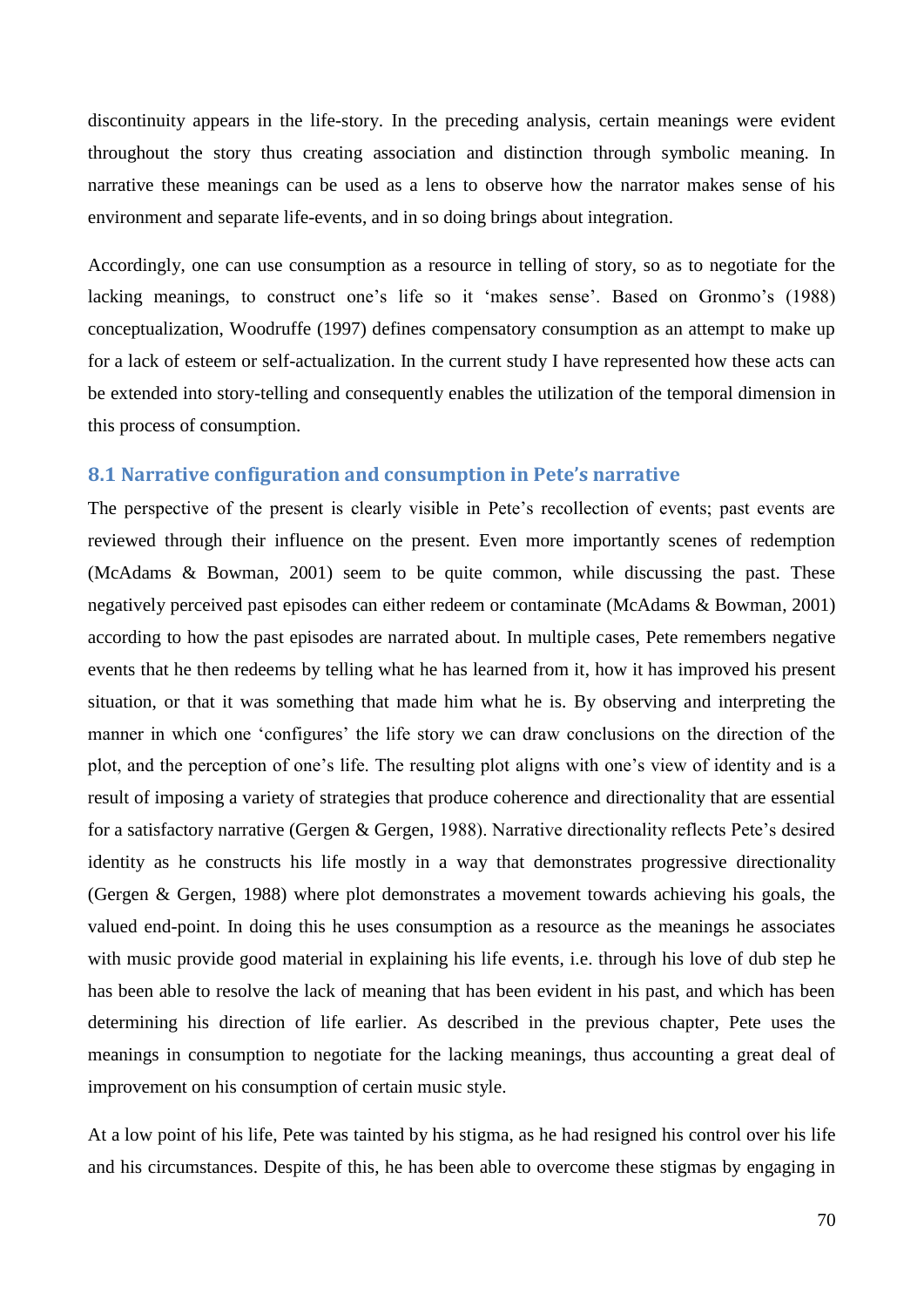discontinuity appears in the life-story. In the preceding analysis, certain meanings were evident throughout the story thus creating association and distinction through symbolic meaning. In narrative these meanings can be used as a lens to observe how the narrator makes sense of his environment and separate life-events, and in so doing brings about integration.

Accordingly, one can use consumption as a resource in telling of story, so as to negotiate for the lacking meanings, to construct one's life so it 'makes sense'. Based on Gronmo's (1988) conceptualization, Woodruffe (1997) defines compensatory consumption as an attempt to make up for a lack of esteem or self-actualization. In the current study I have represented how these acts can be extended into story-telling and consequently enables the utilization of the temporal dimension in this process of consumption.

## 8.1 Narrative configuration and consumption in Pete's narrative

The perspective of the present is clearly visible in Pete's recollection of events; past events are reviewed through their influence on the present. Even more importantly scenes of redemption (McAdams & Bowman, 2001) seem to be quite common, while discussing the past. These negatively perceived past episodes can either redeem or contaminate (McAdams & Bowman, 2001) according to how the past episodes are narrated about. In multiple cases, Pete remembers negative events that he then redeems by telling what he has learned from it, how it has improved his present situation, or that it was something that made him what he is. By observing and interpreting the manner in which one 'configures' the life story we can draw conclusions on the direction of the plot, and the perception of one's life. The resulting plot aligns with one's view of identity and is a result of imposing a variety of strategies that produce coherence and directionality that are essential for a satisfactory narrative (Gergen & Gergen, 1988). Narrative directionality reflects Pete's desired identity as he constructs his life mostly in a way that demonstrates progressive directionality (Gergen & Gergen, 1988) where plot demonstrates a movement towards achieving his goals, the valued end-point. In doing this he uses consumption as a resource as the meanings he associates with music provide good material in explaining his life events, i.e. through his love of dub step he has been able to resolve the lack of meaning that has been evident in his past, and which has been determining his direction of life earlier. As described in the previous chapter, Pete uses the meanings in consumption to negotiate for the lacking meanings, thus accounting a great deal of improvement on his consumption of certain music style.

At a low point of his life, Pete was tainted by his stigma, as he had resigned his control over his life and his circumstances. Despite of this, he has been able to overcome these stigmas by engaging in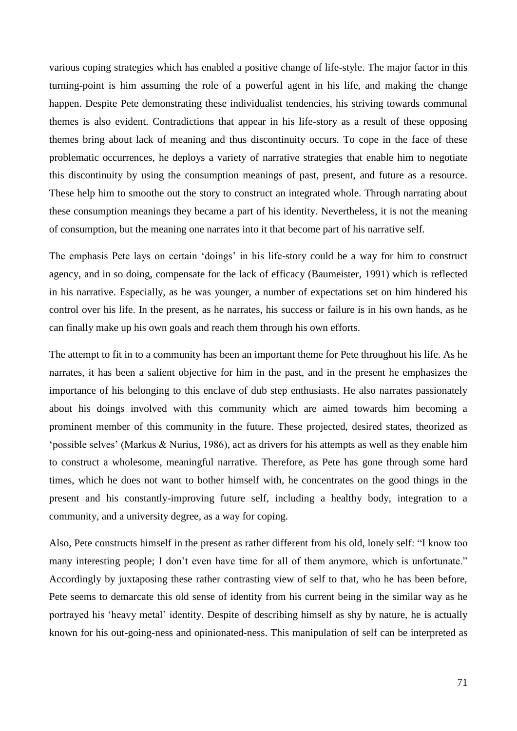various coping strategies which has enabled a positive change of life-style. The major factor in this turning-point is him assuming the role of a powerful agent in his life, and making the change happen. Despite Pete demonstrating these individualist tendencies, his striving towards communal themes is also evident. Contradictions that appear in his life-story as a result of these opposing themes bring about lack of meaning and thus discontinuity occurs. To cope in the face of these problematic occurrences, he deploys a variety of narrative strategies that enable him to negotiate this discontinuity by using the consumption meanings of past, present, and future as a resource. These help him to smoothe out the story to construct an integrated whole. Through narrating about these consumption meanings they became a part of his identity. Nevertheless, it is not the meaning of consumption, but the meaning one narrates into it that become part of his narrative self.

The emphasis Pete lays on certain 'doings' in his life-story could be a way for him to construct agency, and in so doing, compensate for the lack of efficacy (Baumeister, 1991) which is reflected in his narrative. Especially, as he was younger, a number of expectations set on him hindered his control over his life. In the present, as he narrates, his success or failure is in his own hands, as he can finally make up his own goals and reach them through his own efforts.

The attempt to fit in to a community has been an important theme for Pete throughout his life. As he narrates, it has been a salient objective for him in the past, and in the present he emphasizes the importance of his belonging to this enclave of dub step enthusiasts. He also narrates passionately about his doings involved with this community which are aimed towards him becoming a prominent member of this community in the future. These projected, desired states, theorized as 'possible selves' (Markus & Nurius, 1986), act as drivers for his attempts as well as they enable him to construct a wholesome, meaningful narrative. Therefore, as Pete has gone through some hard times, which he does not want to bother himself with, he concentrates on the good things in the present and his constantly-improving future self, including a healthy body, integration to a community, and a university degree, as a way for coping.

Also, Pete constructs himself in the present as rather different from his old, lonely self: "I know too many interesting people; I don't even have time for all of them anymore, which is unfortunate." Accordingly by juxtaposing these rather contrasting view of self to that, who he has been before, Pete seems to demarcate this old sense of identity from his current being in the similar way as he portrayed his 'heavy metal' identity. Despite of describing himself as shy by nature, he is actually known for his out-going-ness and opinionated-ness. This manipulation of self can be interpreted as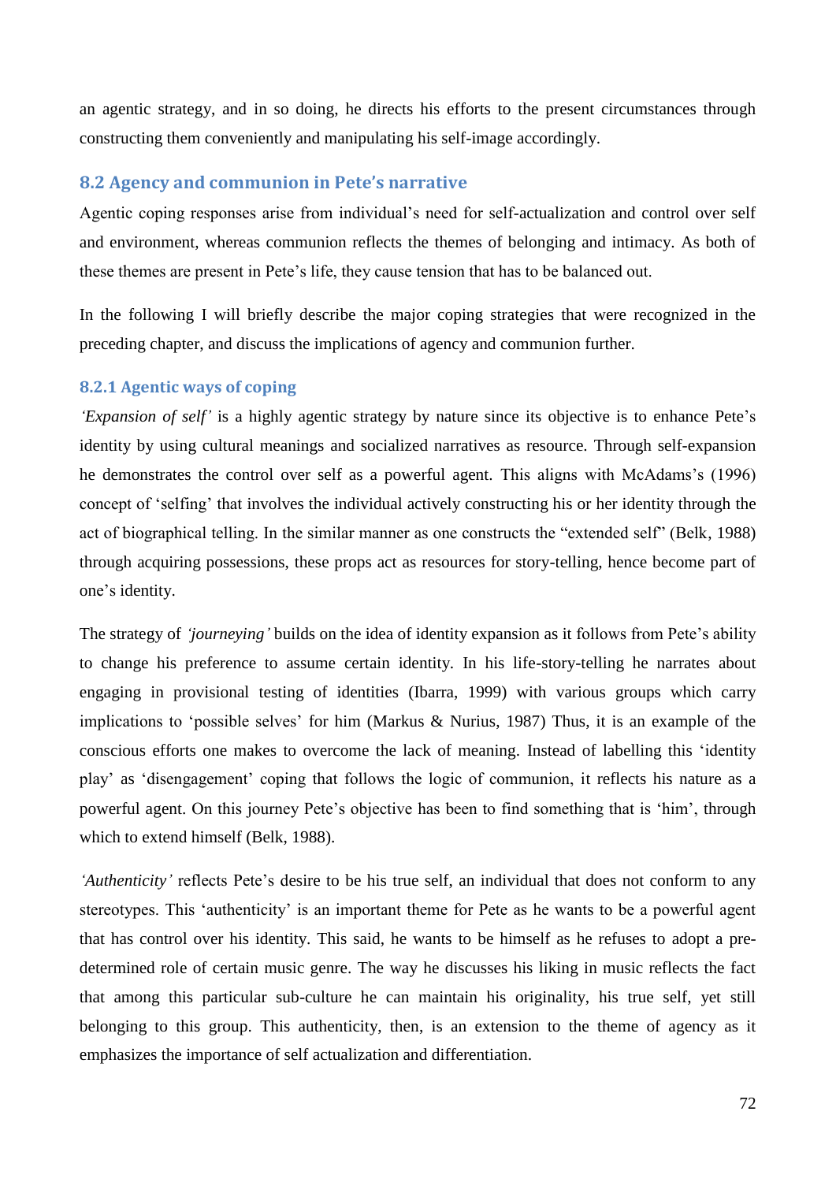an agentic strategy, and in so doing, he directs his efforts to the present circumstances through constructing them conveniently and manipulating his self-image accordingly.

## 8.2 Agency and communion in Pete's narrative

Agentic coping responses arise from individual's need for self-actualization and control over self and environment, whereas communion reflects the themes of belonging and intimacy. As both of these themes are present in Pete's life, they cause tension that has to be balanced out.

In the following I will briefly describe the major coping strategies that were recognized in the preceding chapter, and discuss the implications of agency and communion further.

### 8.2.1 Agentic ways of coping

*'Expansion of self'* is a highly agentic strategy by nature since its objective is to enhance Pete's identity by using cultural meanings and socialized narratives as resource. Through self-expansion he demonstrates the control over self as a powerful agent. This aligns with McAdams's (1996) concept of 'selfing' that involves the individual actively constructing his or her identity through the act of biographical telling. In the similar manner as one constructs the "extended self" (Belk, 1988) through acquiring possessions, these props act as resources for story-telling, hence become part of one's identity.

The strategy of *'journeying'* builds on the idea of identity expansion as it follows from Pete's ability to change his preference to assume certain identity. In his life-story-telling he narrates about engaging in provisional testing of identities (Ibarra, 1999) with various groups which carry implications to 'possible selves' for him (Markus & Nurius, 1987) Thus, it is an example of the conscious efforts one makes to overcome the lack of meaning. Instead of labelling this 'identity play' as 'disengagement' coping that follows the logic of communion, it reflects his nature as a powerful agent. On this journey Pete's objective has been to find something that is 'him', through which to extend himself (Belk, 1988).

*'Authenticity'* reflects Pete's desire to be his true self, an individual that does not conform to any stereotypes. This 'authenticity' is an important theme for Pete as he wants to be a powerful agent that has control over his identity. This said, he wants to be himself as he refuses to adopt a pre-determined role of certain music genre. The way he discusses his liking in music reflects the fact that among this particular sub-culture he can maintain his originality, his true self, yet still belonging to this group. This authenticity, then, is an extension to the theme of agency as it emphasizes the importance of self actualization and differentiation.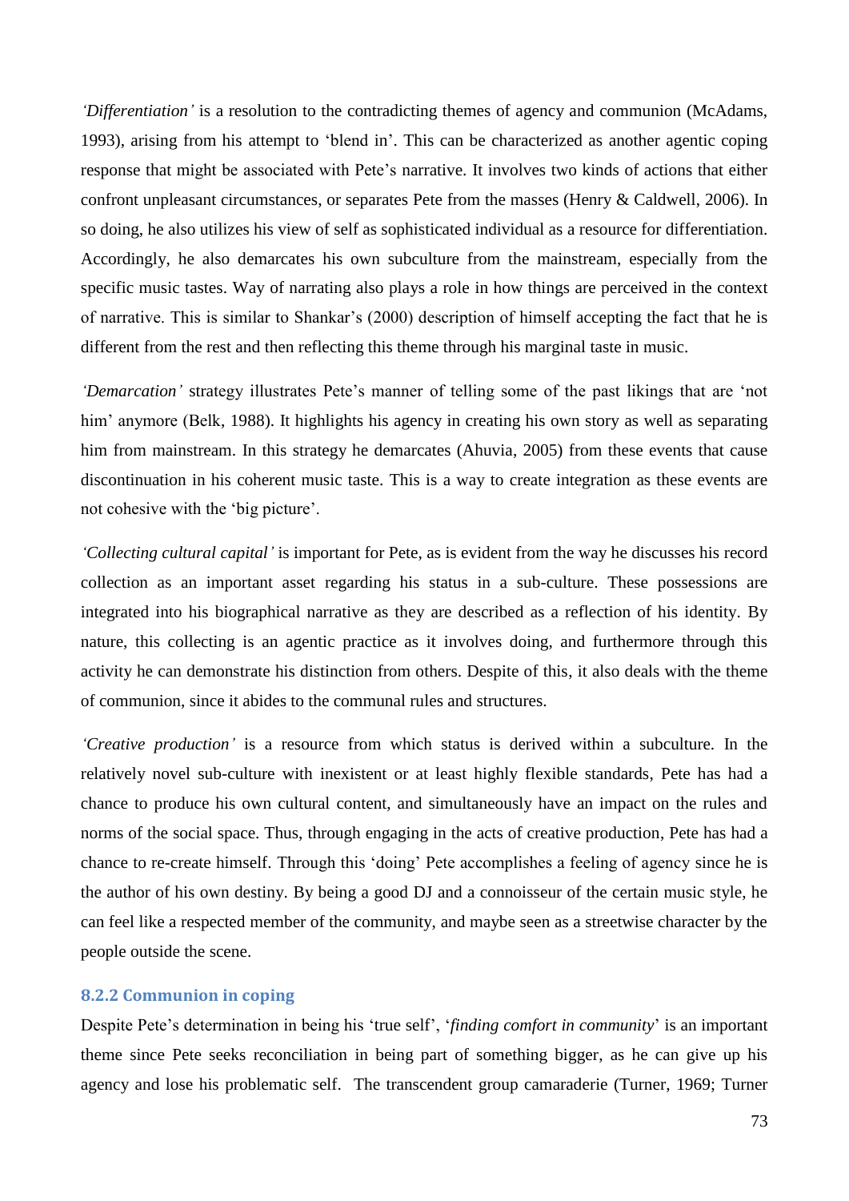*'Differentiation'* is a resolution to the contradicting themes of agency and communion (McAdams, 1993), arising from his attempt to 'blend in'. This can be characterized as another agentic coping response that might be associated with Pete's narrative. It involves two kinds of actions that either confront unpleasant circumstances, or separates Pete from the masses (Henry & Caldwell, 2006). In so doing, he also utilizes his view of self as sophisticated individual as a resource for differentiation. Accordingly, he also demarcates his own subculture from the mainstream, especially from the specific music tastes. Way of narrating also plays a role in how things are perceived in the context of narrative. This is similar to Shankar's (2000) description of himself accepting the fact that he is different from the rest and then reflecting this theme through his marginal taste in music.

*'Demarcation'* strategy illustrates Pete's manner of telling some of the past likings that are 'not him' anymore (Belk, 1988). It highlights his agency in creating his own story as well as separating him from mainstream. In this strategy he demarcates (Ahuvia, 2005) from these events that cause discontinuation in his coherent music taste. This is a way to create integration as these events are not cohesive with the 'big picture'.

*'Collecting cultural capital'* is important for Pete, as is evident from the way he discusses his record collection as an important asset regarding his status in a sub-culture. These possessions are integrated into his biographical narrative as they are described as a reflection of his identity. By nature, this collecting is an agentic practice as it involves doing, and furthermore through this activity he can demonstrate his distinction from others. Despite of this, it also deals with the theme of communion, since it abides to the communal rules and structures.

*'Creative production'* is a resource from which status is derived within a subculture. In the relatively novel sub-culture with inexistent or at least highly flexible standards, Pete has had a chance to produce his own cultural content, and simultaneously have an impact on the rules and norms of the social space. Thus, through engaging in the acts of creative production, Pete has had a chance to re-create himself. Through this 'doing' Pete accomplishes a feeling of agency since he is the author of his own destiny. By being a good DJ and a connoisseur of the certain music style, he can feel like a respected member of the community, and maybe seen as a streetwise character by the people outside the scene.

### 8.2.2 Communion in coping

Despite Pete's determination in being his 'true self', '*finding comfort in community*' is an important theme since Pete seeks reconciliation in being part of something bigger, as he can give up his agency and lose his problematic self. The transcendent group camaraderie (Turner, 1969; Turner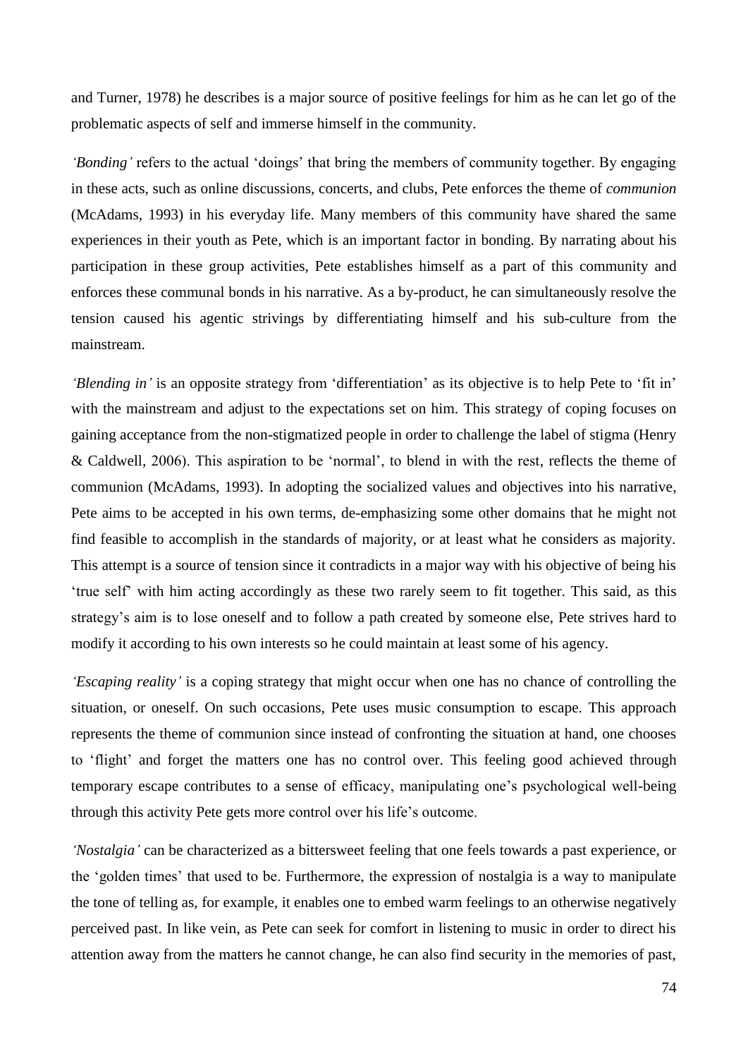and Turner, 1978) he describes is a major source of positive feelings for him as he can let go of the problematic aspects of self and immerse himself in the community.

*'Bonding'* refers to the actual 'doings' that bring the members of community together. By engaging in these acts, such as online discussions, concerts, and clubs, Pete enforces the theme of *communion* (McAdams, 1993) in his everyday life. Many members of this community have shared the same experiences in their youth as Pete, which is an important factor in bonding. By narrating about his participation in these group activities, Pete establishes himself as a part of this community and enforces these communal bonds in his narrative. As a by-product, he can simultaneously resolve the tension caused his agentic strivings by differentiating himself and his sub-culture from the mainstream.

*'Blending in'* is an opposite strategy from 'differentiation' as its objective is to help Pete to 'fit in' with the mainstream and adjust to the expectations set on him. This strategy of coping focuses on gaining acceptance from the non-stigmatized people in order to challenge the label of stigma (Henry & Caldwell, 2006). This aspiration to be 'normal', to blend in with the rest, reflects the theme of communion (McAdams, 1993). In adopting the socialized values and objectives into his narrative, Pete aims to be accepted in his own terms, de-emphasizing some other domains that he might not find feasible to accomplish in the standards of majority, or at least what he considers as majority. This attempt is a source of tension since it contradicts in a major way with his objective of being his 'true self' with him acting accordingly as these two rarely seem to fit together. This said, as this strategy's aim is to lose oneself and to follow a path created by someone else, Pete strives hard to modify it according to his own interests so he could maintain at least some of his agency.

*'Escaping reality'* is a coping strategy that might occur when one has no chance of controlling the situation, or oneself. On such occasions, Pete uses music consumption to escape. This approach represents the theme of communion since instead of confronting the situation at hand, one chooses to 'flight' and forget the matters one has no control over. This feeling good achieved through temporary escape contributes to a sense of efficacy, manipulating one's psychological well-being through this activity Pete gets more control over his life's outcome.

*'Nostalgia'* can be characterized as a bittersweet feeling that one feels towards a past experience, or the 'golden times' that used to be. Furthermore, the expression of nostalgia is a way to manipulate the tone of telling as, for example, it enables one to embed warm feelings to an otherwise negatively perceived past. In like vein, as Pete can seek for comfort in listening to music in order to direct his attention away from the matters he cannot change, he can also find security in the memories of past,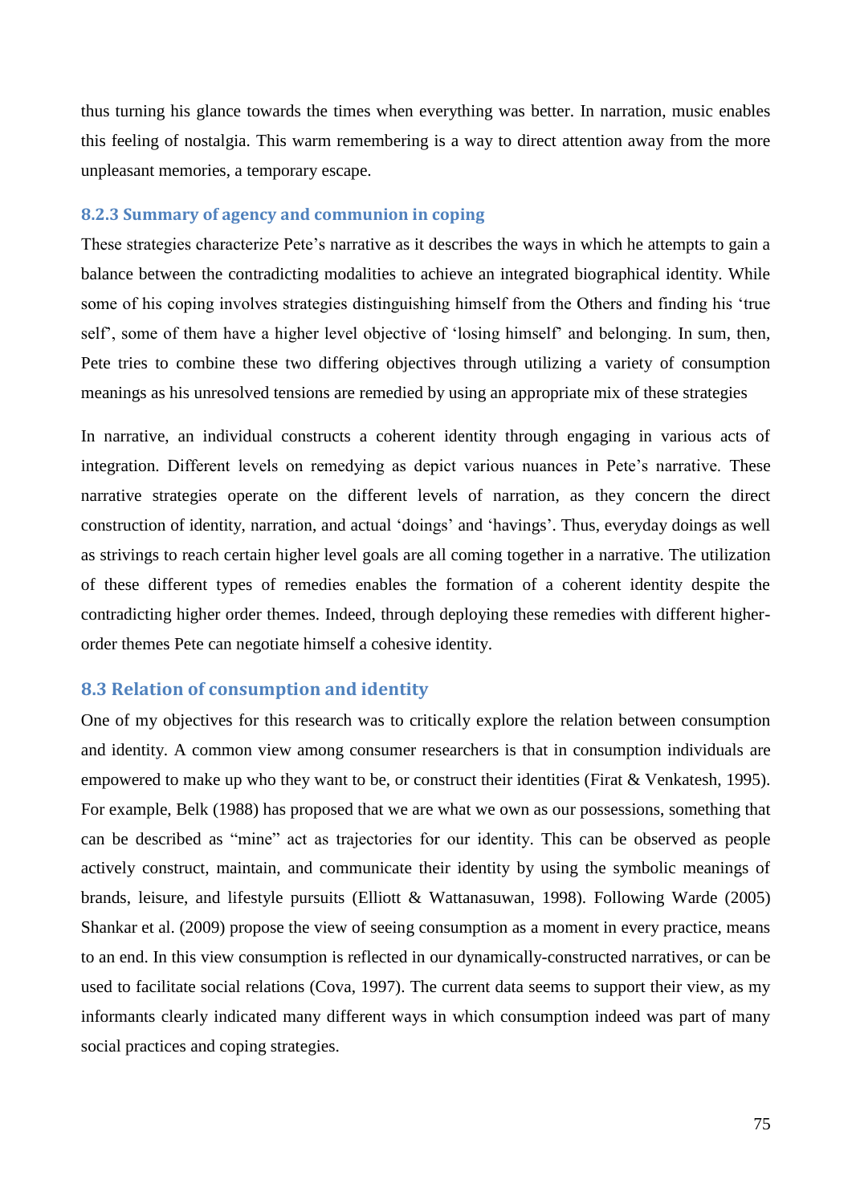thus turning his glance towards the times when everything was better. In narration, music enables this feeling of nostalgia. This warm remembering is a way to direct attention away from the more unpleasant memories, a temporary escape.

### 8.2.3 Summary of agency and communion in coping

These strategies characterize Pete's narrative as it describes the ways in which he attempts to gain a balance between the contradicting modalities to achieve an integrated biographical identity. While some of his coping involves strategies distinguishing himself from the Others and finding his 'true self', some of them have a higher level objective of 'losing himself' and belonging. In sum, then, Pete tries to combine these two differing objectives through utilizing a variety of consumption meanings as his unresolved tensions are remedied by using an appropriate mix of these strategies

In narrative, an individual constructs a coherent identity through engaging in various acts of integration. Different levels on remedying as depict various nuances in Pete's narrative. These narrative strategies operate on the different levels of narration, as they concern the direct construction of identity, narration, and actual 'doings' and 'havings'. Thus, everyday doings as well as strivings to reach certain higher level goals are all coming together in a narrative. The utilization of these different types of remedies enables the formation of a coherent identity despite the contradicting higher order themes. Indeed, through deploying these remedies with different higher-order themes Pete can negotiate himself a cohesive identity.

## 8.3 Relation of consumption and identity

One of my objectives for this research was to critically explore the relation between consumption and identity. A common view among consumer researchers is that in consumption individuals are empowered to make up who they want to be, or construct their identities (Firat & Venkatesh, 1995). For example, Belk (1988) has proposed that we are what we own as our possessions, something that can be described as "mine" act as trajectories for our identity. This can be observed as people actively construct, maintain, and communicate their identity by using the symbolic meanings of brands, leisure, and lifestyle pursuits (Elliott & Wattanasuwan, 1998). Following Warde (2005) Shankar et al. (2009) propose the view of seeing consumption as a moment in every practice, means to an end. In this view consumption is reflected in our dynamically-constructed narratives, or can be used to facilitate social relations (Cova, 1997). The current data seems to support their view, as my informants clearly indicated many different ways in which consumption indeed was part of many social practices and coping strategies.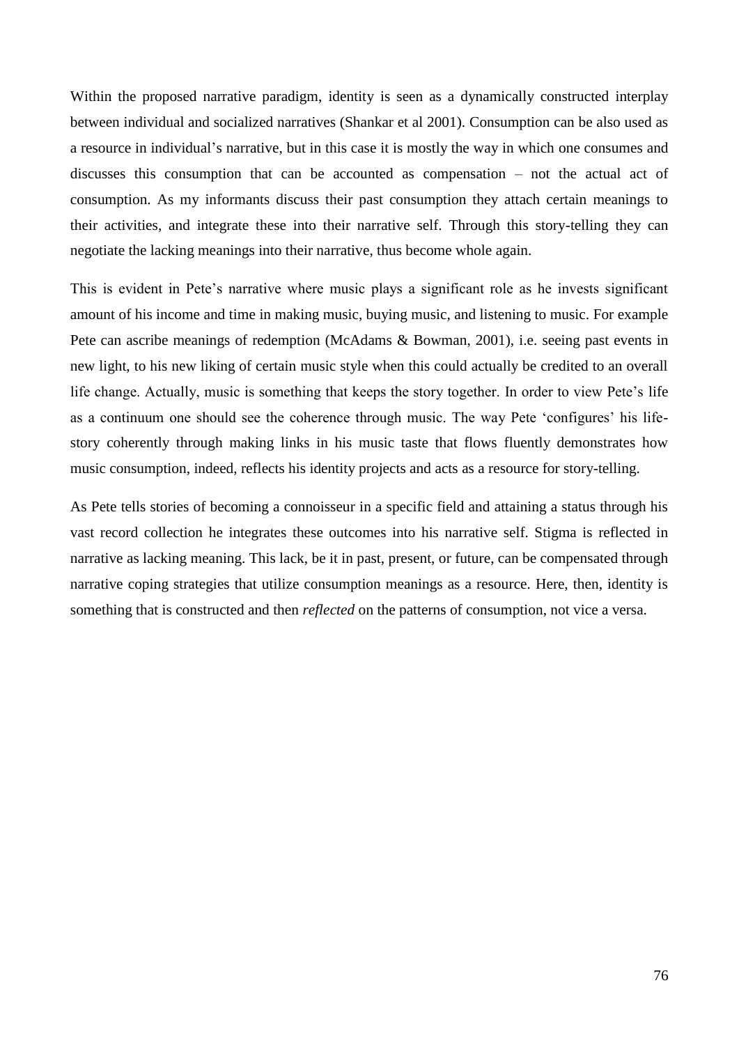Within the proposed narrative paradigm, identity is seen as a dynamically constructed interplay between individual and socialized narratives (Shankar et al 2001). Consumption can be also used as a resource in individual's narrative, but in this case it is mostly the way in which one consumes and discusses this consumption that can be accounted as compensation – not the actual act of consumption. As my informants discuss their past consumption they attach certain meanings to their activities, and integrate these into their narrative self. Through this story-telling they can negotiate the lacking meanings into their narrative, thus become whole again.

This is evident in Pete's narrative where music plays a significant role as he invests significant amount of his income and time in making music, buying music, and listening to music. For example Pete can ascribe meanings of redemption (McAdams & Bowman, 2001), i.e. seeing past events in new light, to his new liking of certain music style when this could actually be credited to an overall life change. Actually, music is something that keeps the story together. In order to view Pete's life as a continuum one should see the coherence through music. The way Pete 'configures' his life-story coherently through making links in his music taste that flows fluently demonstrates how music consumption, indeed, reflects his identity projects and acts as a resource for story-telling.

As Pete tells stories of becoming a connoisseur in a specific field and attaining a status through his vast record collection he integrates these outcomes into his narrative self. Stigma is reflected in narrative as lacking meaning. This lack, be it in past, present, or future, can be compensated through narrative coping strategies that utilize consumption meanings as a resource. Here, then, identity is something that is constructed and then *reflected* on the patterns of consumption, not vice a versa.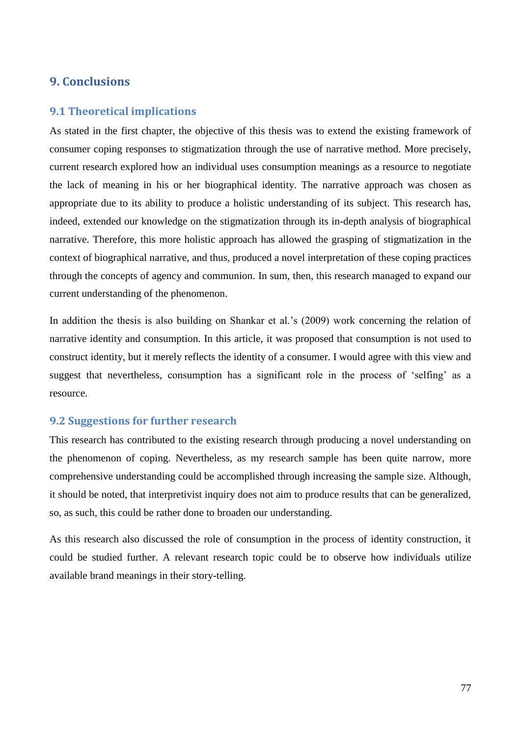# 9. Conclusions

## 9.1 Theoretical implications

As stated in the first chapter, the objective of this thesis was to extend the existing framework of consumer coping responses to stigmatization through the use of narrative method. More precisely, current research explored how an individual uses consumption meanings as a resource to negotiate the lack of meaning in his or her biographical identity. The narrative approach was chosen as appropriate due to its ability to produce a holistic understanding of its subject. This research has, indeed, extended our knowledge on the stigmatization through its in-depth analysis of biographical narrative. Therefore, this more holistic approach has allowed the grasping of stigmatization in the context of biographical narrative, and thus, produced a novel interpretation of these coping practices through the concepts of agency and communion. In sum, then, this research managed to expand our current understanding of the phenomenon.

In addition the thesis is also building on Shankar et al.'s (2009) work concerning the relation of narrative identity and consumption. In this article, it was proposed that consumption is not used to construct identity, but it merely reflects the identity of a consumer. I would agree with this view and suggest that nevertheless, consumption has a significant role in the process of 'selfing' as a resource.

## 9.2 Suggestions for further research

This research has contributed to the existing research through producing a novel understanding on the phenomenon of coping. Nevertheless, as my research sample has been quite narrow, more comprehensive understanding could be accomplished through increasing the sample size. Although, it should be noted, that interpretivist inquiry does not aim to produce results that can be generalized, so, as such, this could be rather done to broaden our understanding.

As this research also discussed the role of consumption in the process of identity construction, it could be studied further. A relevant research topic could be to observe how individuals utilize available brand meanings in their story-telling.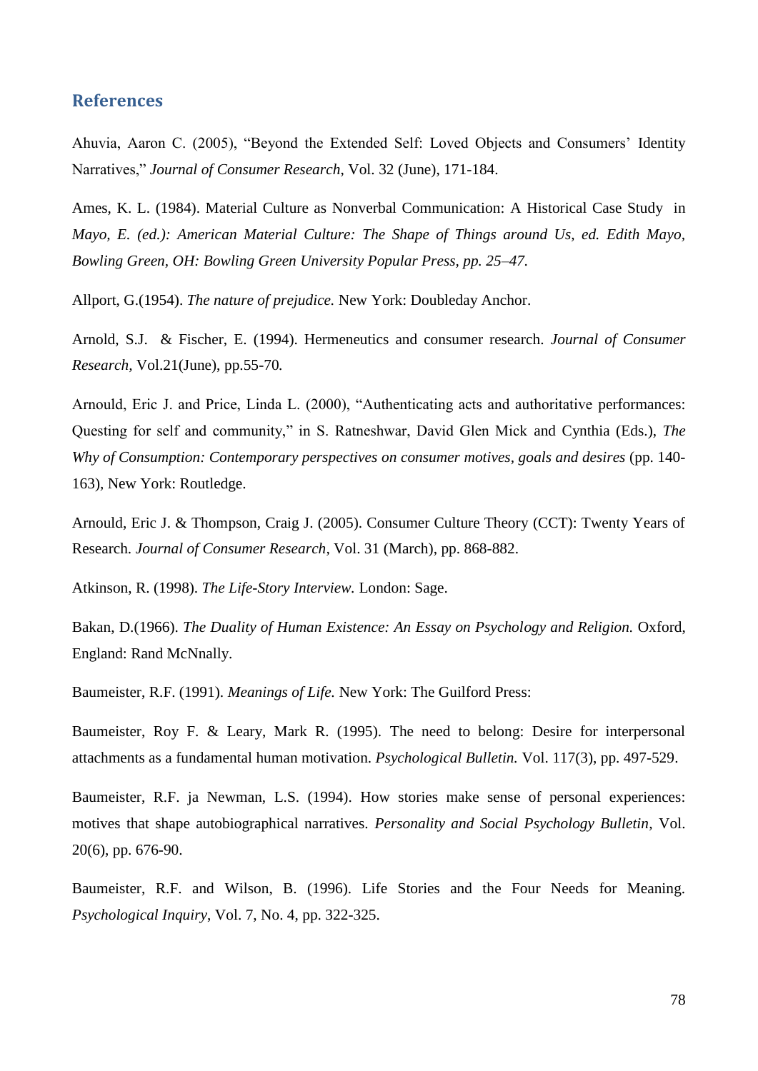## References

Ahuvia, Aaron C. (2005), “Beyond the Extended Self: Loved Objects and Consumers’ Identity Narratives,” *Journal of Consumer Research*, Vol. 32 (June), 171-184.

Ames, K. L. (1984). Material Culture as Nonverbal Communication: A Historical Case Study in *Mayo, E. (ed.): American Material Culture: The Shape of Things around Us, ed. Edith Mayo, Bowling Green, OH: Bowling Green University Popular Press, pp. 25–47.*

Allport, G.(1954). *The nature of prejudice.* New York: Doubleday Anchor.

Arnold, S.J. & Fischer, E. (1994). Hermeneutics and consumer research. *Journal of Consumer Research,* Vol.21(June), pp.55-70*.*

Arnould, Eric J. and Price, Linda L. (2000), “Authenticating acts and authoritative performances: Questing for self and community,” in S. Ratneshwar, David Glen Mick and Cynthia (Eds.), *The Why of Consumption: Contemporary perspectives on consumer motives, goals and desires* (pp. 140-163), New York: Routledge.

Arnould, Eric J. & Thompson, Craig J. (2005). Consumer Culture Theory (CCT): Twenty Years of Research. *Journal of Consumer Research,* Vol. 31 (March), pp. 868-882.

Atkinson, R. (1998). *The Life-Story Interview.* London: Sage.

Bakan, D.(1966). *The Duality of Human Existence: An Essay on Psychology and Religion.* Oxford, England: Rand McNally.

Baumeister, R.F. (1991). *Meanings of Life.* New York: The Guilford Press:

Baumeister, Roy F. & Leary, Mark R. (1995). The need to belong: Desire for interpersonal attachments as a fundamental human motivation. *Psychological Bulletin.* Vol. 117(3), pp. 497-529.

Baumeister, R.F. ja Newman, L.S. (1994). How stories make sense of personal experiences: motives that shape autobiographical narratives. *Personality and Social Psychology Bulletin*, Vol. 20(6), pp. 676-90.

Baumeister, R.F. and Wilson, B. (1996). Life Stories and the Four Needs for Meaning. *Psychological Inquiry*, Vol. 7, No. 4, pp. 322-325.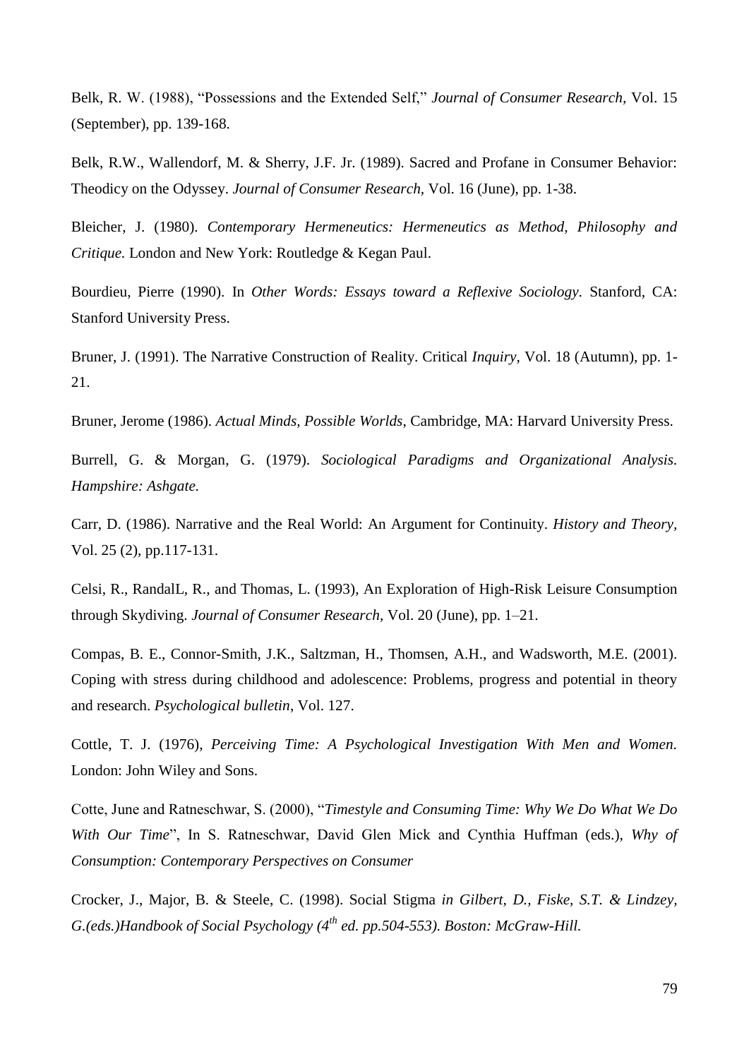Belk, R. W. (1988), "Possessions and the Extended Self," *Journal of Consumer Research,* Vol. 15 (September), pp. 139-168.

Belk, R.W., Wallendorf, M. & Sherry, J.F. Jr. (1989). Sacred and Profane in Consumer Behavior: Theodicy on the Odyssey. *Journal of Consumer Research*, Vol. 16 (June), pp. 1-38.

Bleicher, J. (1980). *Contemporary Hermeneutics: Hermeneutics as Method, Philosophy and Critique.* London and New York: Routledge & Kegan Paul.

Bourdieu, Pierre (1990). In *Other Words: Essays toward a Reflexive Sociology*. Stanford, CA: Stanford University Press.

Bruner, J. (1991). The Narrative Construction of Reality. Critical *Inquiry,* Vol. 18 (Autumn), pp. 1-21.

Bruner, Jerome (1986). *Actual Minds, Possible Worlds*, Cambridge, MA: Harvard University Press.

Burrell, G. & Morgan, G. (1979). *Sociological Paradigms and Organizational Analysis. Hampshire: Ashgate.*

Carr, D. (1986). Narrative and the Real World: An Argument for Continuity. *History and Theory,* Vol. 25 (2), pp.117-131.

Celsi, R., RandalL, R., and Thomas, L. (1993), An Exploration of High-Risk Leisure Consumption through Skydiving. *Journal of Consumer Research,* Vol. 20 (June), pp. 1–21.

Compas, B. E., Connor-Smith, J.K., Saltzman, H., Thomsen, A.H., and Wadsworth, M.E. (2001). Coping with stress during childhood and adolescence: Problems, progress and potential in theory and research. *Psychological bulletin*, Vol. 127.

Cottle, T. J. (1976), *Perceiving Time: A Psychological Investigation With Men and Women.* London: John Wiley and Sons.

Cotte, June and Ratneschwar, S. (2000), "*Timestyle and Consuming Time: Why We Do What We Do With Our Time*", In S. Ratneschwar, David Glen Mick and Cynthia Huffman (eds.), *Why of Consumption: Contemporary Perspectives on Consumer*

Crocker, J., Major, B. & Steele, C. (1998). Social Stigma *in Gilbert, D., Fiske, S.T. & Lindzey, G.(eds.)Handbook of Social Psychology (4th ed. pp.504-553). Boston: McGraw-Hill.*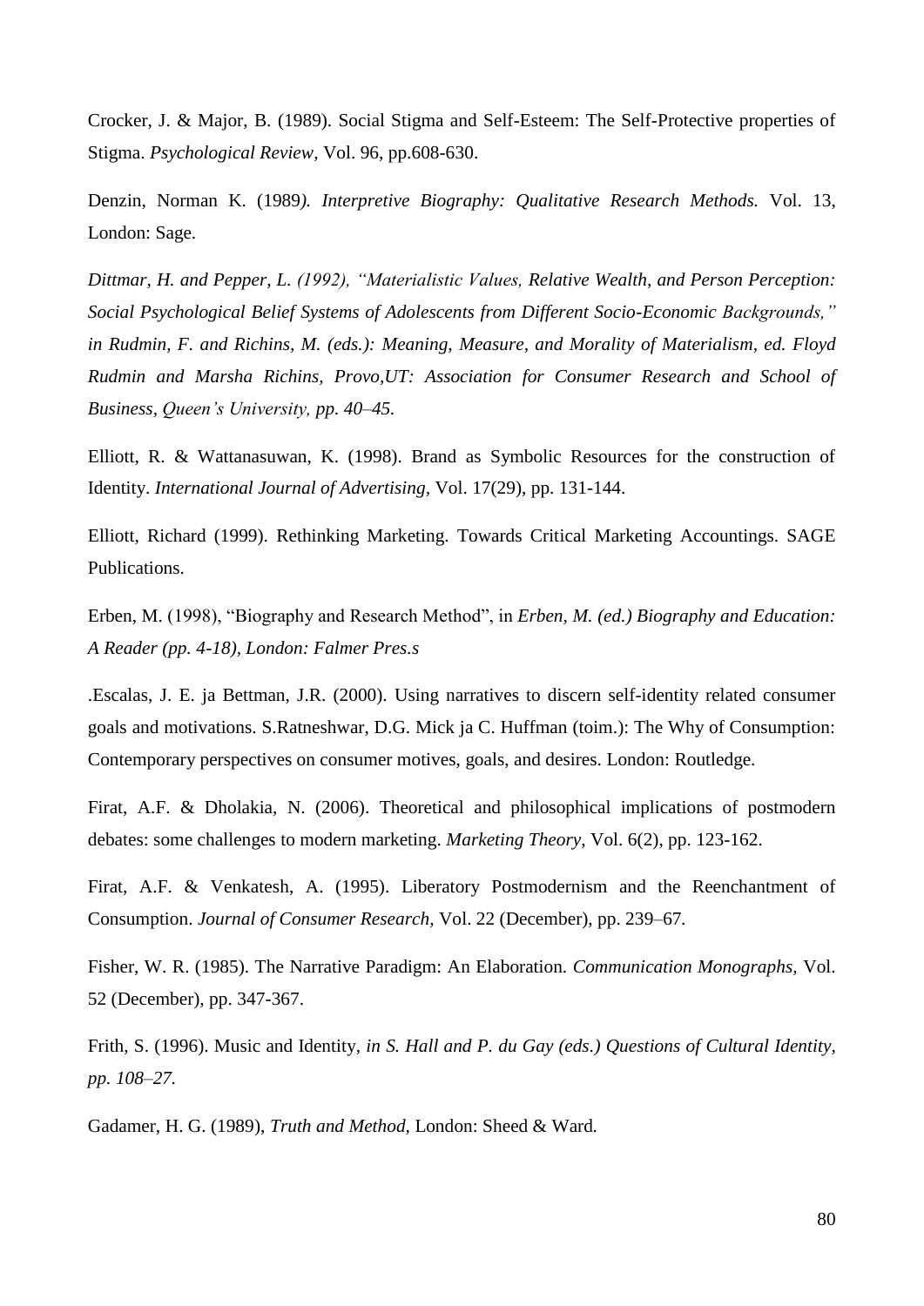Crocker, J. & Major, B. (1989). Social Stigma and Self-Esteem: The Self-Protective properties of Stigma. *Psychological Review*, Vol. 96, pp.608-630.

Denzin, Norman K. (1989*). Interpretive Biography: Qualitative Research Methods.* Vol. 13, London: Sage.

*Dittmar, H. and Pepper, L. (1992), "Materialistic Values, Relative Wealth, and Person Perception: Social Psychological Belief Systems of Adolescents from Different Socio-Economic Backgrounds," in Rudmin, F. and Richins, M. (eds.): Meaning, Measure, and Morality of Materialism, ed. Floyd Rudmin and Marsha Richins, Provo,UT: Association for Consumer Research and School of Business, Queen's University, pp. 40–45.*

Elliott, R. & Wattanasuwan, K. (1998). Brand as Symbolic Resources for the construction of Identity. *International Journal of Advertising*, Vol. 17(29), pp. 131-144.

Elliott, Richard (1999). Rethinking Marketing. Towards Critical Marketing Accountings. SAGE Publications.

Erben, M. (1998), "Biography and Research Method", in *Erben, M. (ed.) Biography and Education: A Reader (pp. 4-18), London: Falmer Pres.s*

.Escalas, J. E. ja Bettman, J.R. (2000). Using narratives to discern self-identity related consumer goals and motivations. S.Ratneshwar, D.G. Mick ja C. Huffman (toim.): The Why of Consumption: Contemporary perspectives on consumer motives, goals, and desires. London: Routledge.

Firat, A.F. & Dholakia, N. (2006). Theoretical and philosophical implications of postmodern debates: some challenges to modern marketing. *Marketing Theory,* Vol. 6(2), pp. 123-162.

Firat, A.F. & Venkatesh, A. (1995). Liberatory Postmodernism and the Reenchantment of Consumption. *Journal of Consumer Research,* Vol. 22 (December), pp. 239–67.

Fisher, W. R. (1985). The Narrative Paradigm: An Elaboration. *Communication Monographs,* Vol. 52 (December), pp. 347-367.

Frith, S. (1996). Music and Identity, *in S. Hall and P. du Gay (eds.) Questions of Cultural Identity, pp. 108–27.*

Gadamer, H. G. (1989), *Truth and Method*, London: Sheed & Ward.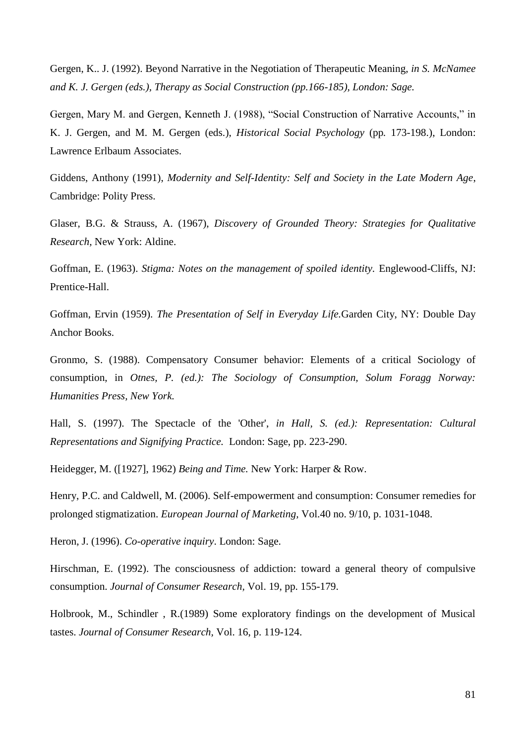Gergen, K.. J. (1992). Beyond Narrative in the Negotiation of Therapeutic Meaning, *in S. McNamee and K. J. Gergen (eds.), Therapy as Social Construction (pp.166-185), London: Sage.*

Gergen, Mary M. and Gergen, Kenneth J. (1988), "Social Construction of Narrative Accounts," in K. J. Gergen, and M. M. Gergen (eds.), *Historical Social Psychology* (pp. 173-198.), London: Lawrence Erlbaum Associates.

Giddens, Anthony (1991), *Modernity and Self-Identity: Self and Society in the Late Modern Age*, Cambridge: Polity Press.

Glaser, B.G. & Strauss, A. (1967), *Discovery of Grounded Theory: Strategies for Qualitative Research,* New York: Aldine.

Goffman, E. (1963). *Stigma: Notes on the management of spoiled identity*. Englewood-Cliffs, NJ: Prentice-Hall.

Goffman, Ervin (1959). *The Presentation of Self in Everyday Life.*Garden City, NY: Double Day Anchor Books.

Gronmo, S. (1988). Compensatory Consumer behavior: Elements of a critical Sociology of consumption, in *Otnes, P. (ed.): The Sociology of Consumption, Solum Foragg Norway: Humanities Press, New York.*

Hall, S. (1997). The Spectacle of the 'Other', *in Hall, S. (ed.): Representation: Cultural Representations and Signifying Practice.* London: Sage, pp. 223-290.

Heidegger, M. ([1927], 1962) *Being and Time.* New York: Harper & Row.

Henry, P.C. and Caldwell, M. (2006). Self-empowerment and consumption: Consumer remedies for prolonged stigmatization. *European Journal of Marketing*, Vol.40 no. 9/10, p. 1031-1048.

Heron, J. (1996). *Co-operative inquiry*. London: Sage.

Hirschman, E. (1992). The consciousness of addiction: toward a general theory of compulsive consumption. *Journal of Consumer Research*, Vol. 19, pp. 155-179.

Holbrook, M., Schindler , R.(1989) Some exploratory findings on the development of Musical tastes. *Journal of Consumer Research*, Vol. 16, p. 119-124.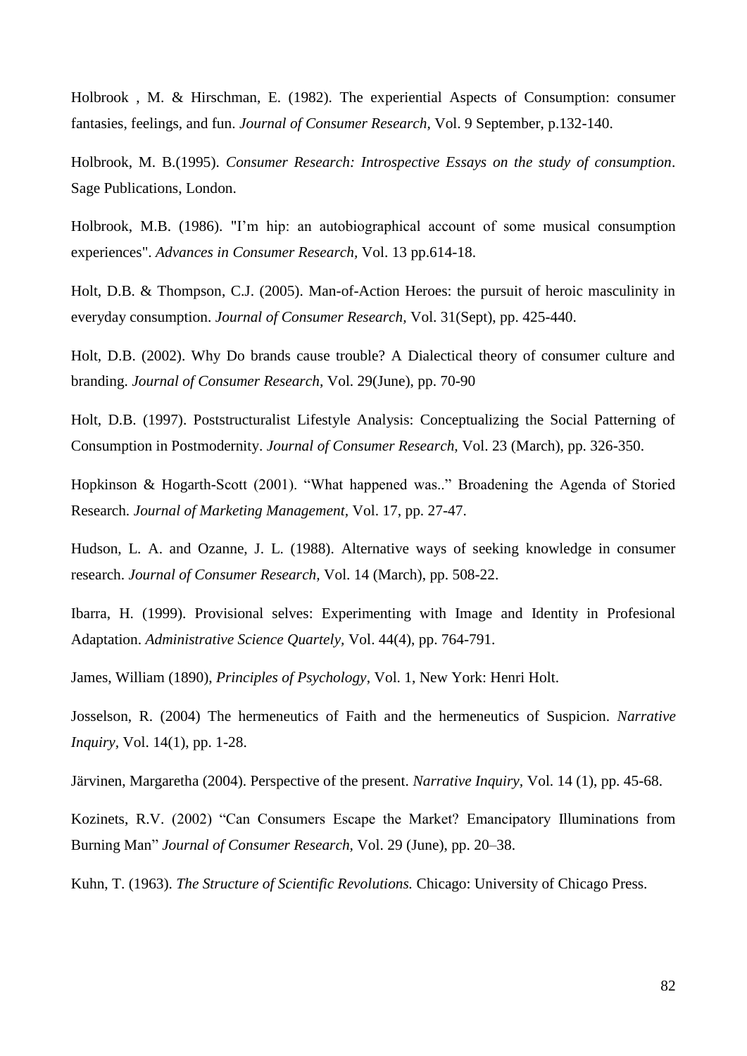Holbrook , M. & Hirschman, E. (1982). The experiential Aspects of Consumption: consumer fantasies, feelings, and fun. *Journal of Consumer Research,* Vol. 9 September, p.132-140.

Holbrook, M. B.(1995). *Consumer Research: Introspective Essays on the study of consumption*. Sage Publications, London.

Holbrook, M.B. (1986). "I'm hip: an autobiographical account of some musical consumption experiences". *Advances in Consumer Research,* Vol. 13 pp.614-18.

Holt, D.B. & Thompson, C.J. (2005). Man-of-Action Heroes: the pursuit of heroic masculinity in everyday consumption. *Journal of Consumer Research,* Vol. 31(Sept), pp. 425-440.

Holt, D.B. (2002). Why Do brands cause trouble? A Dialectical theory of consumer culture and branding. *Journal of Consumer Research,* Vol. 29(June), pp. 70-90

Holt, D.B. (1997). Poststructuralist Lifestyle Analysis: Conceptualizing the Social Patterning of Consumption in Postmodernity. *Journal of Consumer Research,* Vol. 23 (March), pp. 326-350.

Hopkinson & Hogarth-Scott (2001). "What happened was.." Broadening the Agenda of Storied Research. *Journal of Marketing Management,* Vol. 17, pp. 27-47.

Hudson, L. A. and Ozanne, J. L. (1988). Alternative ways of seeking knowledge in consumer research. *Journal of Consumer Research,* Vol. 14 (March), pp. 508-22.

Ibarra, H. (1999). Provisional selves: Experimenting with Image and Identity in Profesional Adaptation. *Administrative Science Quartely,* Vol. 44(4), pp. 764-791.

James, William (1890), *Principles of Psychology*, Vol. 1, New York: Henri Holt.

Josselson, R. (2004) The hermeneutics of Faith and the hermeneutics of Suspicion. *Narrative Inquiry*, Vol. 14(1), pp. 1-28.

Järvinen, Margaretha (2004). Perspective of the present. *Narrative Inquiry,* Vol. 14 (1), pp. 45-68.

Kozinets, R.V. (2002) "Can Consumers Escape the Market? Emancipatory Illuminations from Burning Man" *Journal of Consumer Research,* Vol. 29 (June), pp. 20–38.

Kuhn, T. (1963). *The Structure of Scientific Revolutions.* Chicago: University of Chicago Press.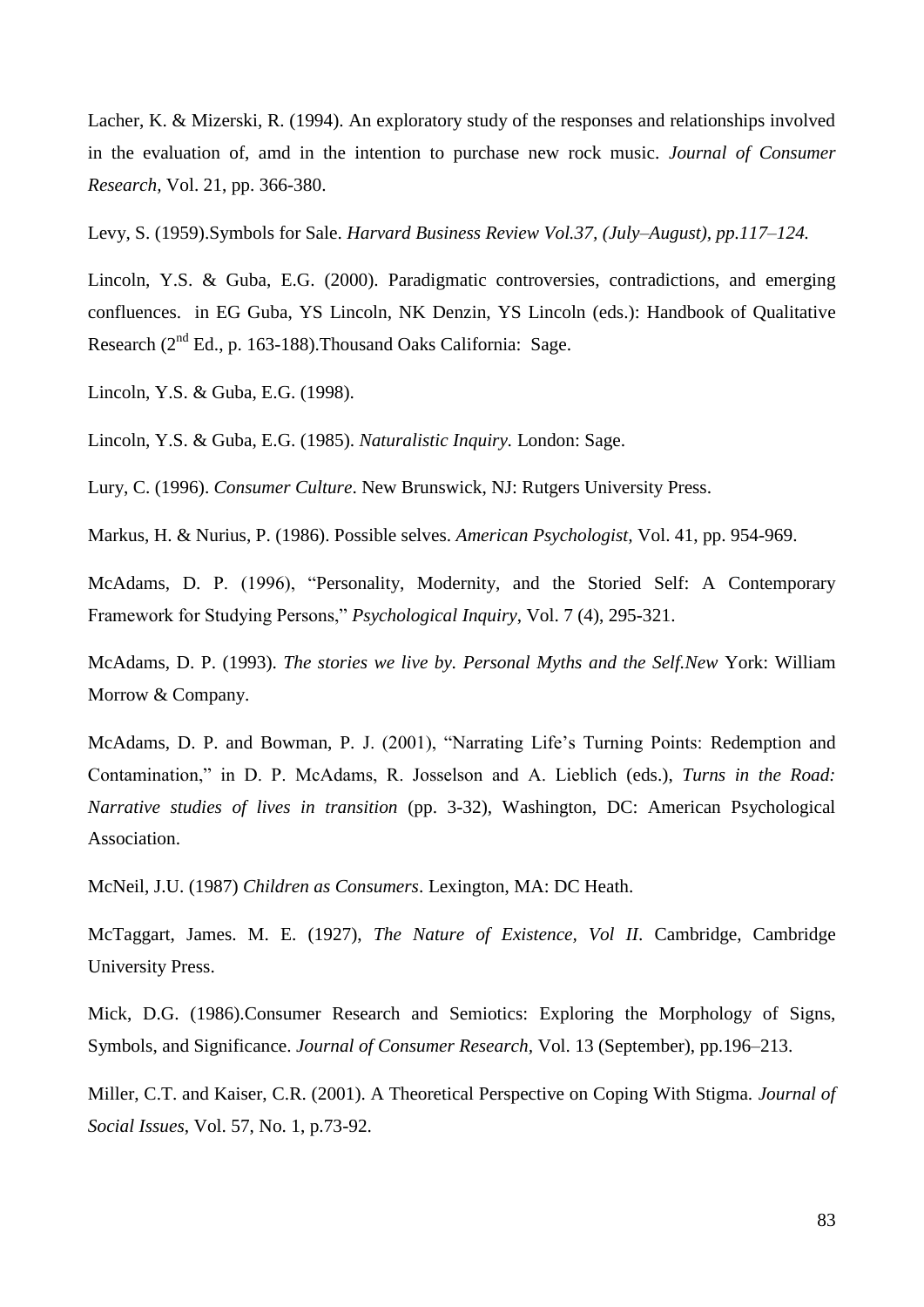Lacher, K. & Mizerski, R. (1994). An exploratory study of the responses and relationships involved in the evaluation of, amd in the intention to purchase new rock music. *Journal of Consumer Research,* Vol. 21, pp. 366-380.

Levy, S. (1959).Symbols for Sale. *Harvard Business Review Vol.37, (July–August), pp.117–124.*

Lincoln, Y.S. & Guba, E.G. (2000). Paradigmatic controversies, contradictions, and emerging confluences. in EG Guba, YS Lincoln, NK Denzin, YS Lincoln (eds.): Handbook of Qualitative Research (2nd Ed., p. 163-188).Thousand Oaks California: Sage.

Lincoln, Y.S. & Guba, E.G. (1998).

Lincoln, Y.S. & Guba, E.G. (1985). *Naturalistic Inquiry.* London: Sage.

Lury, C. (1996). *Consumer Culture*. New Brunswick, NJ: Rutgers University Press.

Markus, H. & Nurius, P. (1986). Possible selves. *American Psychologist,* Vol. 41, pp. 954-969.

McAdams, D. P. (1996), "Personality, Modernity, and the Storied Self: A Contemporary Framework for Studying Persons," *Psychological Inquiry*, Vol. 7 (4), 295-321.

McAdams, D. P. (1993). *The stories we live by. Personal Myths and the Self.New* York: William Morrow & Company.

McAdams, D. P. and Bowman, P. J. (2001), "Narrating Life's Turning Points: Redemption and Contamination," in D. P. McAdams, R. Josselson and A. Lieblich (eds.), *Turns in the Road: Narrative studies of lives in transition* (pp. 3-32), Washington, DC: American Psychological Association.

McNeil, J.U. (1987) *Children as Consumers*. Lexington, MA: DC Heath.

McTaggart, James. M. E. (1927), *The Nature of Existence, Vol II*. Cambridge, Cambridge University Press.

Mick, D.G. (1986).Consumer Research and Semiotics: Exploring the Morphology of Signs, Symbols, and Significance. *Journal of Consumer Research,* Vol. 13 (September), pp.196–213.

Miller, C.T. and Kaiser, C.R. (2001). A Theoretical Perspective on Coping With Stigma. *Journal of Social Issues*, Vol. 57, No. 1, p.73-92.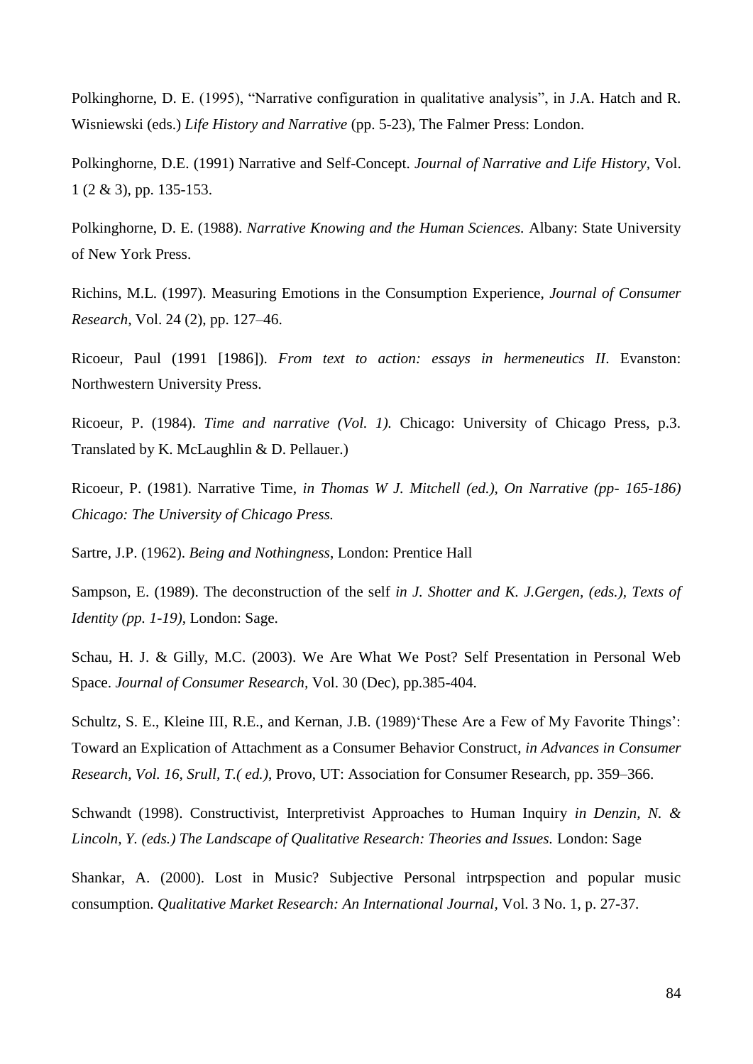Polkinghorne, D. E. (1995), "Narrative configuration in qualitative analysis", in J.A. Hatch and R. Wisniewski (eds.) *Life History and Narrative* (pp. 5-23), The Falmer Press: London.

Polkinghorne, D.E. (1991) Narrative and Self-Concept. *Journal of Narrative and Life History*, Vol. 1 (2 & 3), pp. 135-153.

Polkinghorne, D. E. (1988). *Narrative Knowing and the Human Sciences.* Albany: State University of New York Press.

Richins, M.L. (1997). Measuring Emotions in the Consumption Experience, *Journal of Consumer Research,* Vol. 24 (2), pp. 127–46.

Ricoeur, Paul (1991 [1986]). *From text to action: essays in hermeneutics II*. Evanston: Northwestern University Press.

Ricoeur, P. (1984). *Time and narrative (Vol. 1).* Chicago: University of Chicago Press, p.3. Translated by K. McLaughlin & D. Pellauer.)

Ricoeur, P. (1981). Narrative Time, *in Thomas W J. Mitchell (ed.), On Narrative (pp- 165-186) Chicago: The University of Chicago Press.*

Sartre, J.P. (1962). *Being and Nothingness*, London: Prentice Hall

Sampson, E. (1989). The deconstruction of the self *in J. Shotter and K. J.Gergen, (eds.), Texts of Identity (pp. 1-19)*, London: Sage.

Schau, H. J. & Gilly, M.C. (2003). We Are What We Post? Self Presentation in Personal Web Space. *Journal of Consumer Research,* Vol. 30 (Dec), pp.385-404.

Schultz, S. E., Kleine III, R.E., and Kernan, J.B. (1989)'These Are a Few of My Favorite Things': Toward an Explication of Attachment as a Consumer Behavior Construct, *in Advances in Consumer Research, Vol. 16, Srull, T.( ed.)*, Provo, UT: Association for Consumer Research, pp. 359–366.

Schwandt (1998). Constructivist, Interpretivist Approaches to Human Inquiry *in Denzin, N. & Lincoln, Y. (eds.) The Landscape of Qualitative Research: Theories and Issues.* London: Sage

Shankar, A. (2000). Lost in Music? Subjective Personal intrpspection and popular music consumption. *Qualitative Market Research: An International Journal*, Vol. 3 No. 1, p. 27-37.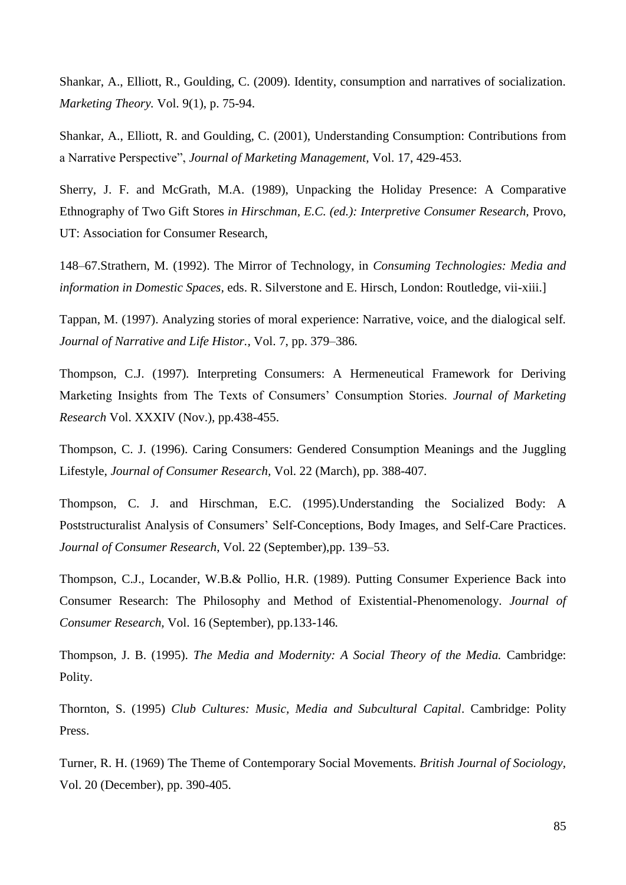Shankar, A., Elliott, R., Goulding, C. (2009). Identity, consumption and narratives of socialization. *Marketing Theory.* Vol. 9(1), p. 75-94.

Shankar, A., Elliott, R. and Goulding, C. (2001), Understanding Consumption: Contributions from a Narrative Perspective", *Journal of Marketing Management*, Vol. 17, 429-453.

Sherry, J. F. and McGrath, M.A. (1989), Unpacking the Holiday Presence: A Comparative Ethnography of Two Gift Stores *in Hirschman, E.C. (ed.): Interpretive Consumer Research,* Provo, UT: Association for Consumer Research,

148–67.Strathern, M. (1992). The Mirror of Technology, in *Consuming Technologies: Media and information in Domestic Spaces,* eds. R. Silverstone and E. Hirsch, London: Routledge, vii-xiii.]

Tappan, M. (1997). Analyzing stories of moral experience: Narrative, voice, and the dialogical self. *Journal of Narrative and Life Histor.*, Vol. 7, pp. 379–386.

Thompson, C.J. (1997). Interpreting Consumers: A Hermeneutical Framework for Deriving Marketing Insights from The Texts of Consumers' Consumption Stories. *Journal of Marketing Research* Vol. XXXIV (Nov.), pp.438-455.

Thompson, C. J. (1996). Caring Consumers: Gendered Consumption Meanings and the Juggling Lifestyle, *Journal of Consumer Research*, Vol. 22 (March), pp. 388-407.

Thompson, C. J. and Hirschman, E.C. (1995).Understanding the Socialized Body: A Poststructuralist Analysis of Consumers' Self-Conceptions, Body Images, and Self-Care Practices. *Journal of Consumer Research*, Vol. 22 (September),pp. 139–53.

Thompson, C.J., Locander, W.B.& Pollio, H.R. (1989). Putting Consumer Experience Back into Consumer Research: The Philosophy and Method of Existential-Phenomenology. *Journal of Consumer Research,* Vol. 16 (September), pp.133-146.

Thompson, J. B. (1995). *The Media and Modernity: A Social Theory of the Media.* Cambridge: Polity.

Thornton, S. (1995) *Club Cultures: Music, Media and Subcultural Capital*. Cambridge: Polity Press.

Turner, R. H. (1969) The Theme of Contemporary Social Movements. *British Journal of Sociology*, Vol. 20 (December), pp. 390-405.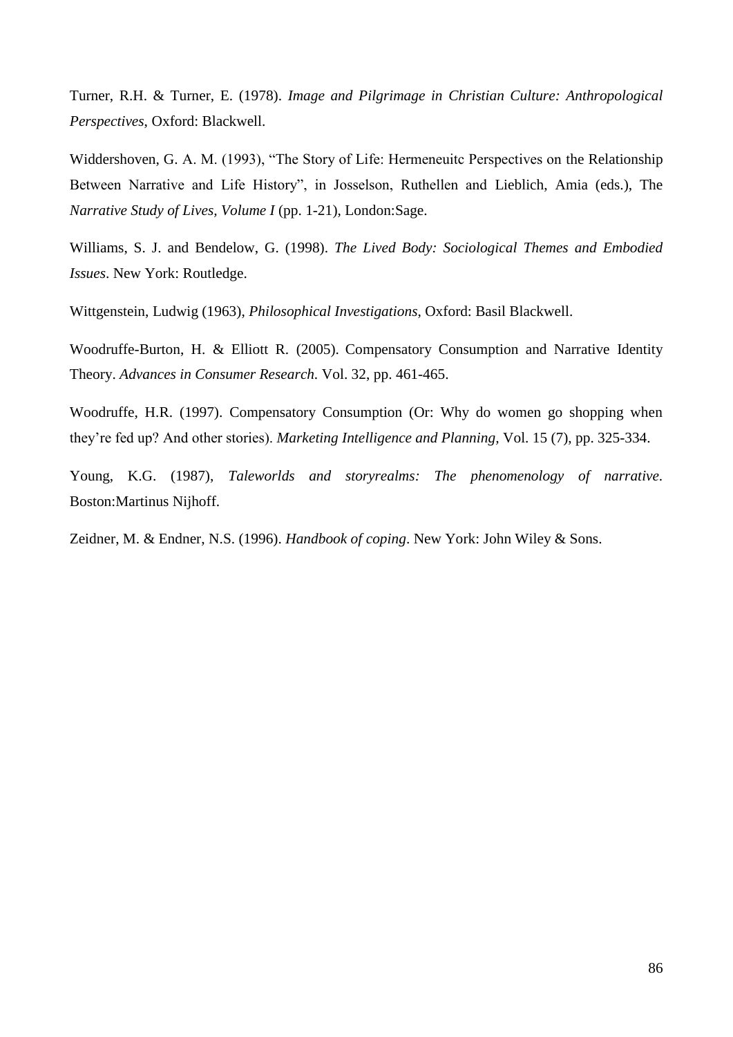Turner, R.H. & Turner, E. (1978). *Image and Pilgrimage in Christian Culture: Anthropological Perspectives,* Oxford: Blackwell.

Widdershoven, G. A. M. (1993), "The Story of Life: Hermeneuitc Perspectives on the Relationship Between Narrative and Life History", in Josselson, Ruthellen and Lieblich, Amia (eds.), The *Narrative Study of Lives, Volume I* (pp. 1-21), London:Sage.

Williams, S. J. and Bendelow, G. (1998). *The Lived Body: Sociological Themes and Embodied Issues*. New York: Routledge.

Wittgenstein, Ludwig (1963), *Philosophical Investigations*, Oxford: Basil Blackwell.

Woodruffe-Burton, H. & Elliott R. (2005). Compensatory Consumption and Narrative Identity Theory. *Advances in Consumer Research.* Vol. 32, pp. 461-465.

Woodruffe, H.R. (1997). Compensatory Consumption (Or: Why do women go shopping when they're fed up? And other stories). *Marketing Intelligence and Planning,* Vol. 15 (7), pp. 325-334.

Young, K.G. (1987), *Taleworlds and storyrealms: The phenomenology of narrative*. Boston:Martinus Nijhoff.

Zeidner, M. & Endner, N.S. (1996). *Handbook of coping*. New York: John Wiley & Sons.